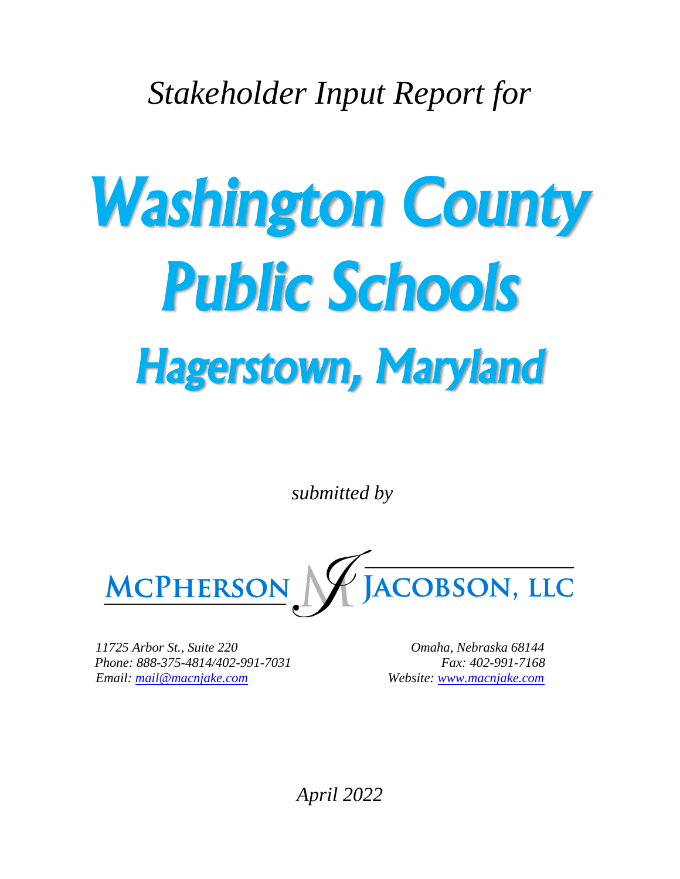*Stakeholder Input Report for*

# Washington County Public Schools

## Hagerstown, Maryland

*submitted by*

**McPHERSON JACOBSON, LLC**

*11725 Arbor St., Suite 220*
*Omaha, Nebraska 68144*
*Phone: 888-375-4814/402-991-7031*
*Fax: 402-991-7168*
*Email: mail@macnjake.com*
*Website: www.macnjake.com*

*April 2022*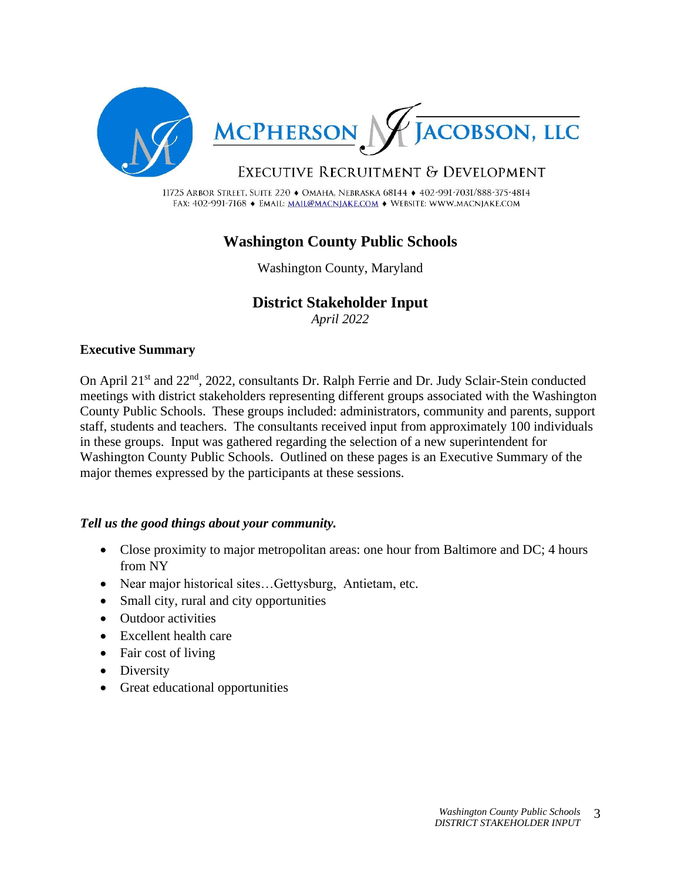**MCPHERSON JACOBSON, LLC**

EXECUTIVE RECRUITMENT & DEVELOPMENT

11725 ARBOR STREET, SUITE 220 ♦ OMAHA, NEBRASKA 68144 ♦ 402-991-7031/888-375-4814
FAX: 402-991-7168 ♦ EMAIL: MAIL@MACNJAKE.COM ♦ WEBSITE: WWW.MACNJAKE.COM

# Washington County Public Schools

Washington County, Maryland

## District Stakeholder Input

*April 2022*

### Executive Summary

On April 21st and 22nd, 2022, consultants Dr. Ralph Ferrie and Dr. Judy Sclair-Stein conducted meetings with district stakeholders representing different groups associated with the Washington County Public Schools. These groups included: administrators, community and parents, support staff, students and teachers. The consultants received input from approximately 100 individuals in these groups. Input was gathered regarding the selection of a new superintendent for Washington County Public Schools. Outlined on these pages is an Executive Summary of the major themes expressed by the participants at these sessions.

***Tell us the good things about your community.***

- Close proximity to major metropolitan areas: one hour from Baltimore and DC; 4 hours from NY
- Near major historical sites…Gettysburg, Antietam, etc.
- Small city, rural and city opportunities
- Outdoor activities
- Excellent health care
- Fair cost of living
- Diversity
- Great educational opportunities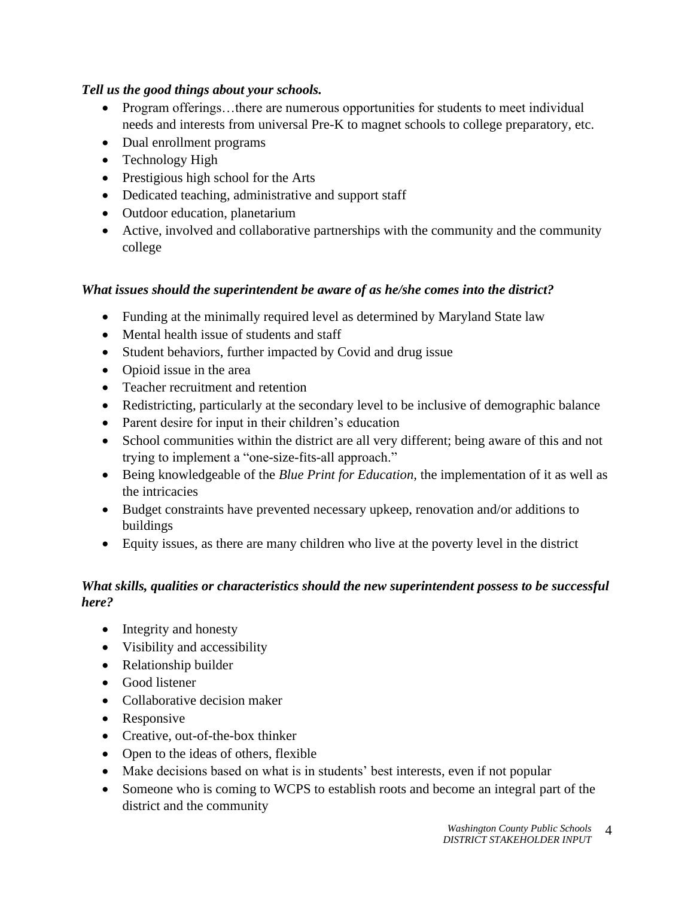***Tell us the good things about your schools.***

- Program offerings…there are numerous opportunities for students to meet individual needs and interests from universal Pre-K to magnet schools to college preparatory, etc.
- Dual enrollment programs
- Technology High
- Prestigious high school for the Arts
- Dedicated teaching, administrative and support staff
- Outdoor education, planetarium
- Active, involved and collaborative partnerships with the community and the community college

***What issues should the superintendent be aware of as he/she comes into the district?***

- Funding at the minimally required level as determined by Maryland State law
- Mental health issue of students and staff
- Student behaviors, further impacted by Covid and drug issue
- Opioid issue in the area
- Teacher recruitment and retention
- Redistricting, particularly at the secondary level to be inclusive of demographic balance
- Parent desire for input in their children's education
- School communities within the district are all very different; being aware of this and not trying to implement a "one-size-fits-all approach."
- Being knowledgeable of the *Blue Print for Education*, the implementation of it as well as the intricacies
- Budget constraints have prevented necessary upkeep, renovation and/or additions to buildings
- Equity issues, as there are many children who live at the poverty level in the district

***What skills, qualities or characteristics should the new superintendent possess to be successful here?***

- Integrity and honesty
- Visibility and accessibility
- Relationship builder
- Good listener
- Collaborative decision maker
- Responsive
- Creative, out-of-the-box thinker
- Open to the ideas of others, flexible
- Make decisions based on what is in students' best interests, even if not popular
- Someone who is coming to WCPS to establish roots and become an integral part of the district and the community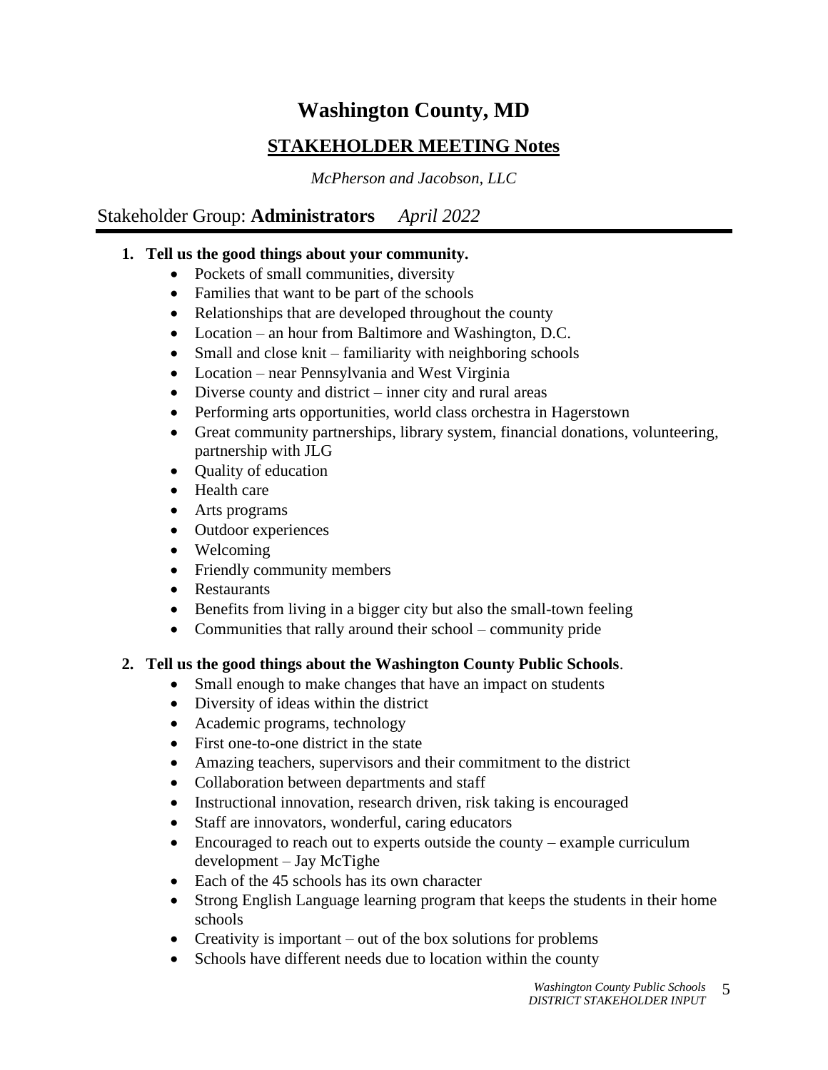# Washington County, MD

## STAKEHOLDER MEETING Notes

*McPherson and Jacobson, LLC*

Stakeholder Group: **Administrators** *April 2022*

**1. Tell us the good things about your community.**

- Pockets of small communities, diversity
- Families that want to be part of the schools
- Relationships that are developed throughout the county
- Location – an hour from Baltimore and Washington, D.C.
- Small and close knit – familiarity with neighboring schools
- Location – near Pennsylvania and West Virginia
- Diverse county and district – inner city and rural areas
- Performing arts opportunities, world class orchestra in Hagerstown
- Great community partnerships, library system, financial donations, volunteering, partnership with JLG
- Quality of education
- Health care
- Arts programs
- Outdoor experiences
- Welcoming
- Friendly community members
- Restaurants
- Benefits from living in a bigger city but also the small-town feeling
- Communities that rally around their school – community pride

**2. Tell us the good things about the Washington County Public Schools**.

- Small enough to make changes that have an impact on students
- Diversity of ideas within the district
- Academic programs, technology
- First one-to-one district in the state
- Amazing teachers, supervisors and their commitment to the district
- Collaboration between departments and staff
- Instructional innovation, research driven, risk taking is encouraged
- Staff are innovators, wonderful, caring educators
- Encouraged to reach out to experts outside the county – example curriculum development – Jay McTighe
- Each of the 45 schools has its own character
- Strong English Language learning program that keeps the students in their home schools
- Creativity is important – out of the box solutions for problems
- Schools have different needs due to location within the county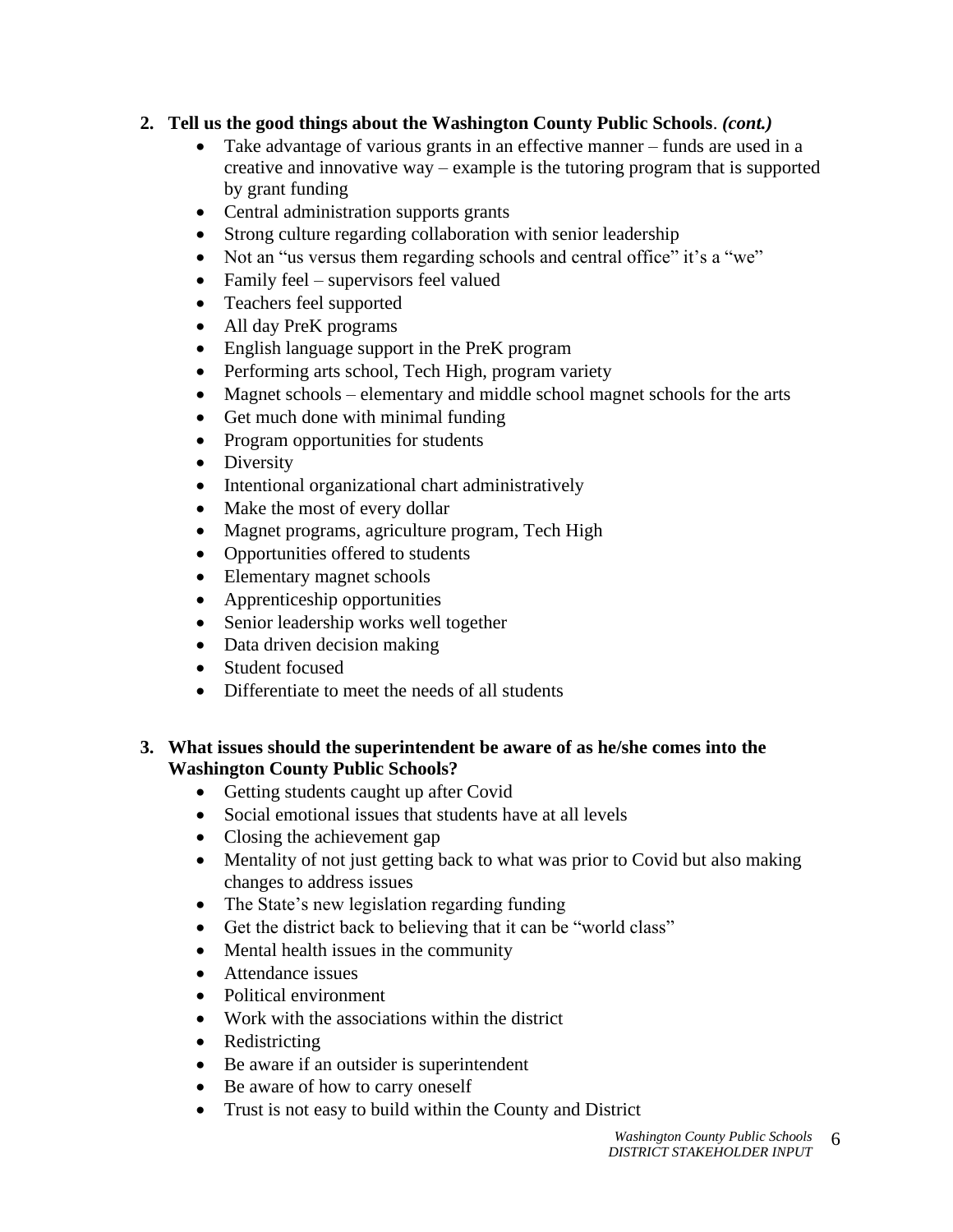**2. Tell us the good things about the Washington County Public Schools**. ***(cont.)***

- Take advantage of various grants in an effective manner – funds are used in a creative and innovative way – example is the tutoring program that is supported by grant funding
- Central administration supports grants
- Strong culture regarding collaboration with senior leadership
- Not an "us versus them regarding schools and central office" it's a "we"
- Family feel – supervisors feel valued
- Teachers feel supported
- All day PreK programs
- English language support in the PreK program
- Performing arts school, Tech High, program variety
- Magnet schools – elementary and middle school magnet schools for the arts
- Get much done with minimal funding
- Program opportunities for students
- Diversity
- Intentional organizational chart administratively
- Make the most of every dollar
- Magnet programs, agriculture program, Tech High
- Opportunities offered to students
- Elementary magnet schools
- Apprenticeship opportunities
- Senior leadership works well together
- Data driven decision making
- Student focused
- Differentiate to meet the needs of all students

**3. What issues should the superintendent be aware of as he/she comes into the Washington County Public Schools?**

- Getting students caught up after Covid
- Social emotional issues that students have at all levels
- Closing the achievement gap
- Mentality of not just getting back to what was prior to Covid but also making changes to address issues
- The State's new legislation regarding funding
- Get the district back to believing that it can be "world class"
- Mental health issues in the community
- Attendance issues
- Political environment
- Work with the associations within the district
- Redistricting
- Be aware if an outsider is superintendent
- Be aware of how to carry oneself
- Trust is not easy to build within the County and District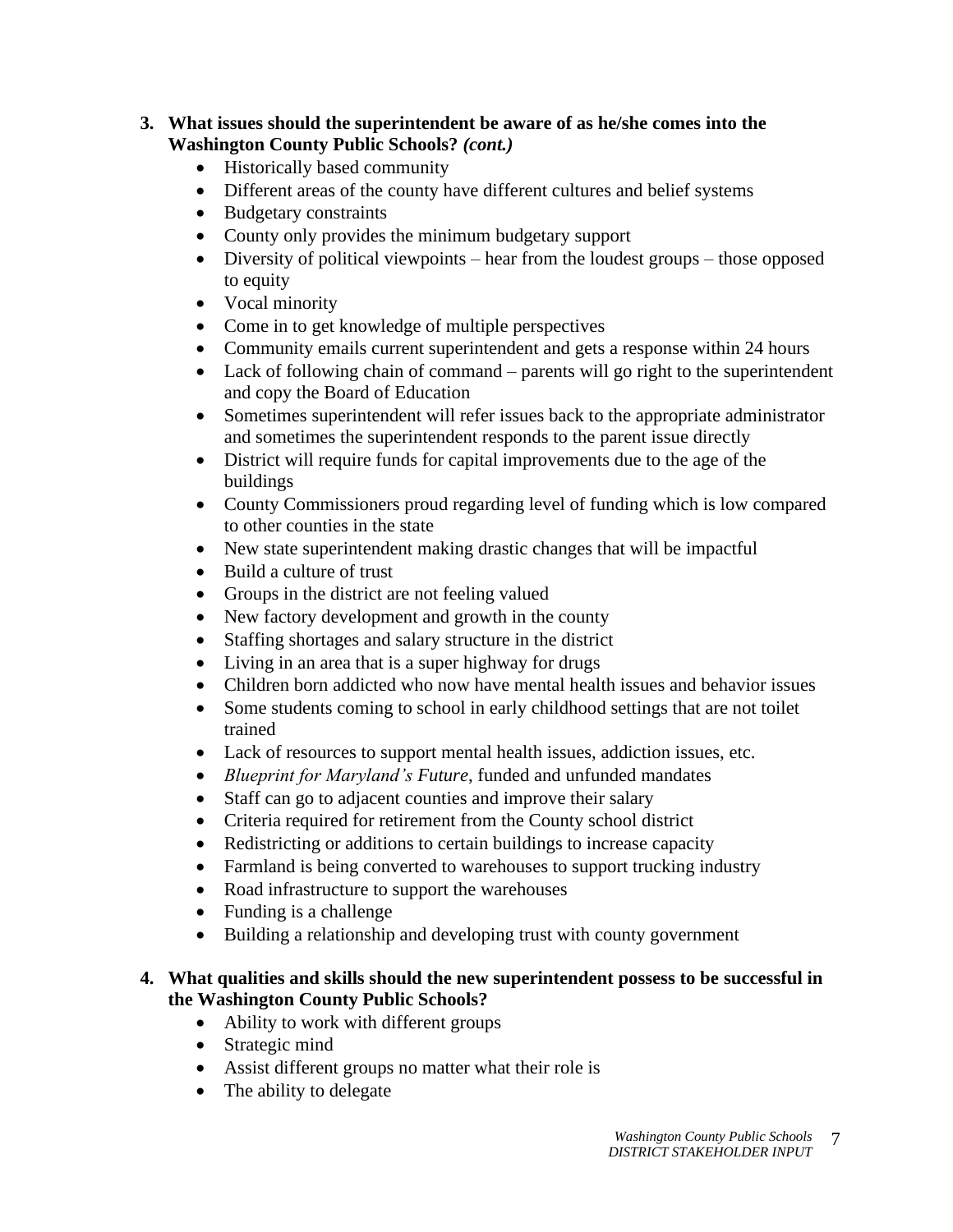3. **What issues should the superintendent be aware of as he/she comes into the Washington County Public Schools?** ***(cont.)***
    - Historically based community
    - Different areas of the county have different cultures and belief systems
    - Budgetary constraints
    - County only provides the minimum budgetary support
    - Diversity of political viewpoints – hear from the loudest groups – those opposed to equity
    - Vocal minority
    - Come in to get knowledge of multiple perspectives
    - Community emails current superintendent and gets a response within 24 hours
    - Lack of following chain of command – parents will go right to the superintendent and copy the Board of Education
    - Sometimes superintendent will refer issues back to the appropriate administrator and sometimes the superintendent responds to the parent issue directly
    - District will require funds for capital improvements due to the age of the buildings
    - County Commissioners proud regarding level of funding which is low compared to other counties in the state
    - New state superintendent making drastic changes that will be impactful
    - Build a culture of trust
    - Groups in the district are not feeling valued
    - New factory development and growth in the county
    - Staffing shortages and salary structure in the district
    - Living in an area that is a super highway for drugs
    - Children born addicted who now have mental health issues and behavior issues
    - Some students coming to school in early childhood settings that are not toilet trained
    - Lack of resources to support mental health issues, addiction issues, etc.
    - *Blueprint for Maryland's Future*, funded and unfunded mandates
    - Staff can go to adjacent counties and improve their salary
    - Criteria required for retirement from the County school district
    - Redistricting or additions to certain buildings to increase capacity
    - Farmland is being converted to warehouses to support trucking industry
    - Road infrastructure to support the warehouses
    - Funding is a challenge
    - Building a relationship and developing trust with county government

4. **What qualities and skills should the new superintendent possess to be successful in the Washington County Public Schools?**
    - Ability to work with different groups
    - Strategic mind
    - Assist different groups no matter what their role is
    - The ability to delegate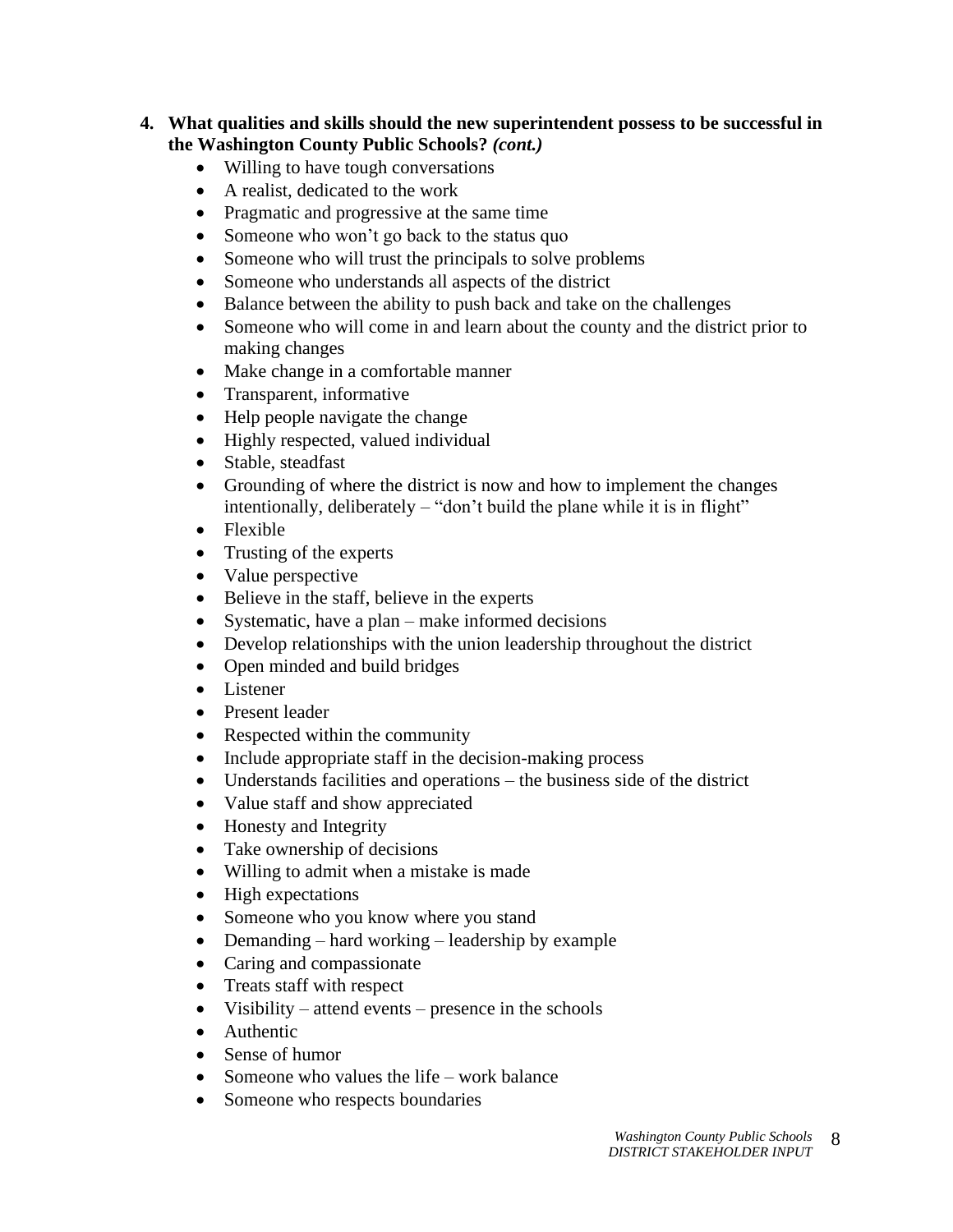4. **What qualities and skills should the new superintendent possess to be successful in the Washington County Public Schools? *(cont.)***
   - Willing to have tough conversations
   - A realist, dedicated to the work
   - Pragmatic and progressive at the same time
   - Someone who won't go back to the status quo
   - Someone who will trust the principals to solve problems
   - Someone who understands all aspects of the district
   - Balance between the ability to push back and take on the challenges
   - Someone who will come in and learn about the county and the district prior to making changes
   - Make change in a comfortable manner
   - Transparent, informative
   - Help people navigate the change
   - Highly respected, valued individual
   - Stable, steadfast
   - Grounding of where the district is now and how to implement the changes intentionally, deliberately – "don't build the plane while it is in flight"
   - Flexible
   - Trusting of the experts
   - Value perspective
   - Believe in the staff, believe in the experts
   - Systematic, have a plan – make informed decisions
   - Develop relationships with the union leadership throughout the district
   - Open minded and build bridges
   - Listener
   - Present leader
   - Respected within the community
   - Include appropriate staff in the decision-making process
   - Understands facilities and operations – the business side of the district
   - Value staff and show appreciated
   - Honesty and Integrity
   - Take ownership of decisions
   - Willing to admit when a mistake is made
   - High expectations
   - Someone who you know where you stand
   - Demanding – hard working – leadership by example
   - Caring and compassionate
   - Treats staff with respect
   - Visibility – attend events – presence in the schools
   - Authentic
   - Sense of humor
   - Someone who values the life – work balance
   - Someone who respects boundaries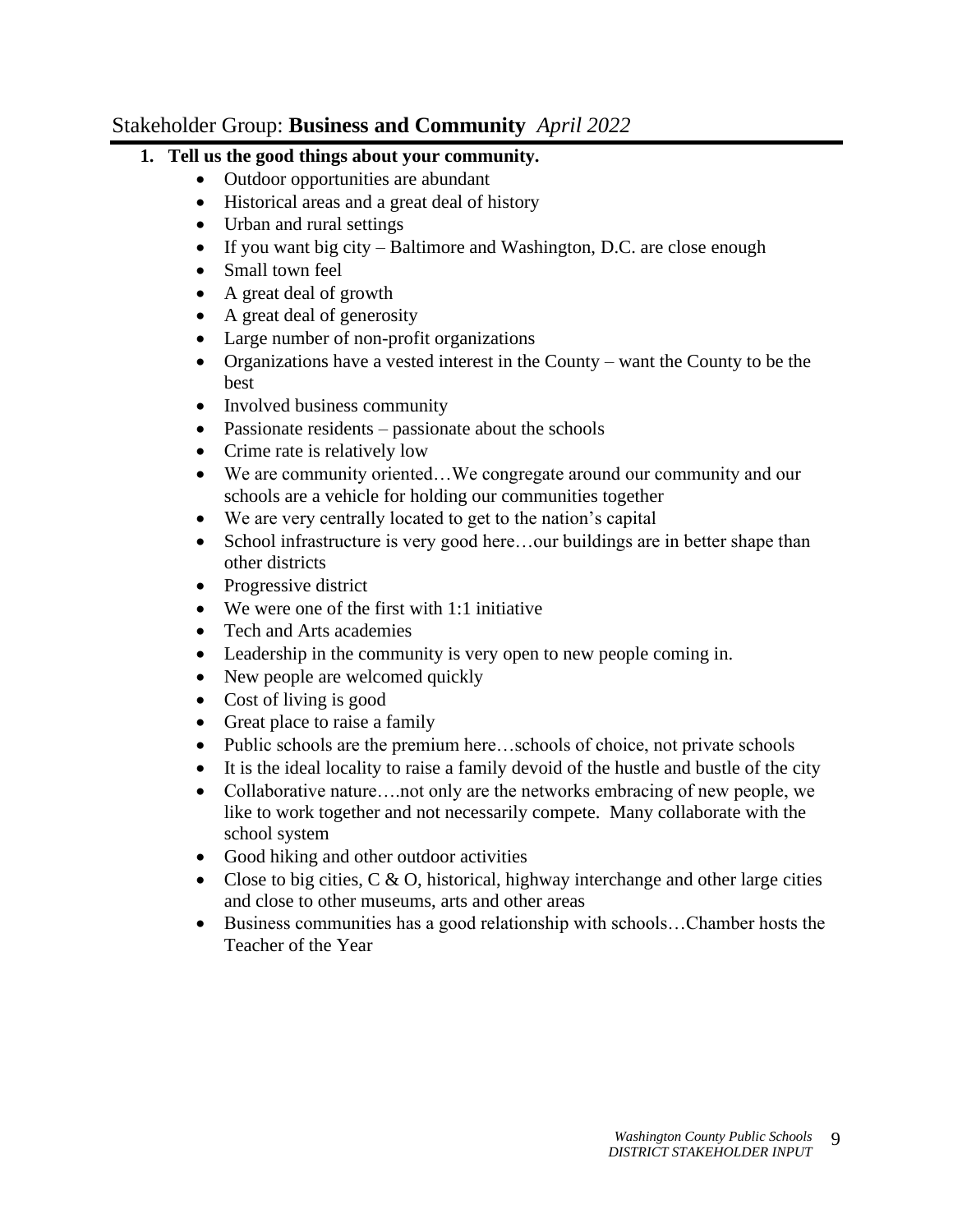## Stakeholder Group: **Business and Community** *April 2022*

1. **Tell us the good things about your community.**
   - Outdoor opportunities are abundant
   - Historical areas and a great deal of history
   - Urban and rural settings
   - If you want big city – Baltimore and Washington, D.C. are close enough
   - Small town feel
   - A great deal of growth
   - A great deal of generosity
   - Large number of non-profit organizations
   - Organizations have a vested interest in the County – want the County to be the best
   - Involved business community
   - Passionate residents – passionate about the schools
   - Crime rate is relatively low
   - We are community oriented…We congregate around our community and our schools are a vehicle for holding our communities together
   - We are very centrally located to get to the nation's capital
   - School infrastructure is very good here…our buildings are in better shape than other districts
   - Progressive district
   - We were one of the first with 1:1 initiative
   - Tech and Arts academies
   - Leadership in the community is very open to new people coming in.
   - New people are welcomed quickly
   - Cost of living is good
   - Great place to raise a family
   - Public schools are the premium here…schools of choice, not private schools
   - It is the ideal locality to raise a family devoid of the hustle and bustle of the city
   - Collaborative nature….not only are the networks embracing of new people, we like to work together and not necessarily compete. Many collaborate with the school system
   - Good hiking and other outdoor activities
   - Close to big cities, C & O, historical, highway interchange and other large cities and close to other museums, arts and other areas
   - Business communities has a good relationship with schools…Chamber hosts the Teacher of the Year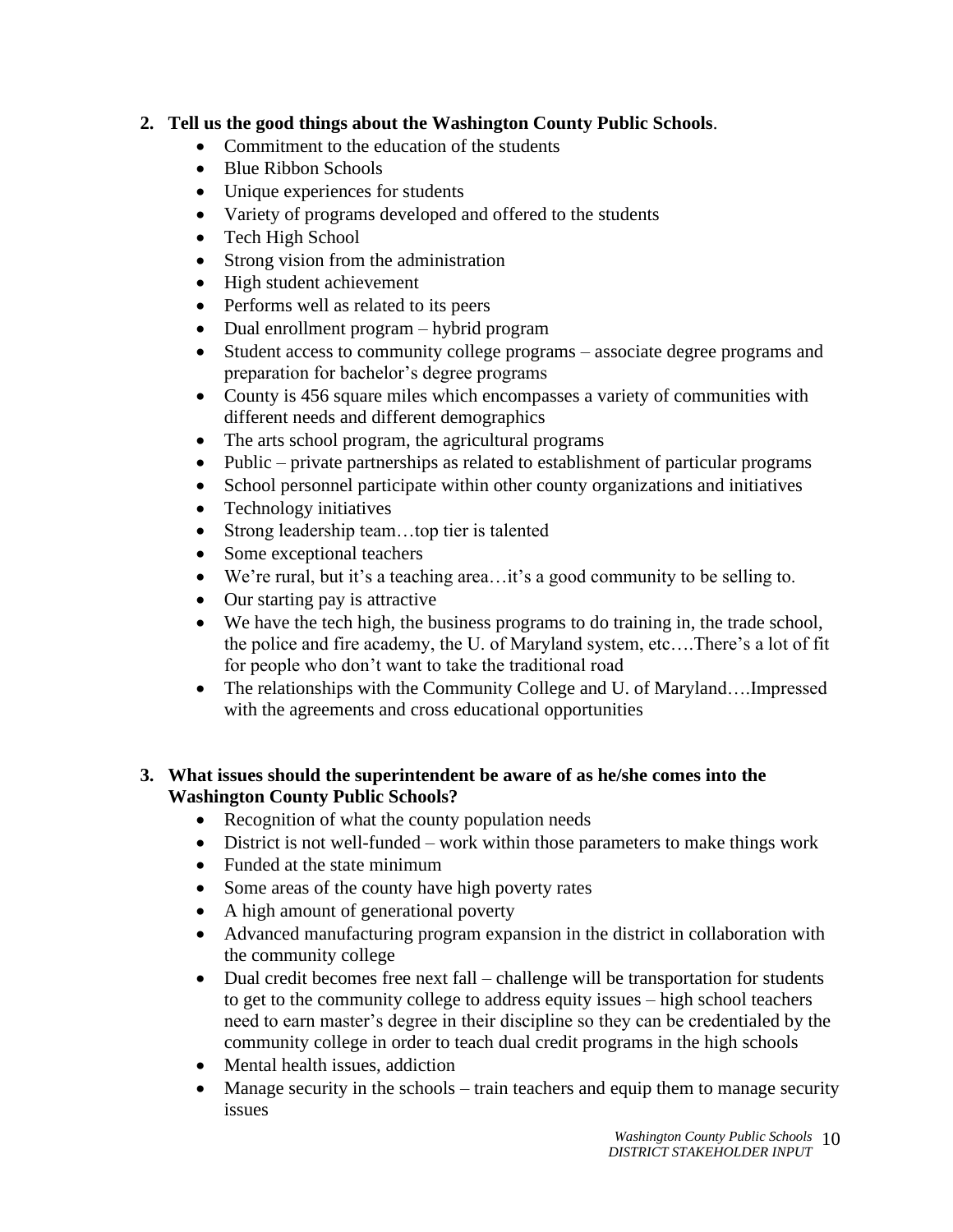**2. Tell us the good things about the Washington County Public Schools**.

- Commitment to the education of the students
- Blue Ribbon Schools
- Unique experiences for students
- Variety of programs developed and offered to the students
- Tech High School
- Strong vision from the administration
- High student achievement
- Performs well as related to its peers
- Dual enrollment program – hybrid program
- Student access to community college programs – associate degree programs and preparation for bachelor's degree programs
- County is 456 square miles which encompasses a variety of communities with different needs and different demographics
- The arts school program, the agricultural programs
- Public – private partnerships as related to establishment of particular programs
- School personnel participate within other county organizations and initiatives
- Technology initiatives
- Strong leadership team…top tier is talented
- Some exceptional teachers
- We're rural, but it's a teaching area…it's a good community to be selling to.
- Our starting pay is attractive
- We have the tech high, the business programs to do training in, the trade school, the police and fire academy, the U. of Maryland system, etc….There's a lot of fit for people who don't want to take the traditional road
- The relationships with the Community College and U. of Maryland….Impressed with the agreements and cross educational opportunities

**3. What issues should the superintendent be aware of as he/she comes into the Washington County Public Schools?**

- Recognition of what the county population needs
- District is not well-funded – work within those parameters to make things work
- Funded at the state minimum
- Some areas of the county have high poverty rates
- A high amount of generational poverty
- Advanced manufacturing program expansion in the district in collaboration with the community college
- Dual credit becomes free next fall – challenge will be transportation for students to get to the community college to address equity issues – high school teachers need to earn master's degree in their discipline so they can be credentialed by the community college in order to teach dual credit programs in the high schools
- Mental health issues, addiction
- Manage security in the schools – train teachers and equip them to manage security issues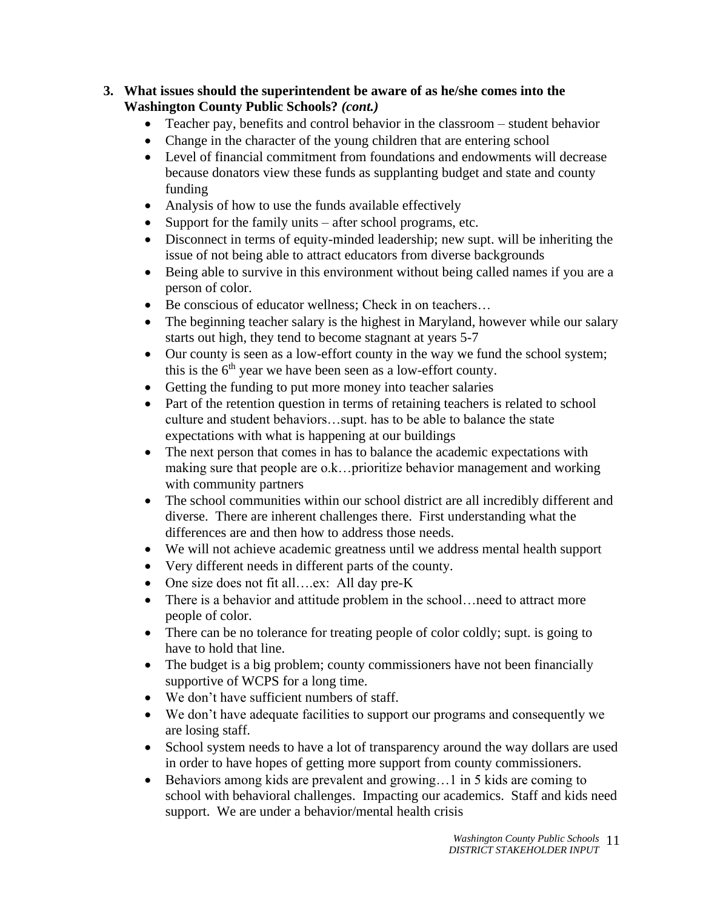3. **What issues should the superintendent be aware of as he/she comes into the Washington County Public Schools?** ***(cont.)***
    - Teacher pay, benefits and control behavior in the classroom – student behavior
    - Change in the character of the young children that are entering school
    - Level of financial commitment from foundations and endowments will decrease because donators view these funds as supplanting budget and state and county funding
    - Analysis of how to use the funds available effectively
    - Support for the family units – after school programs, etc.
    - Disconnect in terms of equity-minded leadership; new supt. will be inheriting the issue of not being able to attract educators from diverse backgrounds
    - Being able to survive in this environment without being called names if you are a person of color.
    - Be conscious of educator wellness; Check in on teachers…
    - The beginning teacher salary is the highest in Maryland, however while our salary starts out high, they tend to become stagnant at years 5-7
    - Our county is seen as a low-effort county in the way we fund the school system; this is the 6th year we have been seen as a low-effort county.
    - Getting the funding to put more money into teacher salaries
    - Part of the retention question in terms of retaining teachers is related to school culture and student behaviors…supt. has to be able to balance the state expectations with what is happening at our buildings
    - The next person that comes in has to balance the academic expectations with making sure that people are o.k…prioritize behavior management and working with community partners
    - The school communities within our school district are all incredibly different and diverse. There are inherent challenges there. First understanding what the differences are and then how to address those needs.
    - We will not achieve academic greatness until we address mental health support
    - Very different needs in different parts of the county.
    - One size does not fit all….ex: All day pre-K
    - There is a behavior and attitude problem in the school…need to attract more people of color.
    - There can be no tolerance for treating people of color coldly; supt. is going to have to hold that line.
    - The budget is a big problem; county commissioners have not been financially supportive of WCPS for a long time.
    - We don't have sufficient numbers of staff.
    - We don't have adequate facilities to support our programs and consequently we are losing staff.
    - School system needs to have a lot of transparency around the way dollars are used in order to have hopes of getting more support from county commissioners.
    - Behaviors among kids are prevalent and growing…1 in 5 kids are coming to school with behavioral challenges. Impacting our academics. Staff and kids need support. We are under a behavior/mental health crisis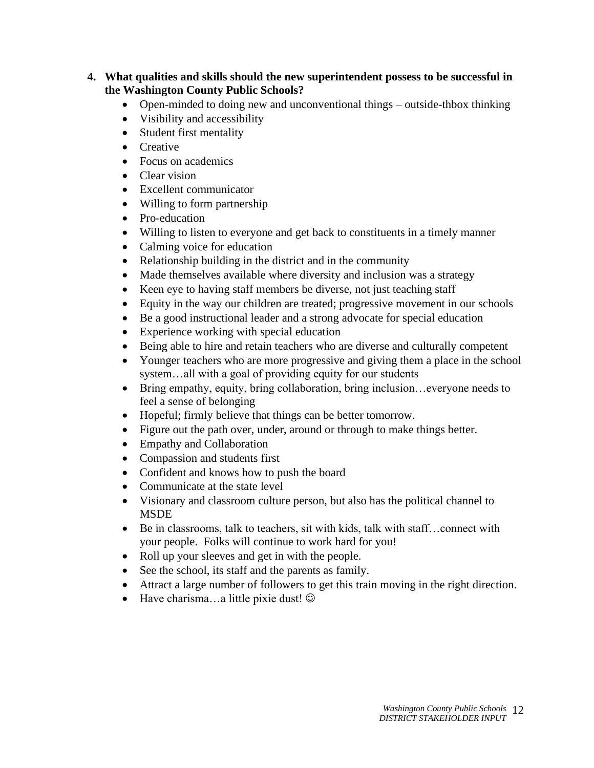4. **What qualities and skills should the new superintendent possess to be successful in the Washington County Public Schools?**
   - Open-minded to doing new and unconventional things – outside-thbox thinking
   - Visibility and accessibility
   - Student first mentality
   - Creative
   - Focus on academics
   - Clear vision
   - Excellent communicator
   - Willing to form partnership
   - Pro-education
   - Willing to listen to everyone and get back to constituents in a timely manner
   - Calming voice for education
   - Relationship building in the district and in the community
   - Made themselves available where diversity and inclusion was a strategy
   - Keen eye to having staff members be diverse, not just teaching staff
   - Equity in the way our children are treated; progressive movement in our schools
   - Be a good instructional leader and a strong advocate for special education
   - Experience working with special education
   - Being able to hire and retain teachers who are diverse and culturally competent
   - Younger teachers who are more progressive and giving them a place in the school system…all with a goal of providing equity for our students
   - Bring empathy, equity, bring collaboration, bring inclusion…everyone needs to feel a sense of belonging
   - Hopeful; firmly believe that things can be better tomorrow.
   - Figure out the path over, under, around or through to make things better.
   - Empathy and Collaboration
   - Compassion and students first
   - Confident and knows how to push the board
   - Communicate at the state level
   - Visionary and classroom culture person, but also has the political channel to MSDE
   - Be in classrooms, talk to teachers, sit with kids, talk with staff…connect with your people. Folks will continue to work hard for you!
   - Roll up your sleeves and get in with the people.
   - See the school, its staff and the parents as family.
   - Attract a large number of followers to get this train moving in the right direction.
   - Have charisma…a little pixie dust! ☺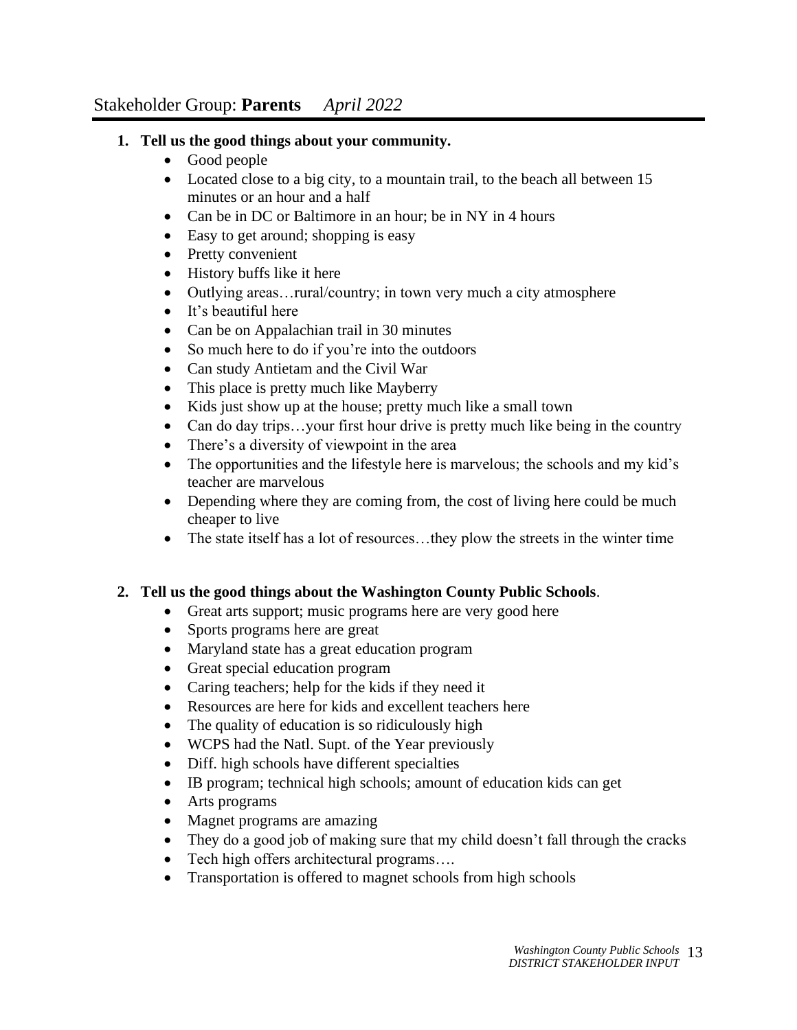## Stakeholder Group: **Parents** *April 2022*

1. **Tell us the good things about your community.**
   - Good people
   - Located close to a big city, to a mountain trail, to the beach all between 15 minutes or an hour and a half
   - Can be in DC or Baltimore in an hour; be in NY in 4 hours
   - Easy to get around; shopping is easy
   - Pretty convenient
   - History buffs like it here
   - Outlying areas…rural/country; in town very much a city atmosphere
   - It's beautiful here
   - Can be on Appalachian trail in 30 minutes
   - So much here to do if you're into the outdoors
   - Can study Antietam and the Civil War
   - This place is pretty much like Mayberry
   - Kids just show up at the house; pretty much like a small town
   - Can do day trips…your first hour drive is pretty much like being in the country
   - There's a diversity of viewpoint in the area
   - The opportunities and the lifestyle here is marvelous; the schools and my kid's teacher are marvelous
   - Depending where they are coming from, the cost of living here could be much cheaper to live
   - The state itself has a lot of resources…they plow the streets in the winter time

2. **Tell us the good things about the Washington County Public Schools**.
   - Great arts support; music programs here are very good here
   - Sports programs here are great
   - Maryland state has a great education program
   - Great special education program
   - Caring teachers; help for the kids if they need it
   - Resources are here for kids and excellent teachers here
   - The quality of education is so ridiculously high
   - WCPS had the Natl. Supt. of the Year previously
   - Diff. high schools have different specialties
   - IB program; technical high schools; amount of education kids can get
   - Arts programs
   - Magnet programs are amazing
   - They do a good job of making sure that my child doesn't fall through the cracks
   - Tech high offers architectural programs….
   - Transportation is offered to magnet schools from high schools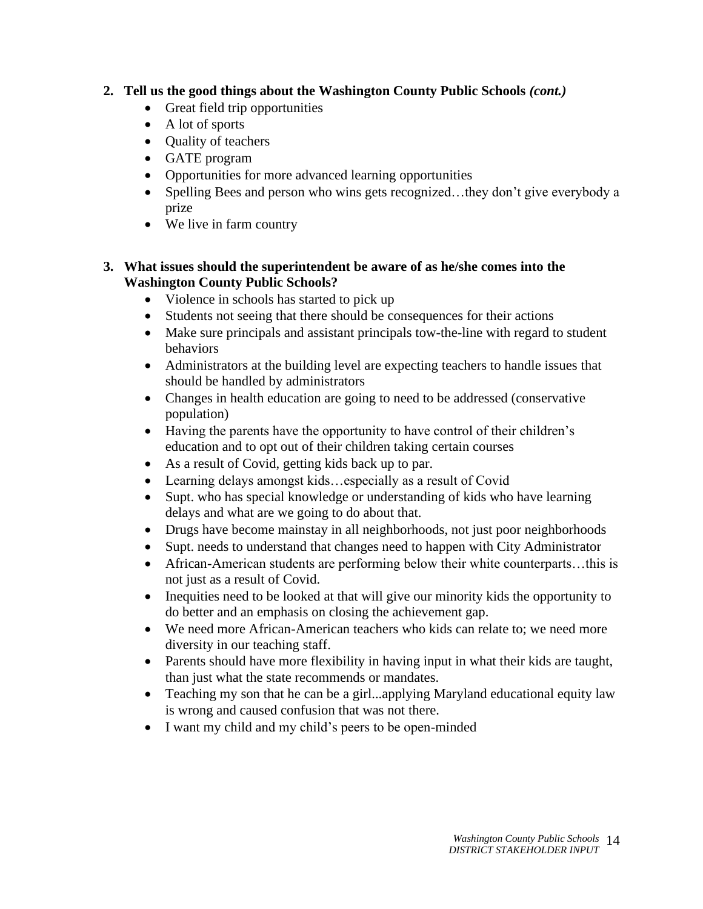**2. Tell us the good things about the Washington County Public Schools *(cont.)***

- Great field trip opportunities
- A lot of sports
- Quality of teachers
- GATE program
- Opportunities for more advanced learning opportunities
- Spelling Bees and person who wins gets recognized…they don't give everybody a prize
- We live in farm country

**3. What issues should the superintendent be aware of as he/she comes into the Washington County Public Schools?**

- Violence in schools has started to pick up
- Students not seeing that there should be consequences for their actions
- Make sure principals and assistant principals tow-the-line with regard to student behaviors
- Administrators at the building level are expecting teachers to handle issues that should be handled by administrators
- Changes in health education are going to need to be addressed (conservative population)
- Having the parents have the opportunity to have control of their children's education and to opt out of their children taking certain courses
- As a result of Covid, getting kids back up to par.
- Learning delays amongst kids…especially as a result of Covid
- Supt. who has special knowledge or understanding of kids who have learning delays and what are we going to do about that.
- Drugs have become mainstay in all neighborhoods, not just poor neighborhoods
- Supt. needs to understand that changes need to happen with City Administrator
- African-American students are performing below their white counterparts…this is not just as a result of Covid.
- Inequities need to be looked at that will give our minority kids the opportunity to do better and an emphasis on closing the achievement gap.
- We need more African-American teachers who kids can relate to; we need more diversity in our teaching staff.
- Parents should have more flexibility in having input in what their kids are taught, than just what the state recommends or mandates.
- Teaching my son that he can be a girl...applying Maryland educational equity law is wrong and caused confusion that was not there.
- I want my child and my child's peers to be open-minded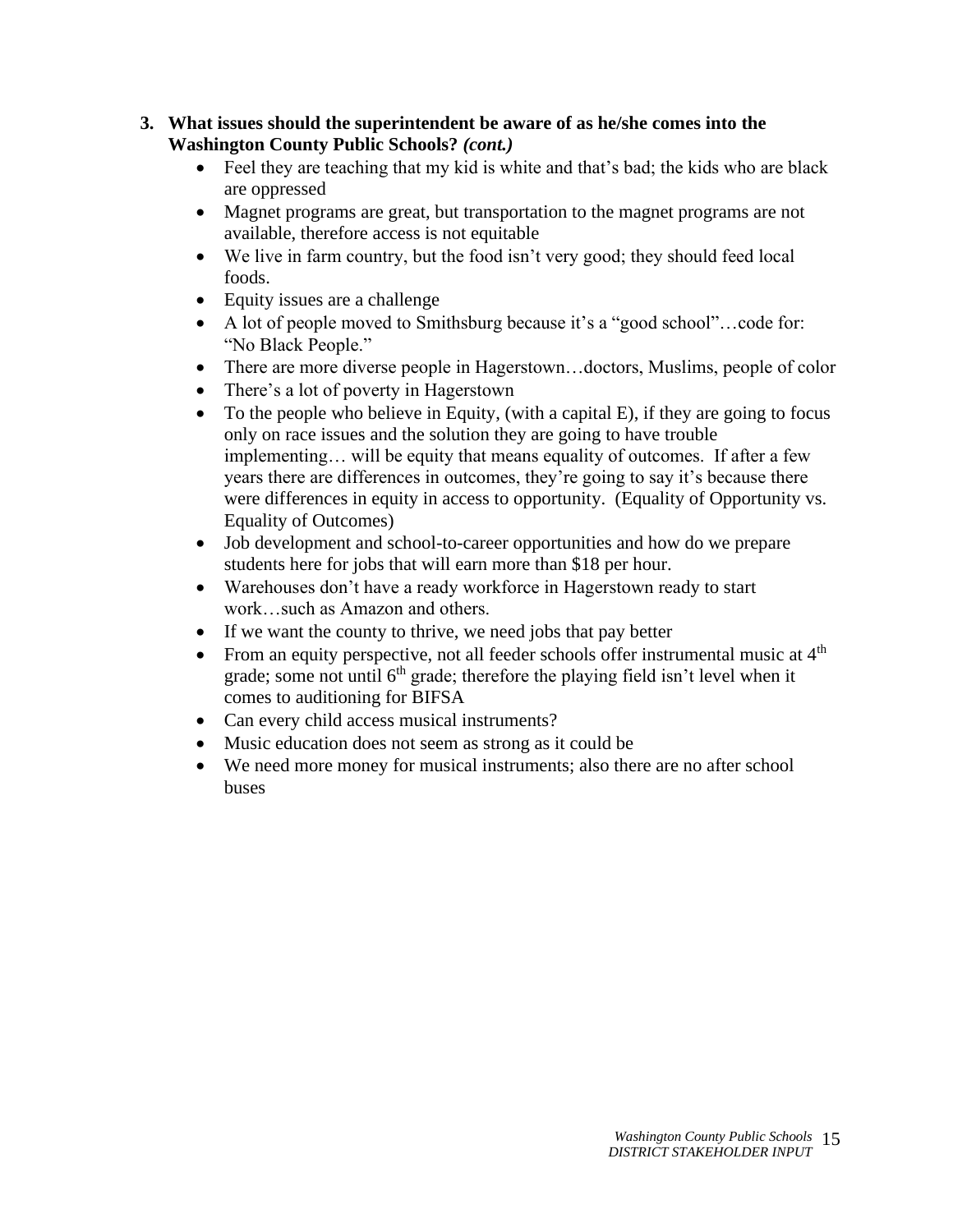**3. What issues should the superintendent be aware of as he/she comes into the Washington County Public Schools?** ***(cont.)***

- Feel they are teaching that my kid is white and that's bad; the kids who are black are oppressed
- Magnet programs are great, but transportation to the magnet programs are not available, therefore access is not equitable
- We live in farm country, but the food isn't very good; they should feed local foods.
- Equity issues are a challenge
- A lot of people moved to Smithsburg because it's a "good school"…code for: "No Black People."
- There are more diverse people in Hagerstown…doctors, Muslims, people of color
- There's a lot of poverty in Hagerstown
- To the people who believe in Equity, (with a capital E), if they are going to focus only on race issues and the solution they are going to have trouble implementing… will be equity that means equality of outcomes. If after a few years there are differences in outcomes, they're going to say it's because there were differences in equity in access to opportunity. (Equality of Opportunity vs. Equality of Outcomes)
- Job development and school-to-career opportunities and how do we prepare students here for jobs that will earn more than $18 per hour.
- Warehouses don't have a ready workforce in Hagerstown ready to start work…such as Amazon and others.
- If we want the county to thrive, we need jobs that pay better
- From an equity perspective, not all feeder schools offer instrumental music at 4th grade; some not until 6th grade; therefore the playing field isn't level when it comes to auditioning for BIFSA
- Can every child access musical instruments?
- Music education does not seem as strong as it could be
- We need more money for musical instruments; also there are no after school buses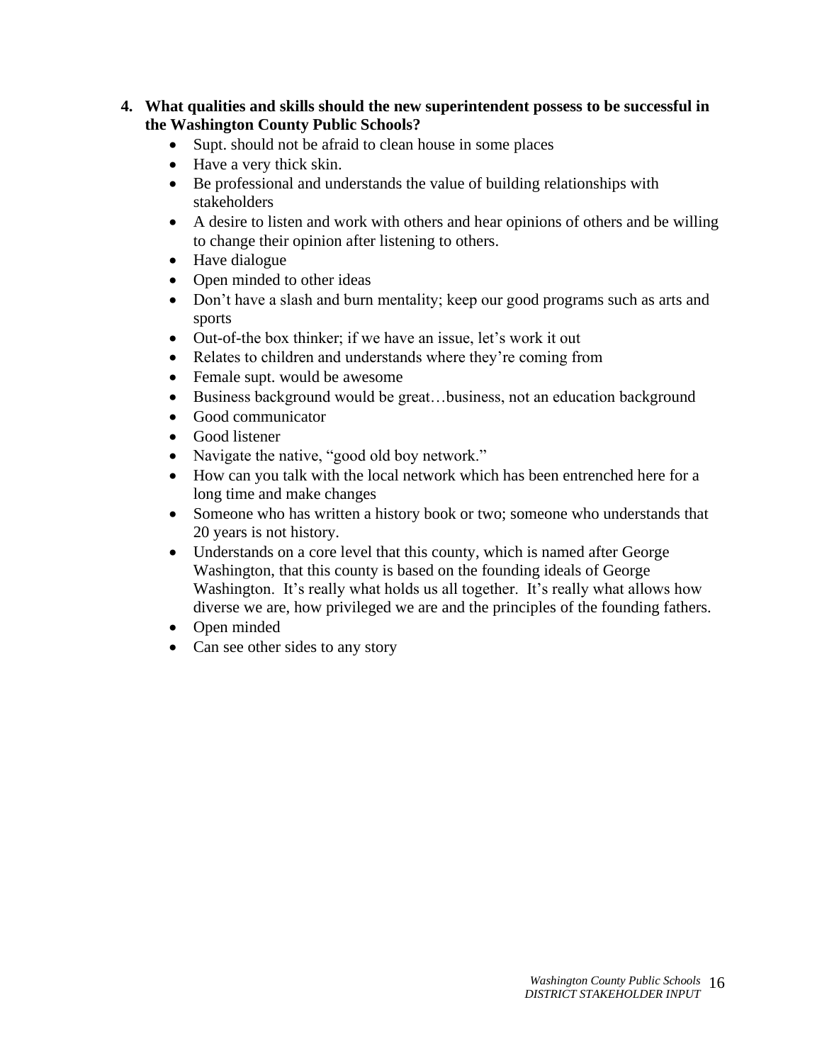**4. What qualities and skills should the new superintendent possess to be successful in the Washington County Public Schools?**

- Supt. should not be afraid to clean house in some places
- Have a very thick skin.
- Be professional and understands the value of building relationships with stakeholders
- A desire to listen and work with others and hear opinions of others and be willing to change their opinion after listening to others.
- Have dialogue
- Open minded to other ideas
- Don’t have a slash and burn mentality; keep our good programs such as arts and sports
- Out-of-the box thinker; if we have an issue, let’s work it out
- Relates to children and understands where they’re coming from
- Female supt. would be awesome
- Business background would be great…business, not an education background
- Good communicator
- Good listener
- Navigate the native, “good old boy network.”
- How can you talk with the local network which has been entrenched here for a long time and make changes
- Someone who has written a history book or two; someone who understands that 20 years is not history.
- Understands on a core level that this county, which is named after George Washington, that this county is based on the founding ideals of George Washington. It’s really what holds us all together. It’s really what allows how diverse we are, how privileged we are and the principles of the founding fathers.
- Open minded
- Can see other sides to any story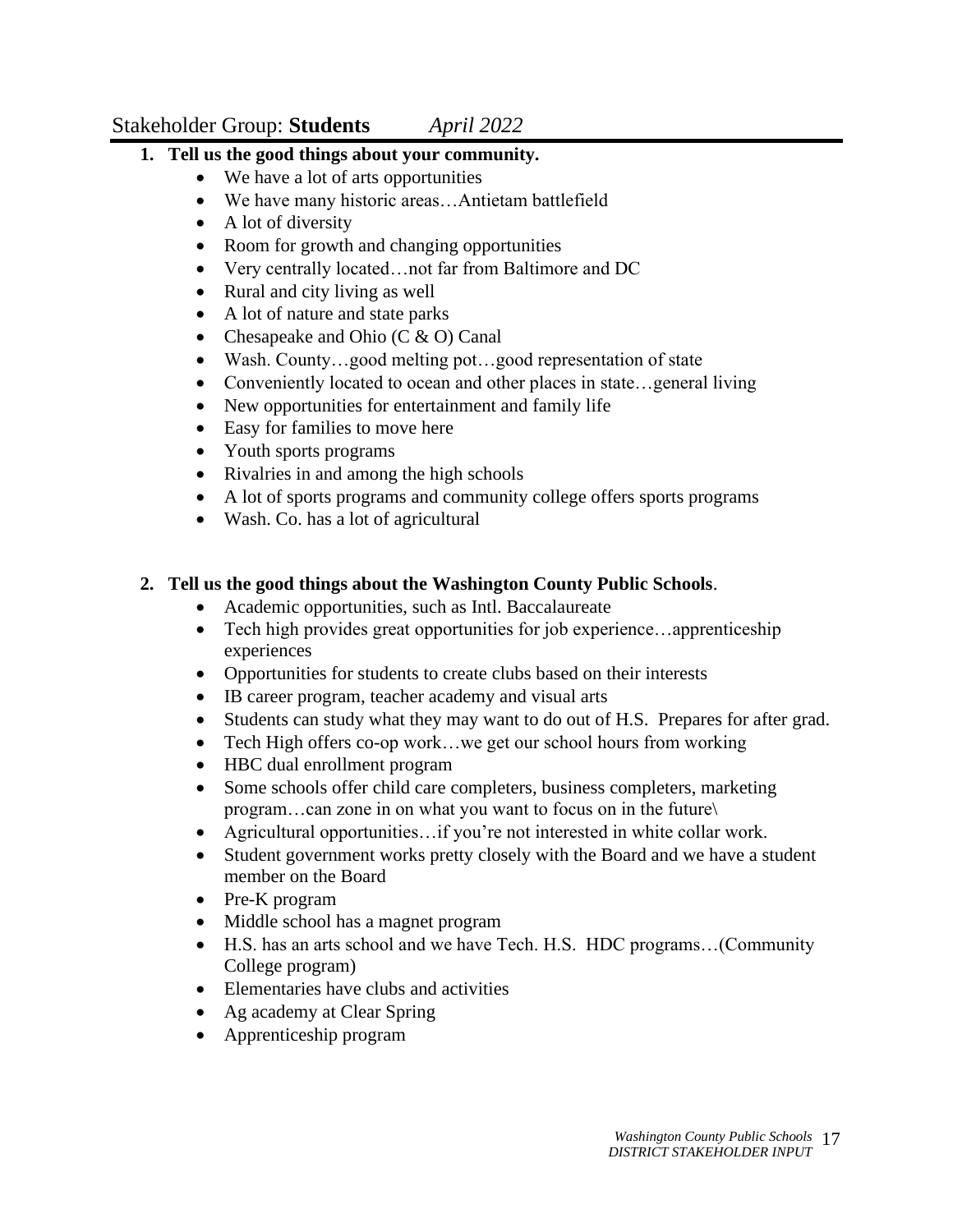Stakeholder Group: **Students** *April 2022*

1. **Tell us the good things about your community.**
   - We have a lot of arts opportunities
   - We have many historic areas…Antietam battlefield
   - A lot of diversity
   - Room for growth and changing opportunities
   - Very centrally located…not far from Baltimore and DC
   - Rural and city living as well
   - A lot of nature and state parks
   - Chesapeake and Ohio (C & O) Canal
   - Wash. County…good melting pot…good representation of state
   - Conveniently located to ocean and other places in state…general living
   - New opportunities for entertainment and family life
   - Easy for families to move here
   - Youth sports programs
   - Rivalries in and among the high schools
   - A lot of sports programs and community college offers sports programs
   - Wash. Co. has a lot of agricultural

2. **Tell us the good things about the Washington County Public Schools**.
   - Academic opportunities, such as Intl. Baccalaureate
   - Tech high provides great opportunities for job experience…apprenticeship experiences
   - Opportunities for students to create clubs based on their interests
   - IB career program, teacher academy and visual arts
   - Students can study what they may want to do out of H.S. Prepares for after grad.
   - Tech High offers co-op work…we get our school hours from working
   - HBC dual enrollment program
   - Some schools offer child care completers, business completers, marketing program…can zone in on what you want to focus on in the future\
   - Agricultural opportunities…if you're not interested in white collar work.
   - Student government works pretty closely with the Board and we have a student member on the Board
   - Pre-K program
   - Middle school has a magnet program
   - H.S. has an arts school and we have Tech. H.S. HDC programs…(Community College program)
   - Elementaries have clubs and activities
   - Ag academy at Clear Spring
   - Apprenticeship program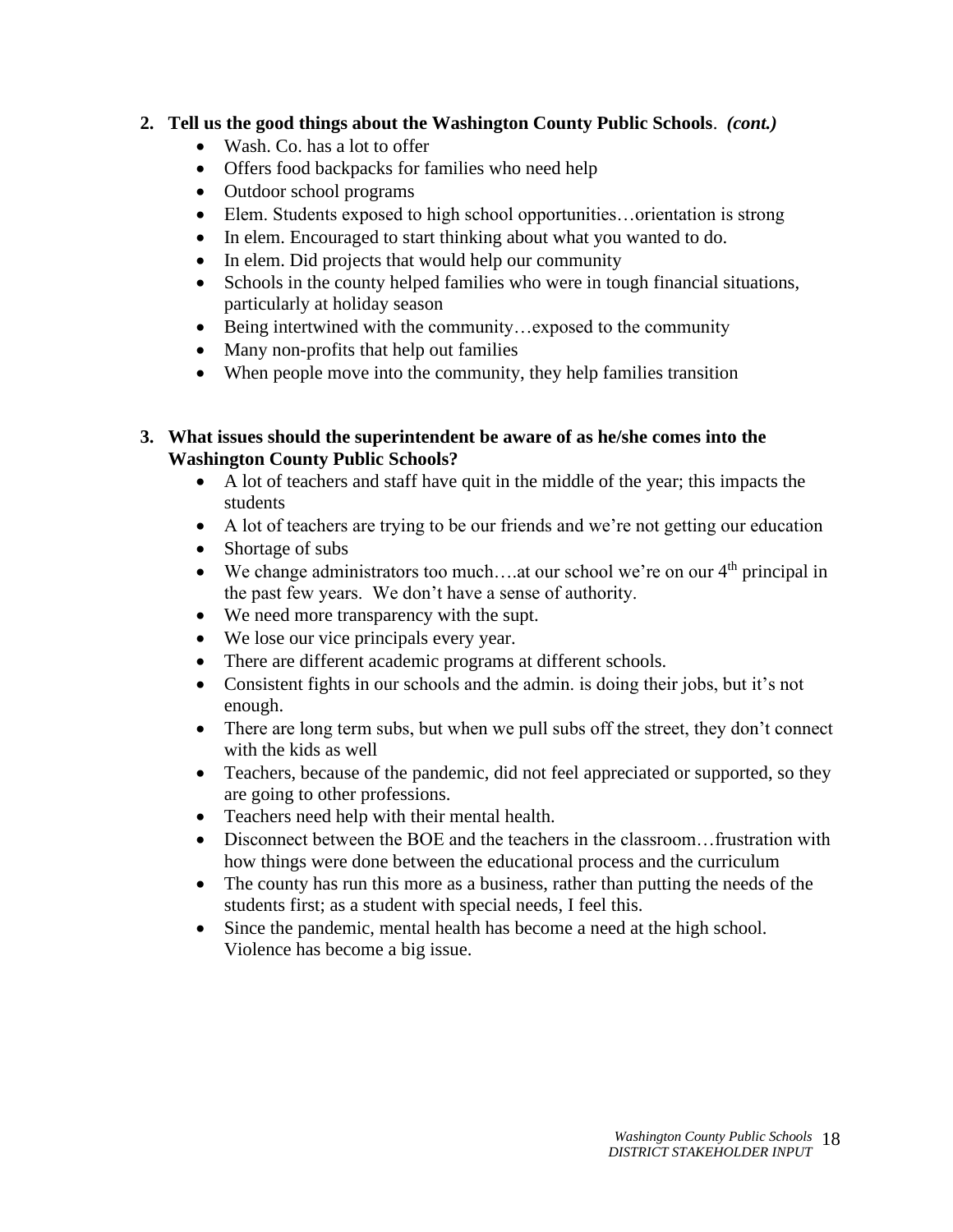**2. Tell us the good things about the Washington County Public Schools**. ***(cont.)***

- Wash. Co. has a lot to offer
- Offers food backpacks for families who need help
- Outdoor school programs
- Elem. Students exposed to high school opportunities…orientation is strong
- In elem. Encouraged to start thinking about what you wanted to do.
- In elem. Did projects that would help our community
- Schools in the county helped families who were in tough financial situations, particularly at holiday season
- Being intertwined with the community…exposed to the community
- Many non-profits that help out families
- When people move into the community, they help families transition

**3. What issues should the superintendent be aware of as he/she comes into the Washington County Public Schools?**

- A lot of teachers and staff have quit in the middle of the year; this impacts the students
- A lot of teachers are trying to be our friends and we're not getting our education
- Shortage of subs
- We change administrators too much….at our school we're on our 4th principal in the past few years. We don't have a sense of authority.
- We need more transparency with the supt.
- We lose our vice principals every year.
- There are different academic programs at different schools.
- Consistent fights in our schools and the admin. is doing their jobs, but it's not enough.
- There are long term subs, but when we pull subs off the street, they don't connect with the kids as well
- Teachers, because of the pandemic, did not feel appreciated or supported, so they are going to other professions.
- Teachers need help with their mental health.
- Disconnect between the BOE and the teachers in the classroom…frustration with how things were done between the educational process and the curriculum
- The county has run this more as a business, rather than putting the needs of the students first; as a student with special needs, I feel this.
- Since the pandemic, mental health has become a need at the high school. Violence has become a big issue.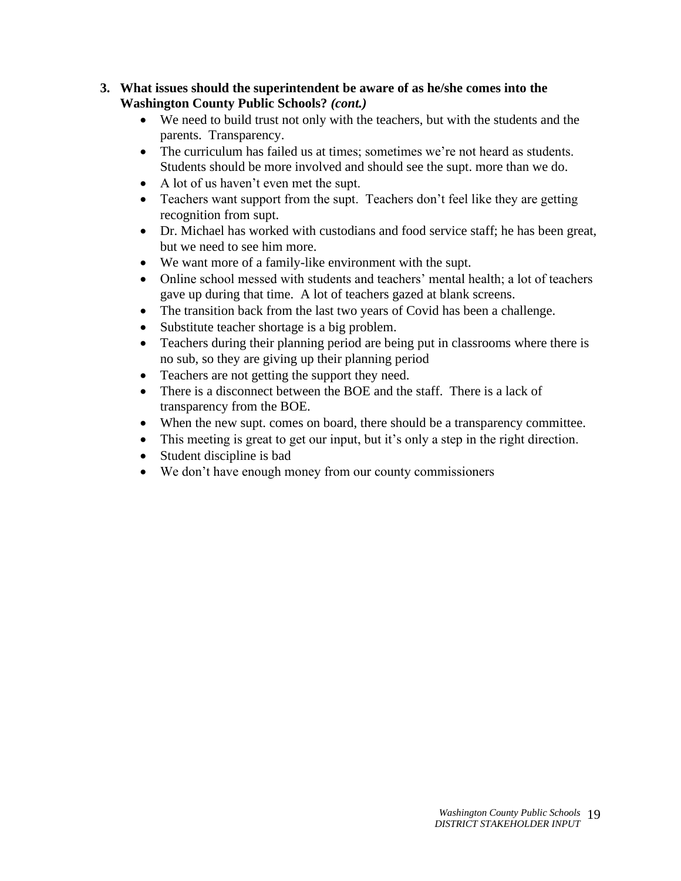**3. What issues should the superintendent be aware of as he/she comes into the Washington County Public Schools? *(cont.)***

- We need to build trust not only with the teachers, but with the students and the parents. Transparency.
- The curriculum has failed us at times; sometimes we're not heard as students. Students should be more involved and should see the supt. more than we do.
- A lot of us haven't even met the supt.
- Teachers want support from the supt. Teachers don't feel like they are getting recognition from supt.
- Dr. Michael has worked with custodians and food service staff; he has been great, but we need to see him more.
- We want more of a family-like environment with the supt.
- Online school messed with students and teachers' mental health; a lot of teachers gave up during that time. A lot of teachers gazed at blank screens.
- The transition back from the last two years of Covid has been a challenge.
- Substitute teacher shortage is a big problem.
- Teachers during their planning period are being put in classrooms where there is no sub, so they are giving up their planning period
- Teachers are not getting the support they need.
- There is a disconnect between the BOE and the staff. There is a lack of transparency from the BOE.
- When the new supt. comes on board, there should be a transparency committee.
- This meeting is great to get our input, but it's only a step in the right direction.
- Student discipline is bad
- We don't have enough money from our county commissioners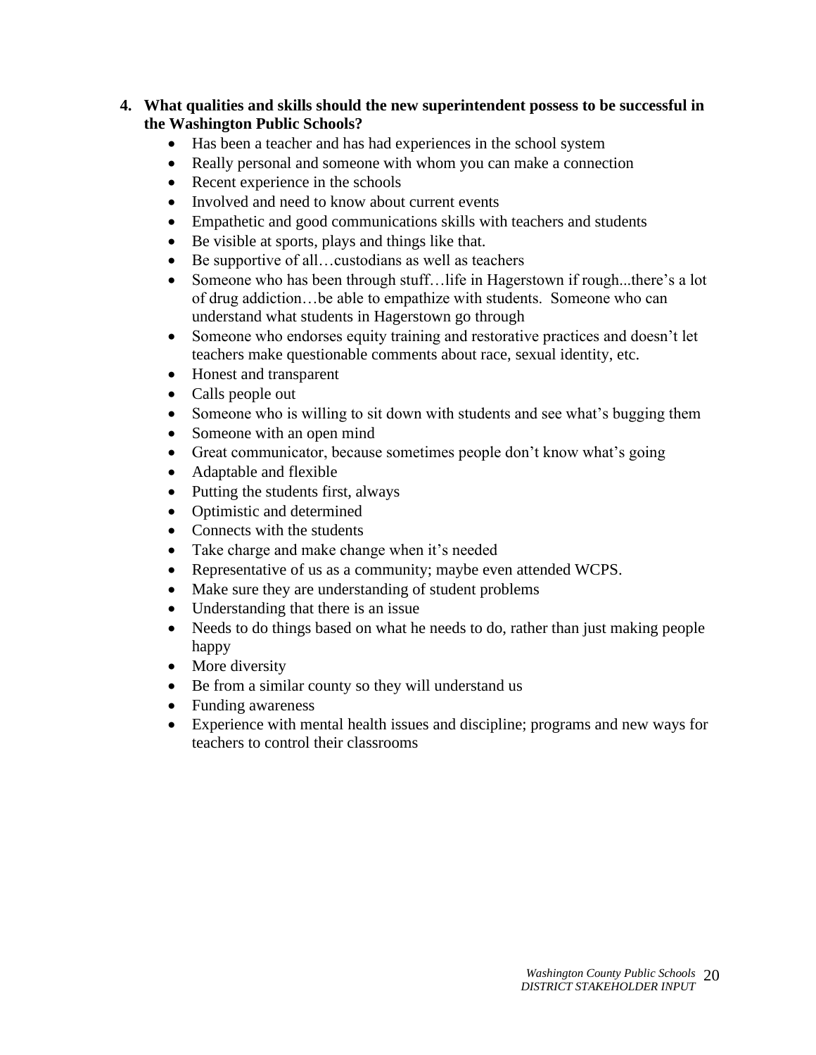4. **What qualities and skills should the new superintendent possess to be successful in the Washington Public Schools?**
   - Has been a teacher and has had experiences in the school system
   - Really personal and someone with whom you can make a connection
   - Recent experience in the schools
   - Involved and need to know about current events
   - Empathetic and good communications skills with teachers and students
   - Be visible at sports, plays and things like that.
   - Be supportive of all…custodians as well as teachers
   - Someone who has been through stuff…life in Hagerstown if rough...there's a lot of drug addiction…be able to empathize with students. Someone who can understand what students in Hagerstown go through
   - Someone who endorses equity training and restorative practices and doesn't let teachers make questionable comments about race, sexual identity, etc.
   - Honest and transparent
   - Calls people out
   - Someone who is willing to sit down with students and see what's bugging them
   - Someone with an open mind
   - Great communicator, because sometimes people don't know what's going
   - Adaptable and flexible
   - Putting the students first, always
   - Optimistic and determined
   - Connects with the students
   - Take charge and make change when it's needed
   - Representative of us as a community; maybe even attended WCPS.
   - Make sure they are understanding of student problems
   - Understanding that there is an issue
   - Needs to do things based on what he needs to do, rather than just making people happy
   - More diversity
   - Be from a similar county so they will understand us
   - Funding awareness
   - Experience with mental health issues and discipline; programs and new ways for teachers to control their classrooms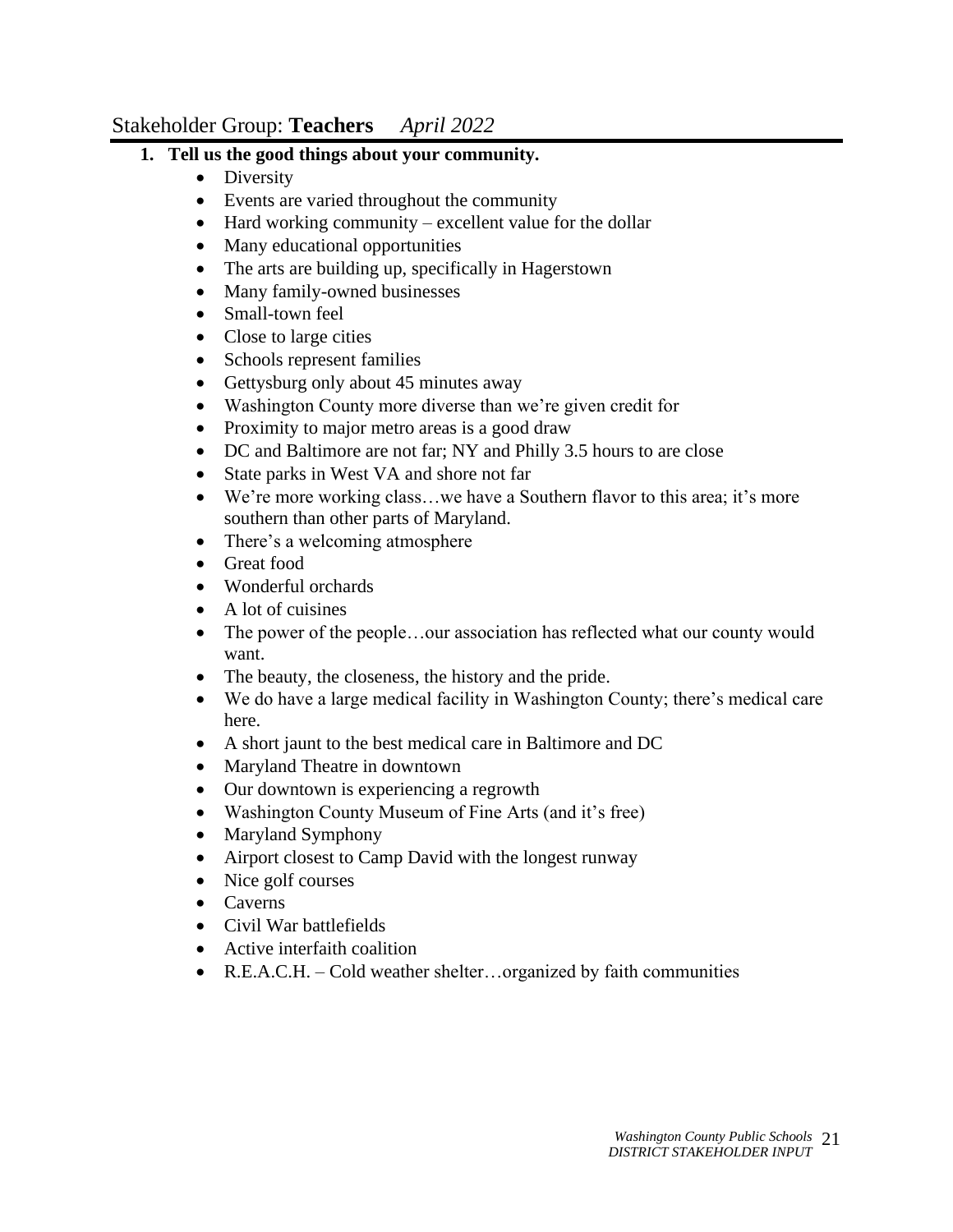Stakeholder Group: **Teachers** *April 2022*

1. **Tell us the good things about your community.**
   - Diversity
   - Events are varied throughout the community
   - Hard working community – excellent value for the dollar
   - Many educational opportunities
   - The arts are building up, specifically in Hagerstown
   - Many family-owned businesses
   - Small-town feel
   - Close to large cities
   - Schools represent families
   - Gettysburg only about 45 minutes away
   - Washington County more diverse than we're given credit for
   - Proximity to major metro areas is a good draw
   - DC and Baltimore are not far; NY and Philly 3.5 hours to are close
   - State parks in West VA and shore not far
   - We're more working class…we have a Southern flavor to this area; it's more southern than other parts of Maryland.
   - There's a welcoming atmosphere
   - Great food
   - Wonderful orchards
   - A lot of cuisines
   - The power of the people…our association has reflected what our county would want.
   - The beauty, the closeness, the history and the pride.
   - We do have a large medical facility in Washington County; there's medical care here.
   - A short jaunt to the best medical care in Baltimore and DC
   - Maryland Theatre in downtown
   - Our downtown is experiencing a regrowth
   - Washington County Museum of Fine Arts (and it's free)
   - Maryland Symphony
   - Airport closest to Camp David with the longest runway
   - Nice golf courses
   - Caverns
   - Civil War battlefields
   - Active interfaith coalition
   - R.E.A.C.H. – Cold weather shelter…organized by faith communities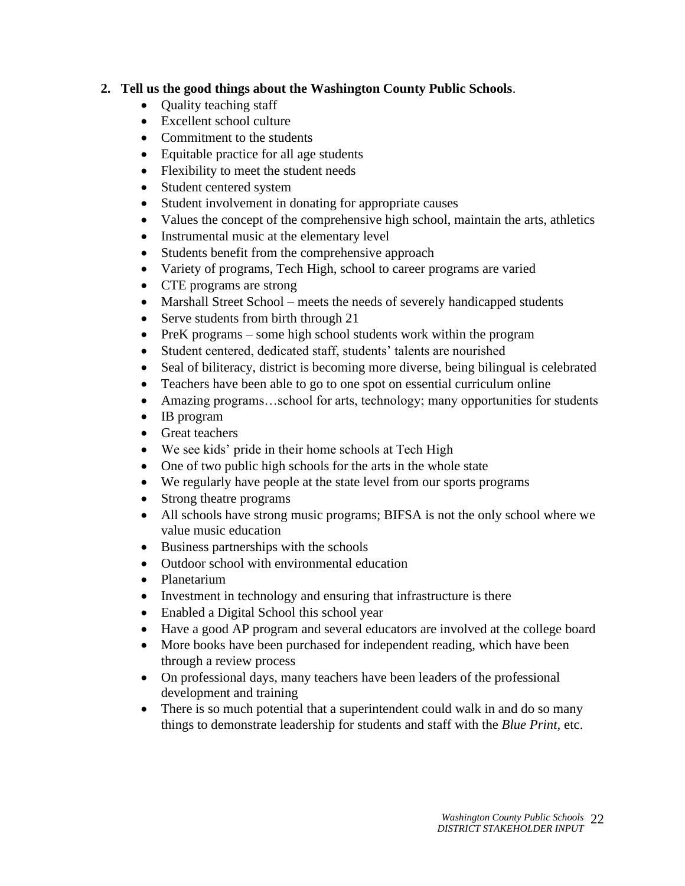**2. Tell us the good things about the Washington County Public Schools**.

- Quality teaching staff
- Excellent school culture
- Commitment to the students
- Equitable practice for all age students
- Flexibility to meet the student needs
- Student centered system
- Student involvement in donating for appropriate causes
- Values the concept of the comprehensive high school, maintain the arts, athletics
- Instrumental music at the elementary level
- Students benefit from the comprehensive approach
- Variety of programs, Tech High, school to career programs are varied
- CTE programs are strong
- Marshall Street School – meets the needs of severely handicapped students
- Serve students from birth through 21
- PreK programs – some high school students work within the program
- Student centered, dedicated staff, students' talents are nourished
- Seal of biliteracy, district is becoming more diverse, being bilingual is celebrated
- Teachers have been able to go to one spot on essential curriculum online
- Amazing programs…school for arts, technology; many opportunities for students
- IB program
- Great teachers
- We see kids' pride in their home schools at Tech High
- One of two public high schools for the arts in the whole state
- We regularly have people at the state level from our sports programs
- Strong theatre programs
- All schools have strong music programs; BIFSA is not the only school where we value music education
- Business partnerships with the schools
- Outdoor school with environmental education
- Planetarium
- Investment in technology and ensuring that infrastructure is there
- Enabled a Digital School this school year
- Have a good AP program and several educators are involved at the college board
- More books have been purchased for independent reading, which have been through a review process
- On professional days, many teachers have been leaders of the professional development and training
- There is so much potential that a superintendent could walk in and do so many things to demonstrate leadership for students and staff with the *Blue Print*, etc.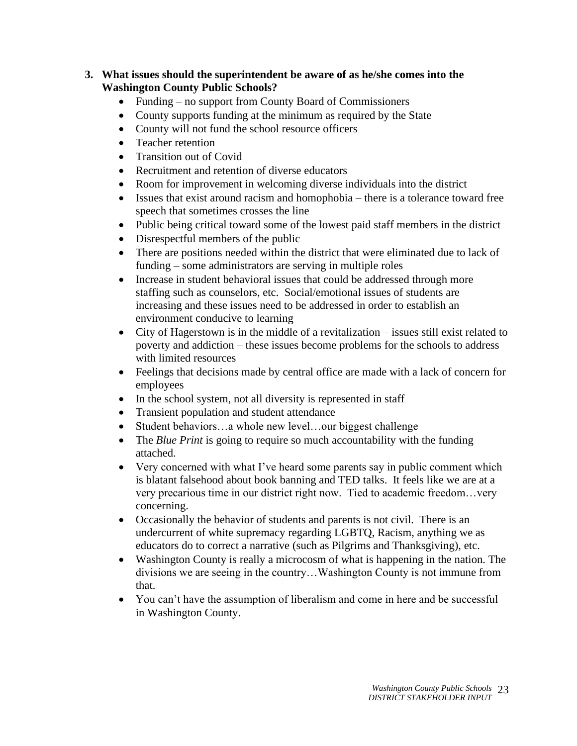**3. What issues should the superintendent be aware of as he/she comes into the Washington County Public Schools?**

- Funding – no support from County Board of Commissioners
- County supports funding at the minimum as required by the State
- County will not fund the school resource officers
- Teacher retention
- Transition out of Covid
- Recruitment and retention of diverse educators
- Room for improvement in welcoming diverse individuals into the district
- Issues that exist around racism and homophobia – there is a tolerance toward free speech that sometimes crosses the line
- Public being critical toward some of the lowest paid staff members in the district
- Disrespectful members of the public
- There are positions needed within the district that were eliminated due to lack of funding – some administrators are serving in multiple roles
- Increase in student behavioral issues that could be addressed through more staffing such as counselors, etc. Social/emotional issues of students are increasing and these issues need to be addressed in order to establish an environment conducive to learning
- City of Hagerstown is in the middle of a revitalization – issues still exist related to poverty and addiction – these issues become problems for the schools to address with limited resources
- Feelings that decisions made by central office are made with a lack of concern for employees
- In the school system, not all diversity is represented in staff
- Transient population and student attendance
- Student behaviors…a whole new level…our biggest challenge
- The *Blue Print* is going to require so much accountability with the funding attached.
- Very concerned with what I've heard some parents say in public comment which is blatant falsehood about book banning and TED talks. It feels like we are at a very precarious time in our district right now. Tied to academic freedom…very concerning.
- Occasionally the behavior of students and parents is not civil. There is an undercurrent of white supremacy regarding LGBTQ, Racism, anything we as educators do to correct a narrative (such as Pilgrims and Thanksgiving), etc.
- Washington County is really a microcosm of what is happening in the nation. The divisions we are seeing in the country…Washington County is not immune from that.
- You can't have the assumption of liberalism and come in here and be successful in Washington County.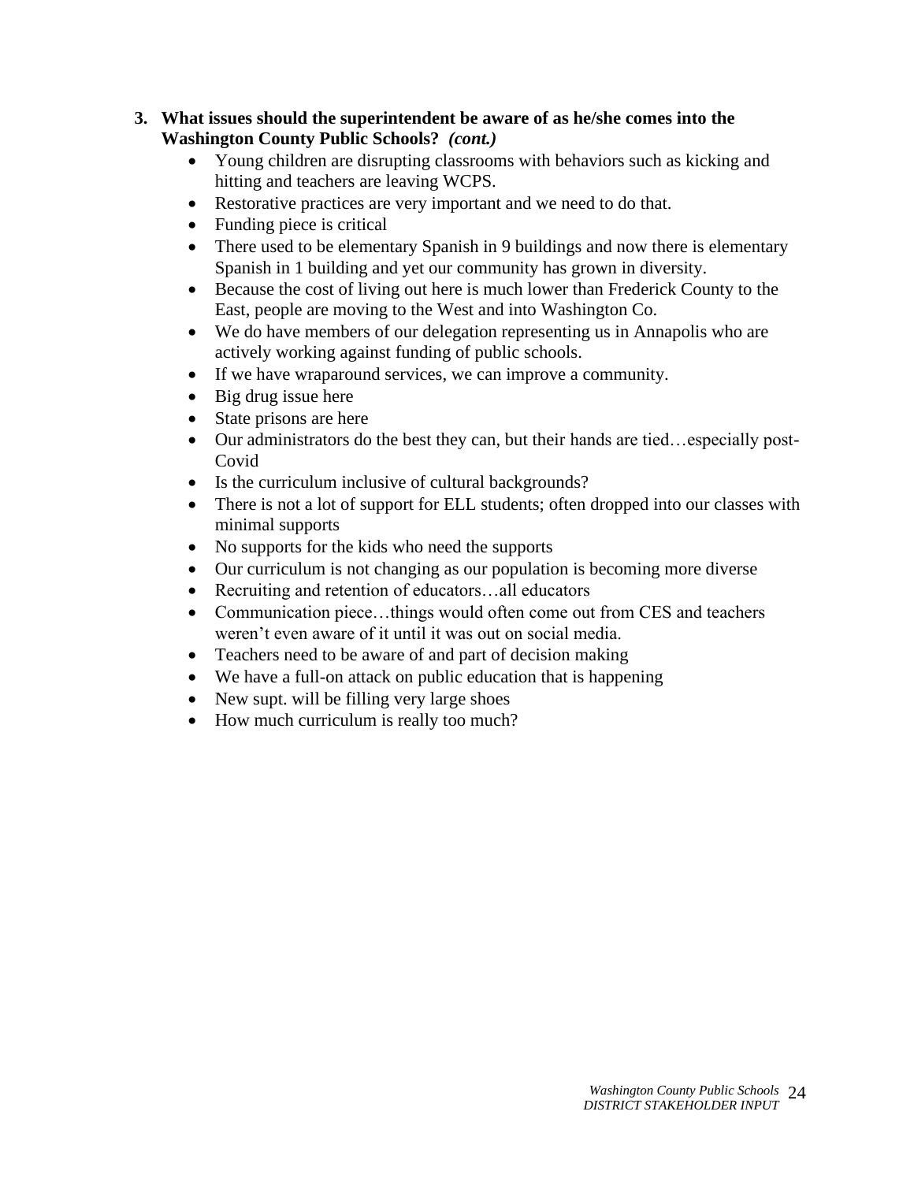3. **What issues should the superintendent be aware of as he/she comes into the Washington County Public Schools?** ***(cont.)***
    - Young children are disrupting classrooms with behaviors such as kicking and hitting and teachers are leaving WCPS.
    - Restorative practices are very important and we need to do that.
    - Funding piece is critical
    - There used to be elementary Spanish in 9 buildings and now there is elementary Spanish in 1 building and yet our community has grown in diversity.
    - Because the cost of living out here is much lower than Frederick County to the East, people are moving to the West and into Washington Co.
    - We do have members of our delegation representing us in Annapolis who are actively working against funding of public schools.
    - If we have wraparound services, we can improve a community.
    - Big drug issue here
    - State prisons are here
    - Our administrators do the best they can, but their hands are tied…especially post-Covid
    - Is the curriculum inclusive of cultural backgrounds?
    - There is not a lot of support for ELL students; often dropped into our classes with minimal supports
    - No supports for the kids who need the supports
    - Our curriculum is not changing as our population is becoming more diverse
    - Recruiting and retention of educators…all educators
    - Communication piece…things would often come out from CES and teachers weren't even aware of it until it was out on social media.
    - Teachers need to be aware of and part of decision making
    - We have a full-on attack on public education that is happening
    - New supt. will be filling very large shoes
    - How much curriculum is really too much?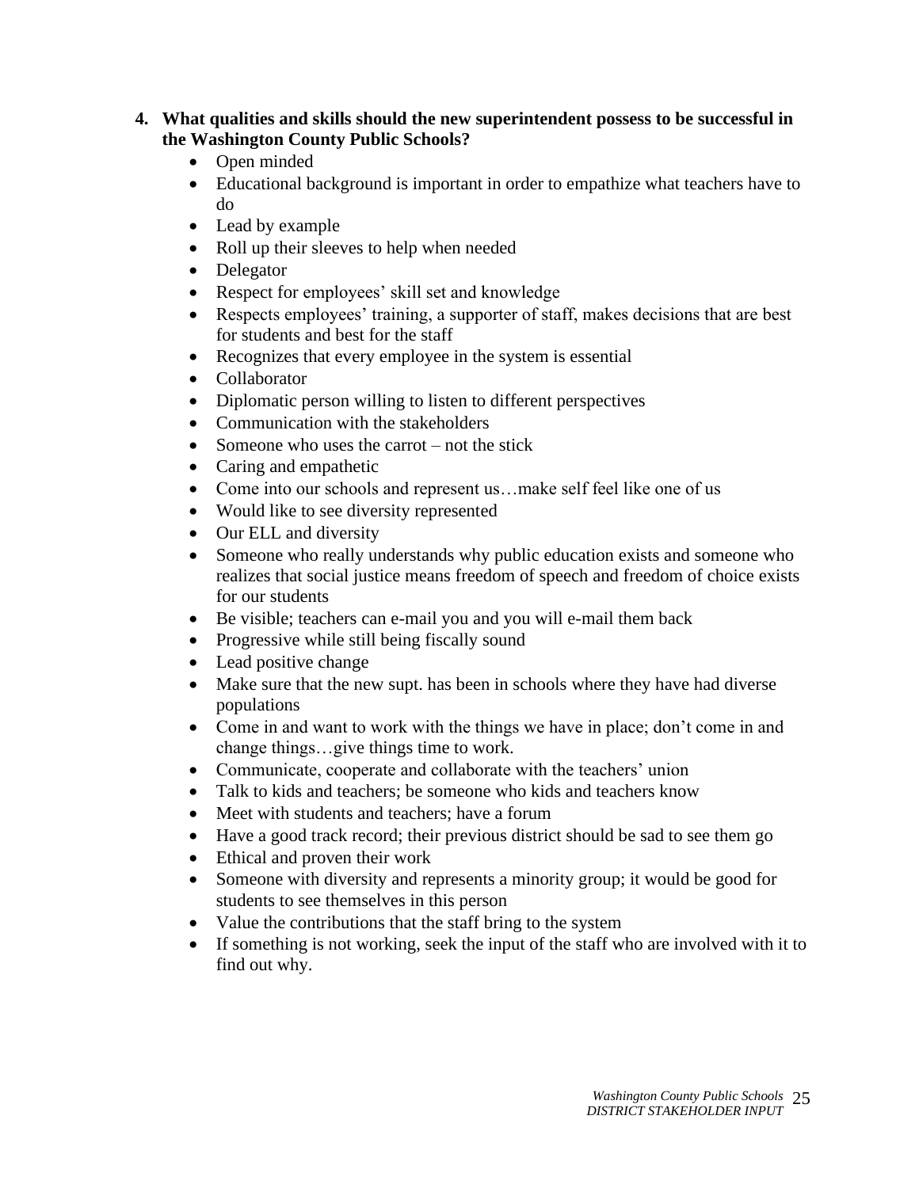**4. What qualities and skills should the new superintendent possess to be successful in the Washington County Public Schools?**

- Open minded
- Educational background is important in order to empathize what teachers have to do
- Lead by example
- Roll up their sleeves to help when needed
- Delegator
- Respect for employees' skill set and knowledge
- Respects employees' training, a supporter of staff, makes decisions that are best for students and best for the staff
- Recognizes that every employee in the system is essential
- Collaborator
- Diplomatic person willing to listen to different perspectives
- Communication with the stakeholders
- Someone who uses the carrot – not the stick
- Caring and empathetic
- Come into our schools and represent us…make self feel like one of us
- Would like to see diversity represented
- Our ELL and diversity
- Someone who really understands why public education exists and someone who realizes that social justice means freedom of speech and freedom of choice exists for our students
- Be visible; teachers can e-mail you and you will e-mail them back
- Progressive while still being fiscally sound
- Lead positive change
- Make sure that the new supt. has been in schools where they have had diverse populations
- Come in and want to work with the things we have in place; don't come in and change things…give things time to work.
- Communicate, cooperate and collaborate with the teachers' union
- Talk to kids and teachers; be someone who kids and teachers know
- Meet with students and teachers; have a forum
- Have a good track record; their previous district should be sad to see them go
- Ethical and proven their work
- Someone with diversity and represents a minority group; it would be good for students to see themselves in this person
- Value the contributions that the staff bring to the system
- If something is not working, seek the input of the staff who are involved with it to find out why.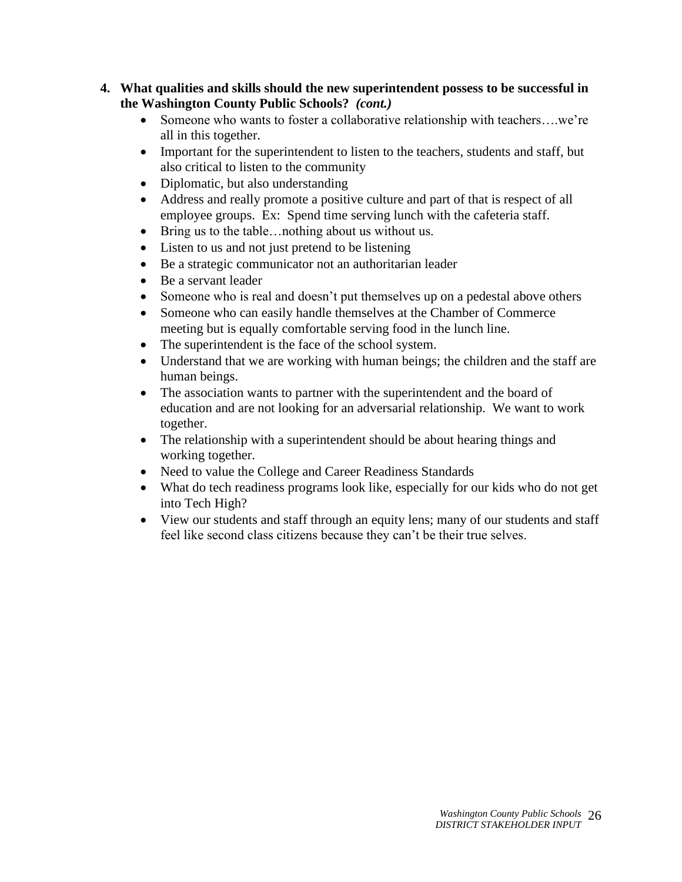4. **What qualities and skills should the new superintendent possess to be successful in the Washington County Public Schools?** ***(cont.)***
   - Someone who wants to foster a collaborative relationship with teachers….we're all in this together.
   - Important for the superintendent to listen to the teachers, students and staff, but also critical to listen to the community
   - Diplomatic, but also understanding
   - Address and really promote a positive culture and part of that is respect of all employee groups. Ex: Spend time serving lunch with the cafeteria staff.
   - Bring us to the table…nothing about us without us.
   - Listen to us and not just pretend to be listening
   - Be a strategic communicator not an authoritarian leader
   - Be a servant leader
   - Someone who is real and doesn't put themselves up on a pedestal above others
   - Someone who can easily handle themselves at the Chamber of Commerce meeting but is equally comfortable serving food in the lunch line.
   - The superintendent is the face of the school system.
   - Understand that we are working with human beings; the children and the staff are human beings.
   - The association wants to partner with the superintendent and the board of education and are not looking for an adversarial relationship. We want to work together.
   - The relationship with a superintendent should be about hearing things and working together.
   - Need to value the College and Career Readiness Standards
   - What do tech readiness programs look like, especially for our kids who do not get into Tech High?
   - View our students and staff through an equity lens; many of our students and staff feel like second class citizens because they can't be their true selves.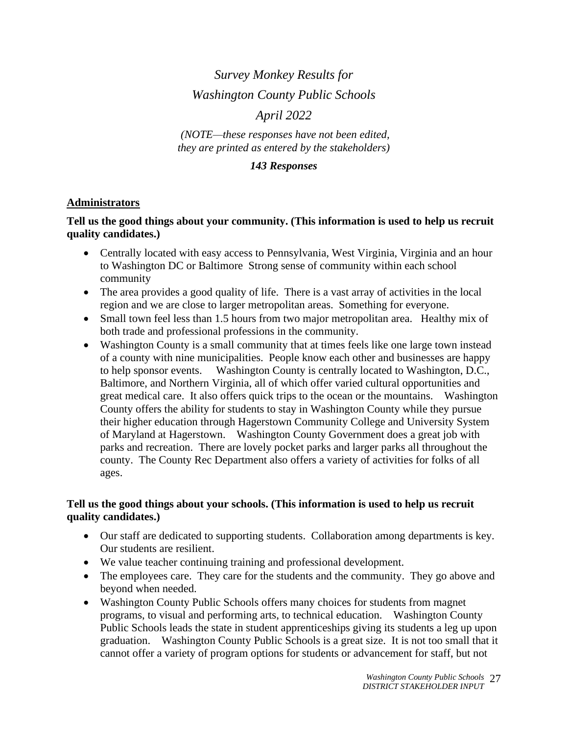*Survey Monkey Results for*

*Washington County Public Schools*

*April 2022*

*(NOTE—these responses have not been edited, they are printed as entered by the stakeholders)*

***143 Responses***

## Administrators

**Tell us the good things about your community. (This information is used to help us recruit quality candidates.)**

- Centrally located with easy access to Pennsylvania, West Virginia, Virginia and an hour to Washington DC or Baltimore Strong sense of community within each school community
- The area provides a good quality of life. There is a vast array of activities in the local region and we are close to larger metropolitan areas. Something for everyone.
- Small town feel less than 1.5 hours from two major metropolitan area. Healthy mix of both trade and professional professions in the community.
- Washington County is a small community that at times feels like one large town instead of a county with nine municipalities. People know each other and businesses are happy to help sponsor events. Washington County is centrally located to Washington, D.C., Baltimore, and Northern Virginia, all of which offer varied cultural opportunities and great medical care. It also offers quick trips to the ocean or the mountains. Washington County offers the ability for students to stay in Washington County while they pursue their higher education through Hagerstown Community College and University System of Maryland at Hagerstown. Washington County Government does a great job with parks and recreation. There are lovely pocket parks and larger parks all throughout the county. The County Rec Department also offers a variety of activities for folks of all ages.

**Tell us the good things about your schools. (This information is used to help us recruit quality candidates.)**

- Our staff are dedicated to supporting students. Collaboration among departments is key. Our students are resilient.
- We value teacher continuing training and professional development.
- The employees care. They care for the students and the community. They go above and beyond when needed.
- Washington County Public Schools offers many choices for students from magnet programs, to visual and performing arts, to technical education. Washington County Public Schools leads the state in student apprenticeships giving its students a leg up upon graduation. Washington County Public Schools is a great size. It is not too small that it cannot offer a variety of program options for students or advancement for staff, but not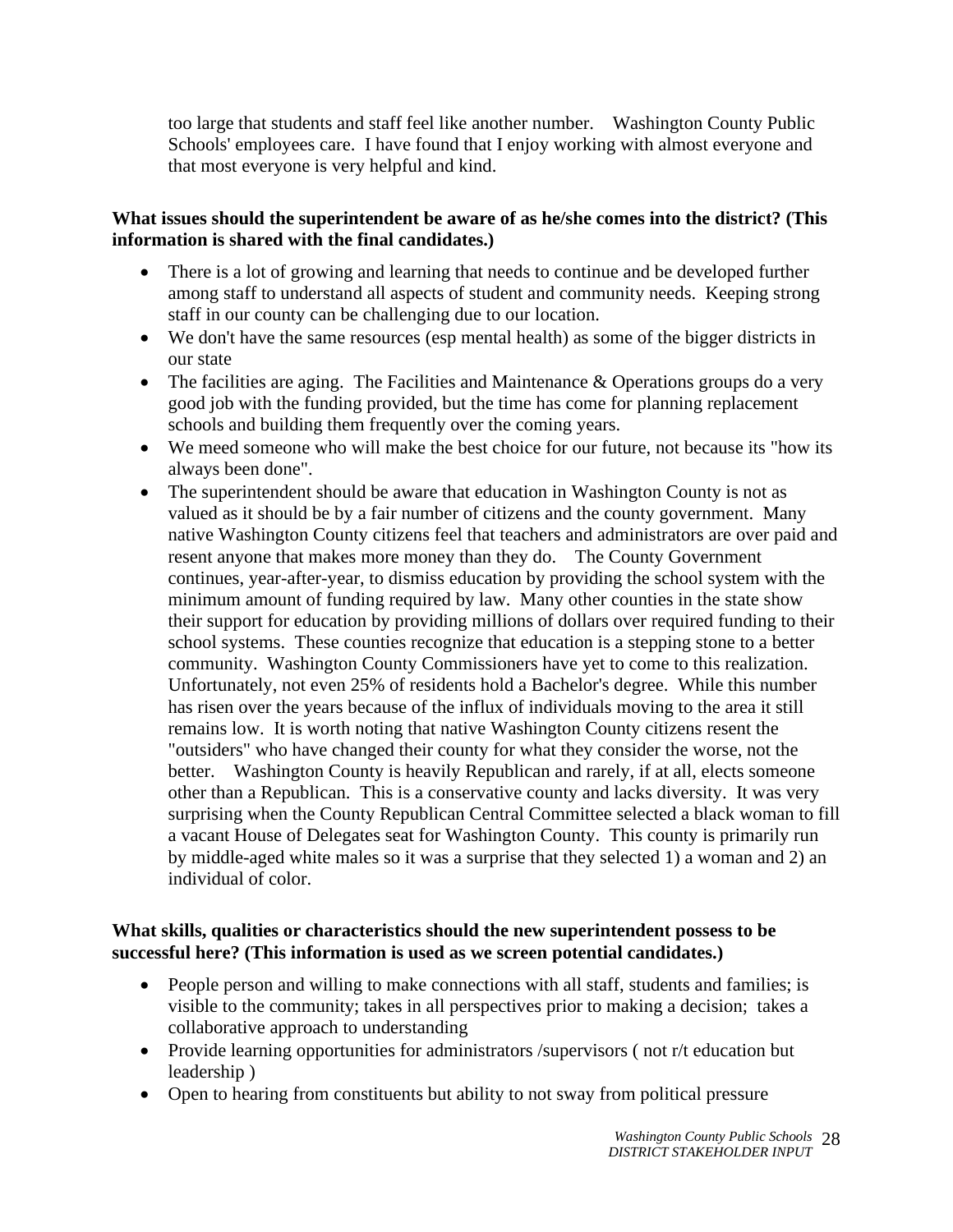too large that students and staff feel like another number.   Washington County Public Schools' employees care. I have found that I enjoy working with almost everyone and that most everyone is very helpful and kind.

**What issues should the superintendent be aware of as he/she comes into the district? (This information is shared with the final candidates.)**

- There is a lot of growing and learning that needs to continue and be developed further among staff to understand all aspects of student and community needs. Keeping strong staff in our county can be challenging due to our location.
- We don't have the same resources (esp mental health) as some of the bigger districts in our state
- The facilities are aging. The Facilities and Maintenance & Operations groups do a very good job with the funding provided, but the time has come for planning replacement schools and building them frequently over the coming years.
- We meed someone who will make the best choice for our future, not because its "how its always been done".
- The superintendent should be aware that education in Washington County is not as valued as it should be by a fair number of citizens and the county government. Many native Washington County citizens feel that teachers and administrators are over paid and resent anyone that makes more money than they do.   The County Government continues, year-after-year, to dismiss education by providing the school system with the minimum amount of funding required by law. Many other counties in the state show their support for education by providing millions of dollars over required funding to their school systems. These counties recognize that education is a stepping stone to a better community. Washington County Commissioners have yet to come to this realization. Unfortunately, not even 25% of residents hold a Bachelor's degree. While this number has risen over the years because of the influx of individuals moving to the area it still remains low. It is worth noting that native Washington County citizens resent the "outsiders" who have changed their county for what they consider the worse, not the better.   Washington County is heavily Republican and rarely, if at all, elects someone other than a Republican. This is a conservative county and lacks diversity. It was very surprising when the County Republican Central Committee selected a black woman to fill a vacant House of Delegates seat for Washington County. This county is primarily run by middle-aged white males so it was a surprise that they selected 1) a woman and 2) an individual of color.

**What skills, qualities or characteristics should the new superintendent possess to be successful here? (This information is used as we screen potential candidates.)**

- People person and willing to make connections with all staff, students and families; is visible to the community; takes in all perspectives prior to making a decision; takes a collaborative approach to understanding
- Provide learning opportunities for administrators /supervisors ( not r/t education but leadership )
- Open to hearing from constituents but ability to not sway from political pressure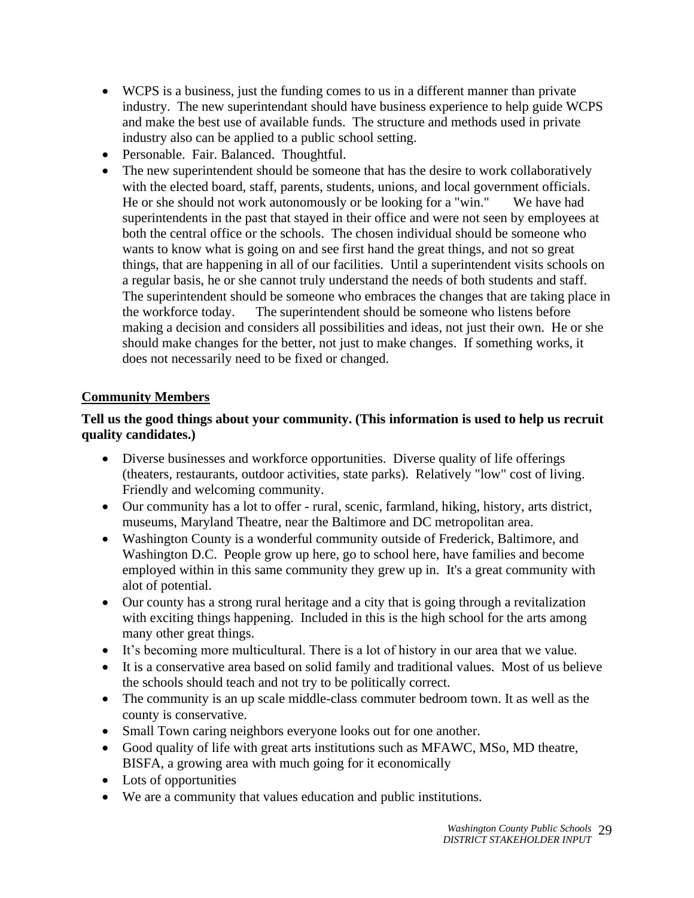- WCPS is a business, just the funding comes to us in a different manner than private industry. The new superintendant should have business experience to help guide WCPS and make the best use of available funds. The structure and methods used in private industry also can be applied to a public school setting.
- Personable. Fair. Balanced. Thoughtful.
- The new superintendent should be someone that has the desire to work collaboratively with the elected board, staff, parents, students, unions, and local government officials. He or she should not work autonomously or be looking for a "win." We have had superintendents in the past that stayed in their office and were not seen by employees at both the central office or the schools. The chosen individual should be someone who wants to know what is going on and see first hand the great things, and not so great things, that are happening in all of our facilities. Until a superintendent visits schools on a regular basis, he or she cannot truly understand the needs of both students and staff. The superintendent should be someone who embraces the changes that are taking place in the workforce today. The superintendent should be someone who listens before making a decision and considers all possibilities and ideas, not just their own. He or she should make changes for the better, not just to make changes. If something works, it does not necessarily need to be fixed or changed.

**Community Members**

**Tell us the good things about your community. (This information is used to help us recruit quality candidates.)**

- Diverse businesses and workforce opportunities. Diverse quality of life offerings (theaters, restaurants, outdoor activities, state parks). Relatively "low" cost of living. Friendly and welcoming community.
- Our community has a lot to offer - rural, scenic, farmland, hiking, history, arts district, museums, Maryland Theatre, near the Baltimore and DC metropolitan area.
- Washington County is a wonderful community outside of Frederick, Baltimore, and Washington D.C. People grow up here, go to school here, have families and become employed within in this same community they grew up in. It's a great community with alot of potential.
- Our county has a strong rural heritage and a city that is going through a revitalization with exciting things happening. Included in this is the high school for the arts among many other great things.
- It's becoming more multicultural. There is a lot of history in our area that we value.
- It is a conservative area based on solid family and traditional values. Most of us believe the schools should teach and not try to be politically correct.
- The community is an up scale middle-class commuter bedroom town. It as well as the county is conservative.
- Small Town caring neighbors everyone looks out for one another.
- Good quality of life with great arts institutions such as MFAWC, MSo, MD theatre, BISFA, a growing area with much going for it economically
- Lots of opportunities
- We are a community that values education and public institutions.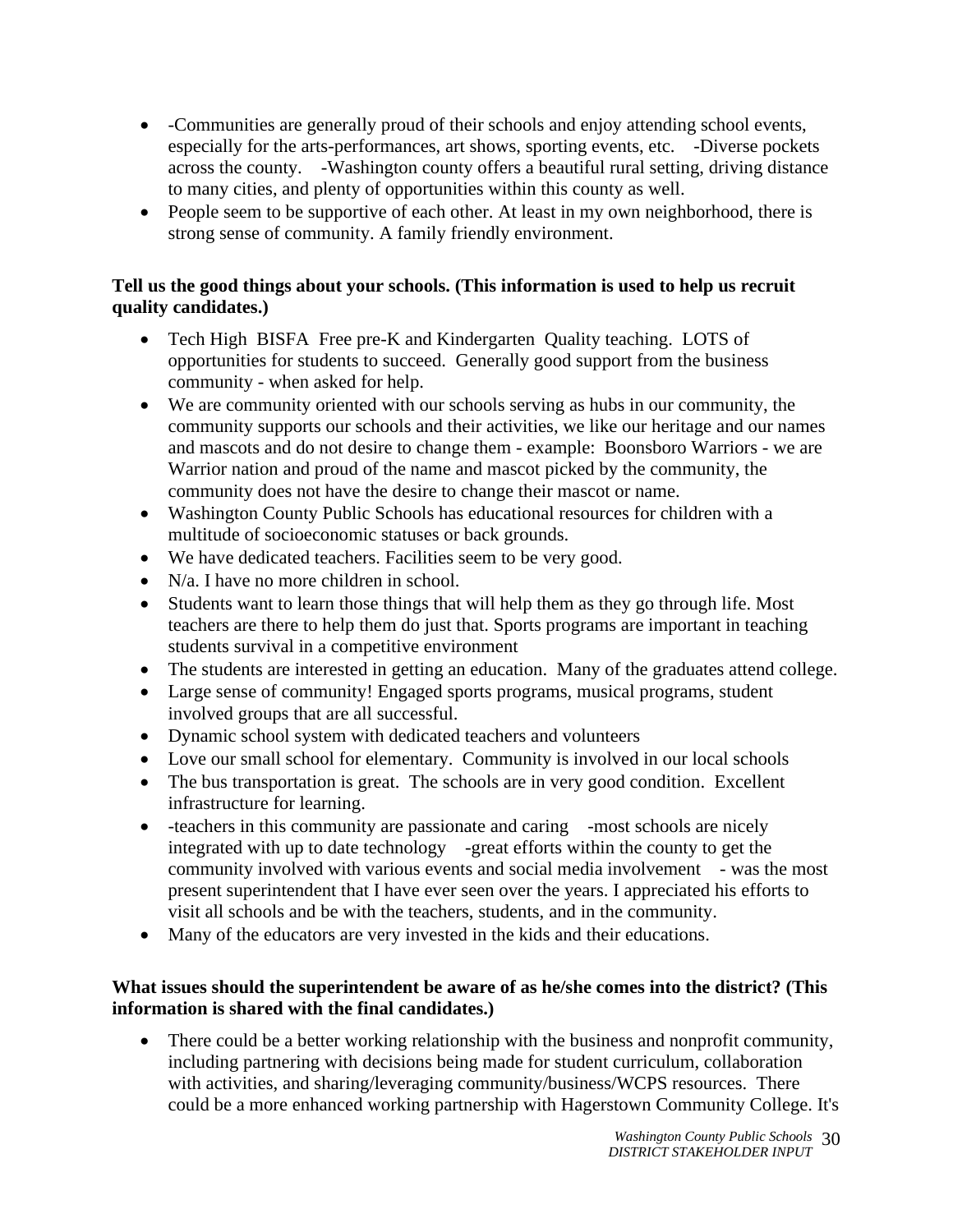- -Communities are generally proud of their schools and enjoy attending school events, especially for the arts-performances, art shows, sporting events, etc. -Diverse pockets across the county. -Washington county offers a beautiful rural setting, driving distance to many cities, and plenty of opportunities within this county as well.
- People seem to be supportive of each other. At least in my own neighborhood, there is strong sense of community. A family friendly environment.

**Tell us the good things about your schools. (This information is used to help us recruit quality candidates.)**

- Tech High BISFA Free pre-K and Kindergarten Quality teaching. LOTS of opportunities for students to succeed. Generally good support from the business community - when asked for help.
- We are community oriented with our schools serving as hubs in our community, the community supports our schools and their activities, we like our heritage and our names and mascots and do not desire to change them - example: Boonsboro Warriors - we are Warrior nation and proud of the name and mascot picked by the community, the community does not have the desire to change their mascot or name.
- Washington County Public Schools has educational resources for children with a multitude of socioeconomic statuses or back grounds.
- We have dedicated teachers. Facilities seem to be very good.
- N/a. I have no more children in school.
- Students want to learn those things that will help them as they go through life. Most teachers are there to help them do just that. Sports programs are important in teaching students survival in a competitive environment
- The students are interested in getting an education. Many of the graduates attend college.
- Large sense of community! Engaged sports programs, musical programs, student involved groups that are all successful.
- Dynamic school system with dedicated teachers and volunteers
- Love our small school for elementary. Community is involved in our local schools
- The bus transportation is great. The schools are in very good condition. Excellent infrastructure for learning.
- -teachers in this community are passionate and caring -most schools are nicely integrated with up to date technology -great efforts within the county to get the community involved with various events and social media involvement - was the most present superintendent that I have ever seen over the years. I appreciated his efforts to visit all schools and be with the teachers, students, and in the community.
- Many of the educators are very invested in the kids and their educations.

**What issues should the superintendent be aware of as he/she comes into the district? (This information is shared with the final candidates.)**

- There could be a better working relationship with the business and nonprofit community, including partnering with decisions being made for student curriculum, collaboration with activities, and sharing/leveraging community/business/WCPS resources. There could be a more enhanced working partnership with Hagerstown Community College. It's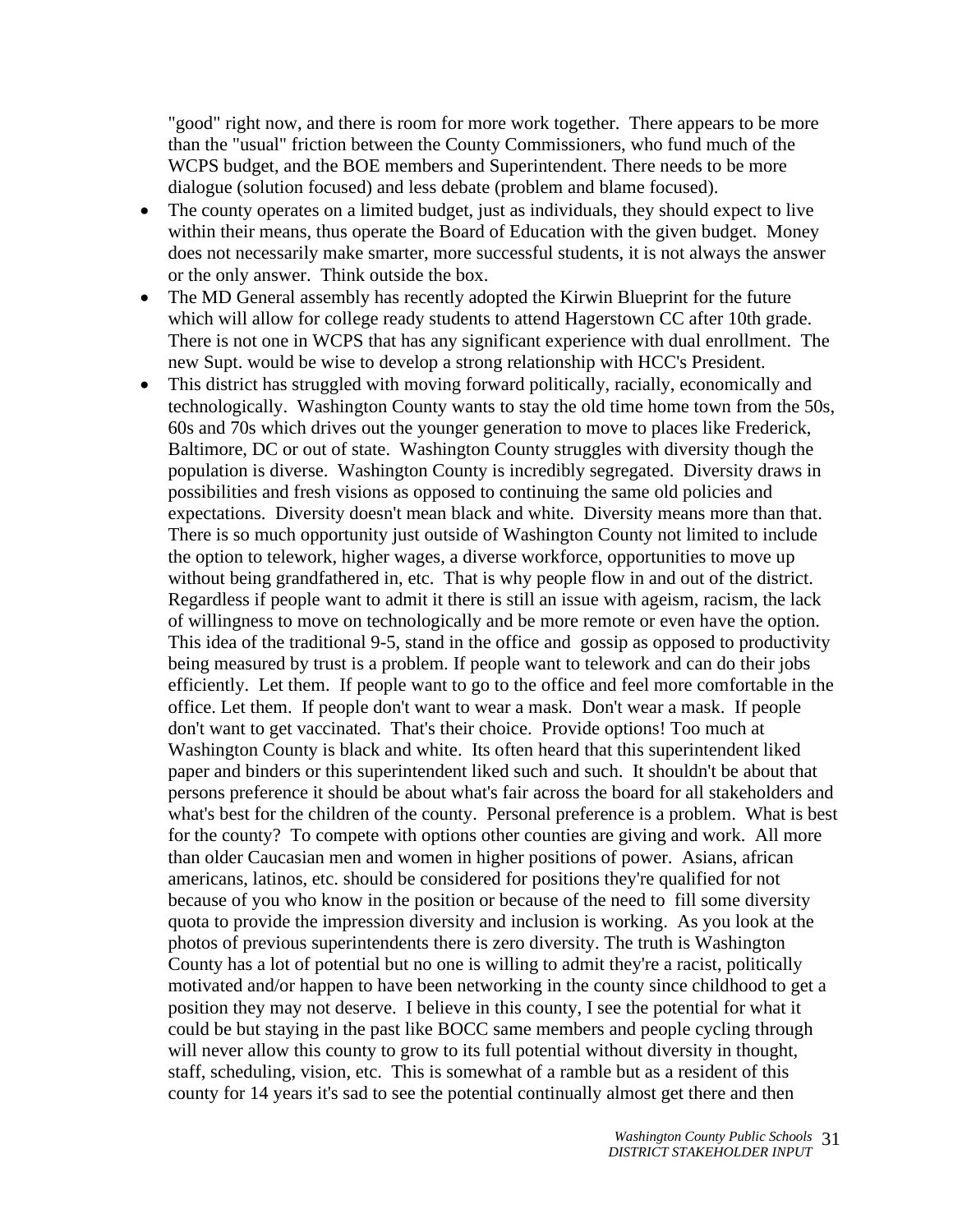"good" right now, and there is room for more work together. There appears to be more than the "usual" friction between the County Commissioners, who fund much of the WCPS budget, and the BOE members and Superintendent. There needs to be more dialogue (solution focused) and less debate (problem and blame focused).

- The county operates on a limited budget, just as individuals, they should expect to live within their means, thus operate the Board of Education with the given budget. Money does not necessarily make smarter, more successful students, it is not always the answer or the only answer. Think outside the box.
- The MD General assembly has recently adopted the Kirwin Blueprint for the future which will allow for college ready students to attend Hagerstown CC after 10th grade. There is not one in WCPS that has any significant experience with dual enrollment. The new Supt. would be wise to develop a strong relationship with HCC's President.
- This district has struggled with moving forward politically, racially, economically and technologically. Washington County wants to stay the old time home town from the 50s, 60s and 70s which drives out the younger generation to move to places like Frederick, Baltimore, DC or out of state. Washington County struggles with diversity though the population is diverse. Washington County is incredibly segregated. Diversity draws in possibilities and fresh visions as opposed to continuing the same old policies and expectations. Diversity doesn't mean black and white. Diversity means more than that. There is so much opportunity just outside of Washington County not limited to include the option to telework, higher wages, a diverse workforce, opportunities to move up without being grandfathered in, etc. That is why people flow in and out of the district. Regardless if people want to admit it there is still an issue with ageism, racism, the lack of willingness to move on technologically and be more remote or even have the option. This idea of the traditional 9-5, stand in the office and gossip as opposed to productivity being measured by trust is a problem. If people want to telework and can do their jobs efficiently. Let them. If people want to go to the office and feel more comfortable in the office. Let them. If people don't want to wear a mask. Don't wear a mask. If people don't want to get vaccinated. That's their choice. Provide options! Too much at Washington County is black and white. Its often heard that this superintendent liked paper and binders or this superintendent liked such and such. It shouldn't be about that persons preference it should be about what's fair across the board for all stakeholders and what's best for the children of the county. Personal preference is a problem. What is best for the county? To compete with options other counties are giving and work. All more than older Caucasian men and women in higher positions of power. Asians, african americans, latinos, etc. should be considered for positions they're qualified for not because of you who know in the position or because of the need to fill some diversity quota to provide the impression diversity and inclusion is working. As you look at the photos of previous superintendents there is zero diversity. The truth is Washington County has a lot of potential but no one is willing to admit they're a racist, politically motivated and/or happen to have been networking in the county since childhood to get a position they may not deserve. I believe in this county, I see the potential for what it could be but staying in the past like BOCC same members and people cycling through will never allow this county to grow to its full potential without diversity in thought, staff, scheduling, vision, etc. This is somewhat of a ramble but as a resident of this county for 14 years it's sad to see the potential continually almost get there and then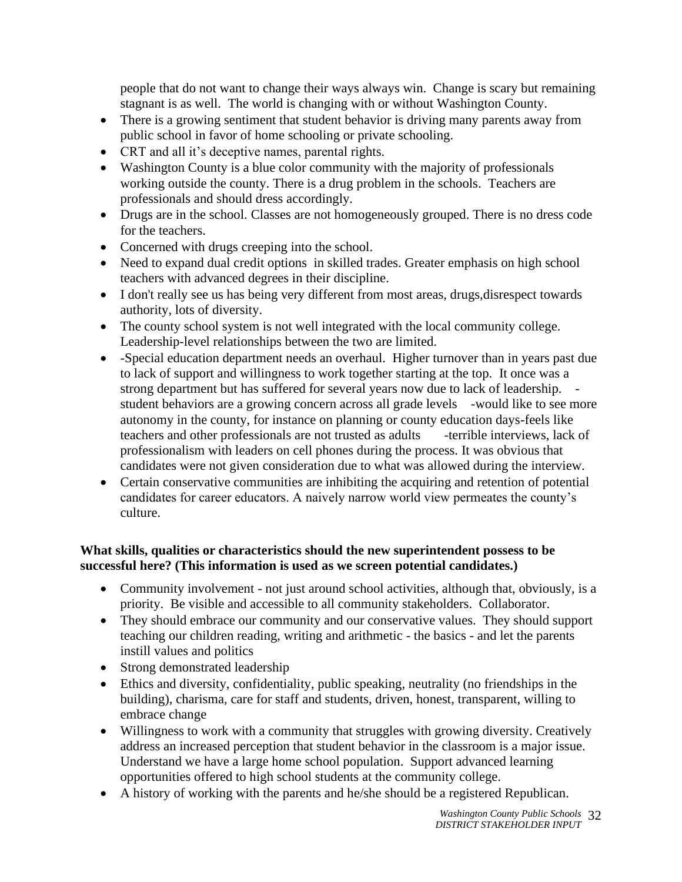people that do not want to change their ways always win. Change is scary but remaining stagnant is as well. The world is changing with or without Washington County.

- There is a growing sentiment that student behavior is driving many parents away from public school in favor of home schooling or private schooling.
- CRT and all it's deceptive names, parental rights.
- Washington County is a blue color community with the majority of professionals working outside the county. There is a drug problem in the schools. Teachers are professionals and should dress accordingly.
- Drugs are in the school. Classes are not homogeneously grouped. There is no dress code for the teachers.
- Concerned with drugs creeping into the school.
- Need to expand dual credit options in skilled trades. Greater emphasis on high school teachers with advanced degrees in their discipline.
- I don't really see us has being very different from most areas, drugs,disrespect towards authority, lots of diversity.
- The county school system is not well integrated with the local community college. Leadership-level relationships between the two are limited.
- -Special education department needs an overhaul. Higher turnover than in years past due to lack of support and willingness to work together starting at the top. It once was a strong department but has suffered for several years now due to lack of leadership. -student behaviors are a growing concern across all grade levels -would like to see more autonomy in the county, for instance on planning or county education days-feels like teachers and other professionals are not trusted as adults -terrible interviews, lack of professionalism with leaders on cell phones during the process. It was obvious that candidates were not given consideration due to what was allowed during the interview.
- Certain conservative communities are inhibiting the acquiring and retention of potential candidates for career educators. A naively narrow world view permeates the county's culture.

**What skills, qualities or characteristics should the new superintendent possess to be successful here? (This information is used as we screen potential candidates.)**

- Community involvement - not just around school activities, although that, obviously, is a priority. Be visible and accessible to all community stakeholders. Collaborator.
- They should embrace our community and our conservative values. They should support teaching our children reading, writing and arithmetic - the basics - and let the parents instill values and politics
- Strong demonstrated leadership
- Ethics and diversity, confidentiality, public speaking, neutrality (no friendships in the building), charisma, care for staff and students, driven, honest, transparent, willing to embrace change
- Willingness to work with a community that struggles with growing diversity. Creatively address an increased perception that student behavior in the classroom is a major issue. Understand we have a large home school population. Support advanced learning opportunities offered to high school students at the community college.
- A history of working with the parents and he/she should be a registered Republican.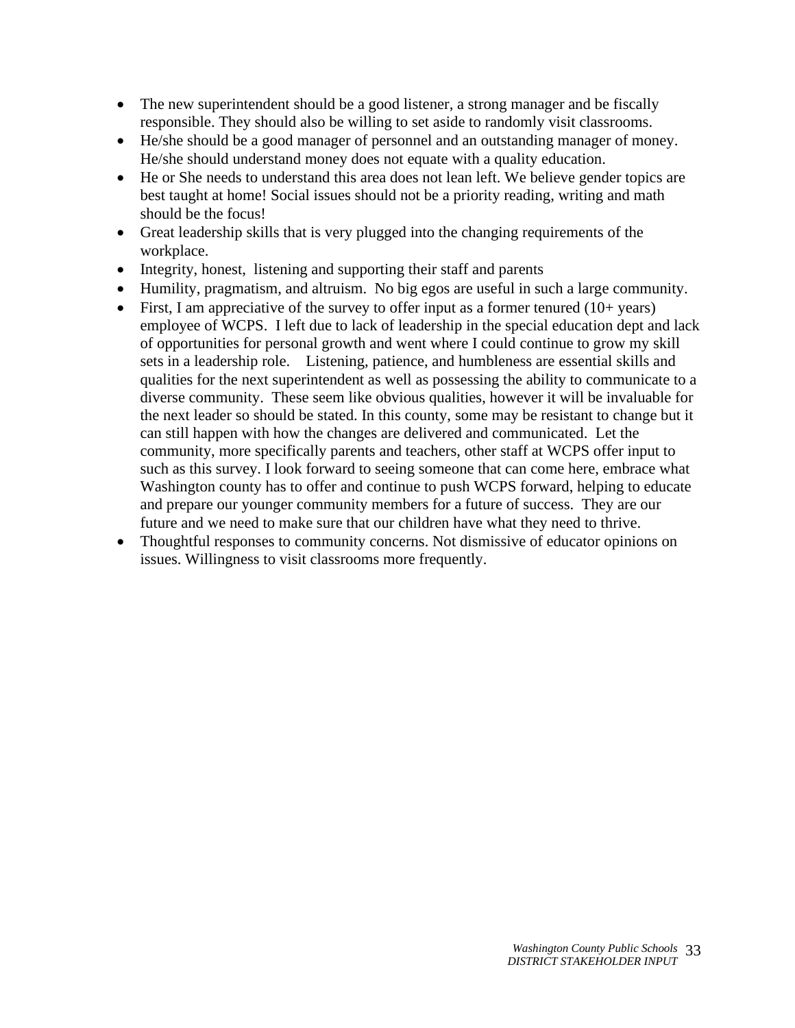- The new superintendent should be a good listener, a strong manager and be fiscally responsible. They should also be willing to set aside to randomly visit classrooms.
- He/she should be a good manager of personnel and an outstanding manager of money. He/she should understand money does not equate with a quality education.
- He or She needs to understand this area does not lean left. We believe gender topics are best taught at home! Social issues should not be a priority reading, writing and math should be the focus!
- Great leadership skills that is very plugged into the changing requirements of the workplace.
- Integrity, honest, listening and supporting their staff and parents
- Humility, pragmatism, and altruism. No big egos are useful in such a large community.
- First, I am appreciative of the survey to offer input as a former tenured (10+ years) employee of WCPS. I left due to lack of leadership in the special education dept and lack of opportunities for personal growth and went where I could continue to grow my skill sets in a leadership role. Listening, patience, and humbleness are essential skills and qualities for the next superintendent as well as possessing the ability to communicate to a diverse community. These seem like obvious qualities, however it will be invaluable for the next leader so should be stated. In this county, some may be resistant to change but it can still happen with how the changes are delivered and communicated. Let the community, more specifically parents and teachers, other staff at WCPS offer input to such as this survey. I look forward to seeing someone that can come here, embrace what Washington county has to offer and continue to push WCPS forward, helping to educate and prepare our younger community members for a future of success. They are our future and we need to make sure that our children have what they need to thrive.
- Thoughtful responses to community concerns. Not dismissive of educator opinions on issues. Willingness to visit classrooms more frequently.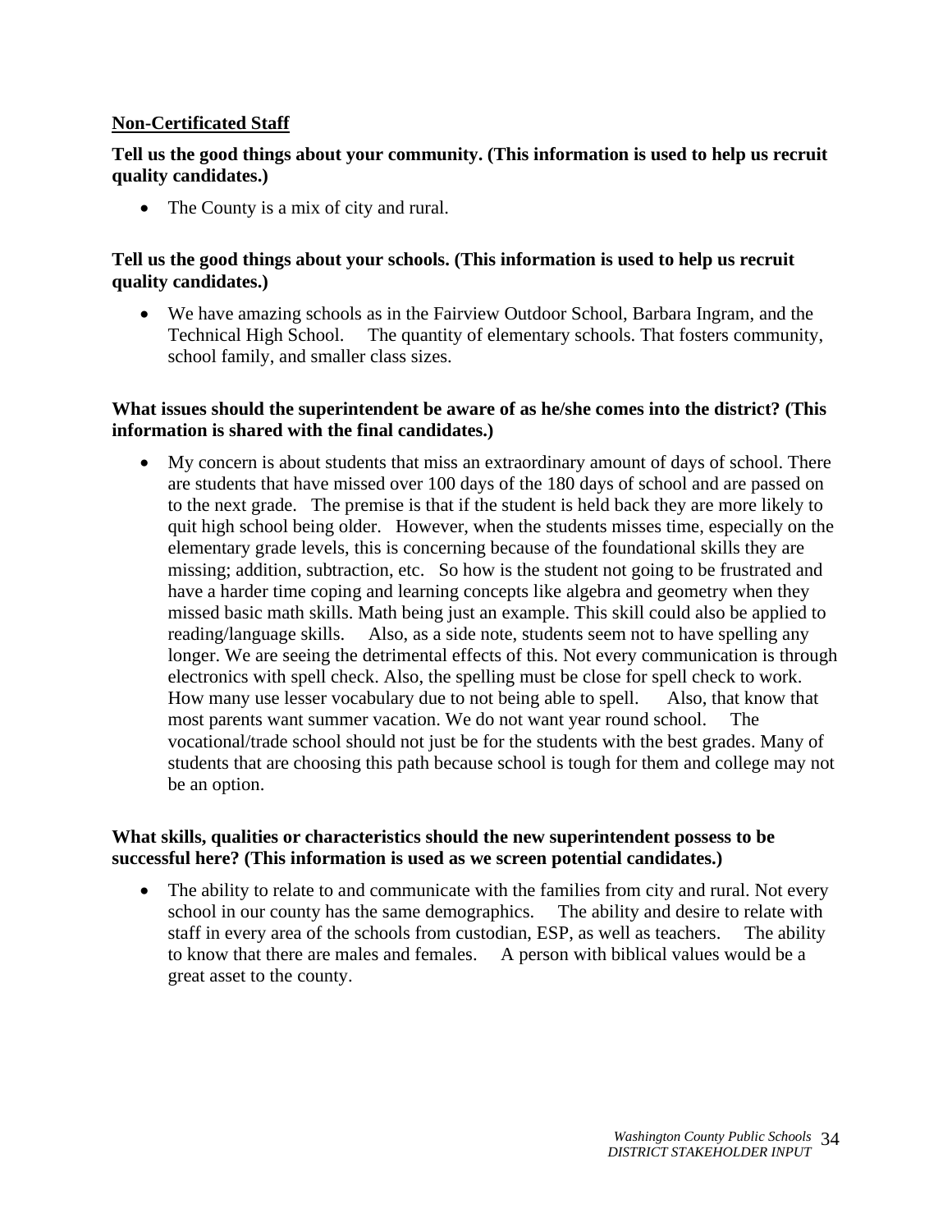**Non-Certificated Staff**

**Tell us the good things about your community. (This information is used to help us recruit quality candidates.)**

- The County is a mix of city and rural.

**Tell us the good things about your schools. (This information is used to help us recruit quality candidates.)**

- We have amazing schools as in the Fairview Outdoor School, Barbara Ingram, and the Technical High School. The quantity of elementary schools. That fosters community, school family, and smaller class sizes.

**What issues should the superintendent be aware of as he/she comes into the district? (This information is shared with the final candidates.)**

- My concern is about students that miss an extraordinary amount of days of school. There are students that have missed over 100 days of the 180 days of school and are passed on to the next grade. The premise is that if the student is held back they are more likely to quit high school being older. However, when the students misses time, especially on the elementary grade levels, this is concerning because of the foundational skills they are missing; addition, subtraction, etc. So how is the student not going to be frustrated and have a harder time coping and learning concepts like algebra and geometry when they missed basic math skills. Math being just an example. This skill could also be applied to reading/language skills. Also, as a side note, students seem not to have spelling any longer. We are seeing the detrimental effects of this. Not every communication is through electronics with spell check. Also, the spelling must be close for spell check to work. How many use lesser vocabulary due to not being able to spell. Also, that know that most parents want summer vacation. We do not want year round school. The vocational/trade school should not just be for the students with the best grades. Many of students that are choosing this path because school is tough for them and college may not be an option.

**What skills, qualities or characteristics should the new superintendent possess to be successful here? (This information is used as we screen potential candidates.)**

- The ability to relate to and communicate with the families from city and rural. Not every school in our county has the same demographics. The ability and desire to relate with staff in every area of the schools from custodian, ESP, as well as teachers. The ability to know that there are males and females. A person with biblical values would be a great asset to the county.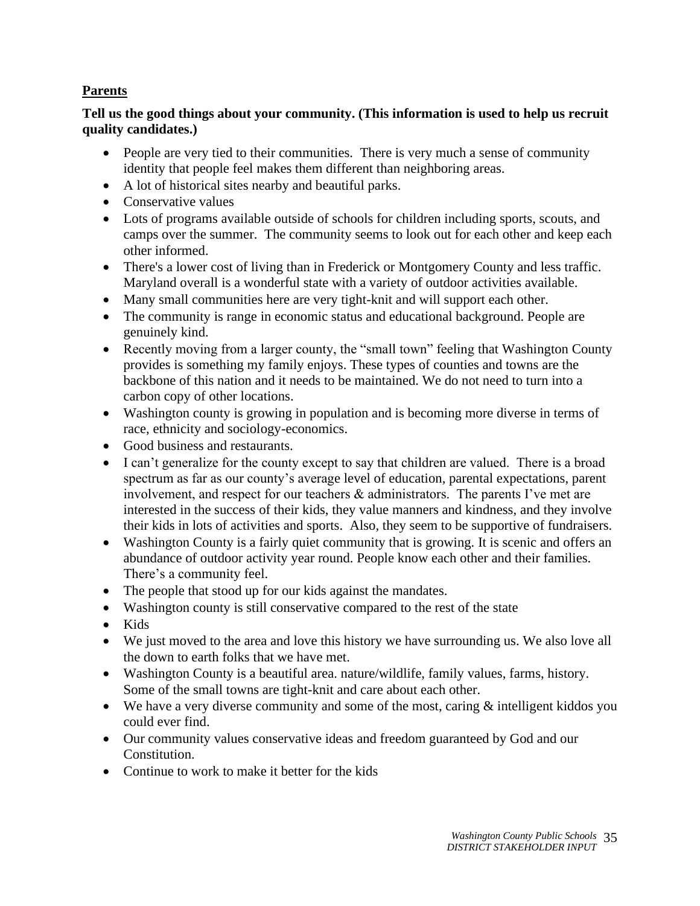## Parents

**Tell us the good things about your community. (This information is used to help us recruit quality candidates.)**

- People are very tied to their communities. There is very much a sense of community identity that people feel makes them different than neighboring areas.
- A lot of historical sites nearby and beautiful parks.
- Conservative values
- Lots of programs available outside of schools for children including sports, scouts, and camps over the summer. The community seems to look out for each other and keep each other informed.
- There's a lower cost of living than in Frederick or Montgomery County and less traffic. Maryland overall is a wonderful state with a variety of outdoor activities available.
- Many small communities here are very tight-knit and will support each other.
- The community is range in economic status and educational background. People are genuinely kind.
- Recently moving from a larger county, the "small town" feeling that Washington County provides is something my family enjoys. These types of counties and towns are the backbone of this nation and it needs to be maintained. We do not need to turn into a carbon copy of other locations.
- Washington county is growing in population and is becoming more diverse in terms of race, ethnicity and sociology-economics.
- Good business and restaurants.
- I can't generalize for the county except to say that children are valued. There is a broad spectrum as far as our county's average level of education, parental expectations, parent involvement, and respect for our teachers & administrators. The parents I've met are interested in the success of their kids, they value manners and kindness, and they involve their kids in lots of activities and sports. Also, they seem to be supportive of fundraisers.
- Washington County is a fairly quiet community that is growing. It is scenic and offers an abundance of outdoor activity year round. People know each other and their families. There's a community feel.
- The people that stood up for our kids against the mandates.
- Washington county is still conservative compared to the rest of the state
- Kids
- We just moved to the area and love this history we have surrounding us. We also love all the down to earth folks that we have met.
- Washington County is a beautiful area. nature/wildlife, family values, farms, history. Some of the small towns are tight-knit and care about each other.
- We have a very diverse community and some of the most, caring & intelligent kiddos you could ever find.
- Our community values conservative ideas and freedom guaranteed by God and our Constitution.
- Continue to work to make it better for the kids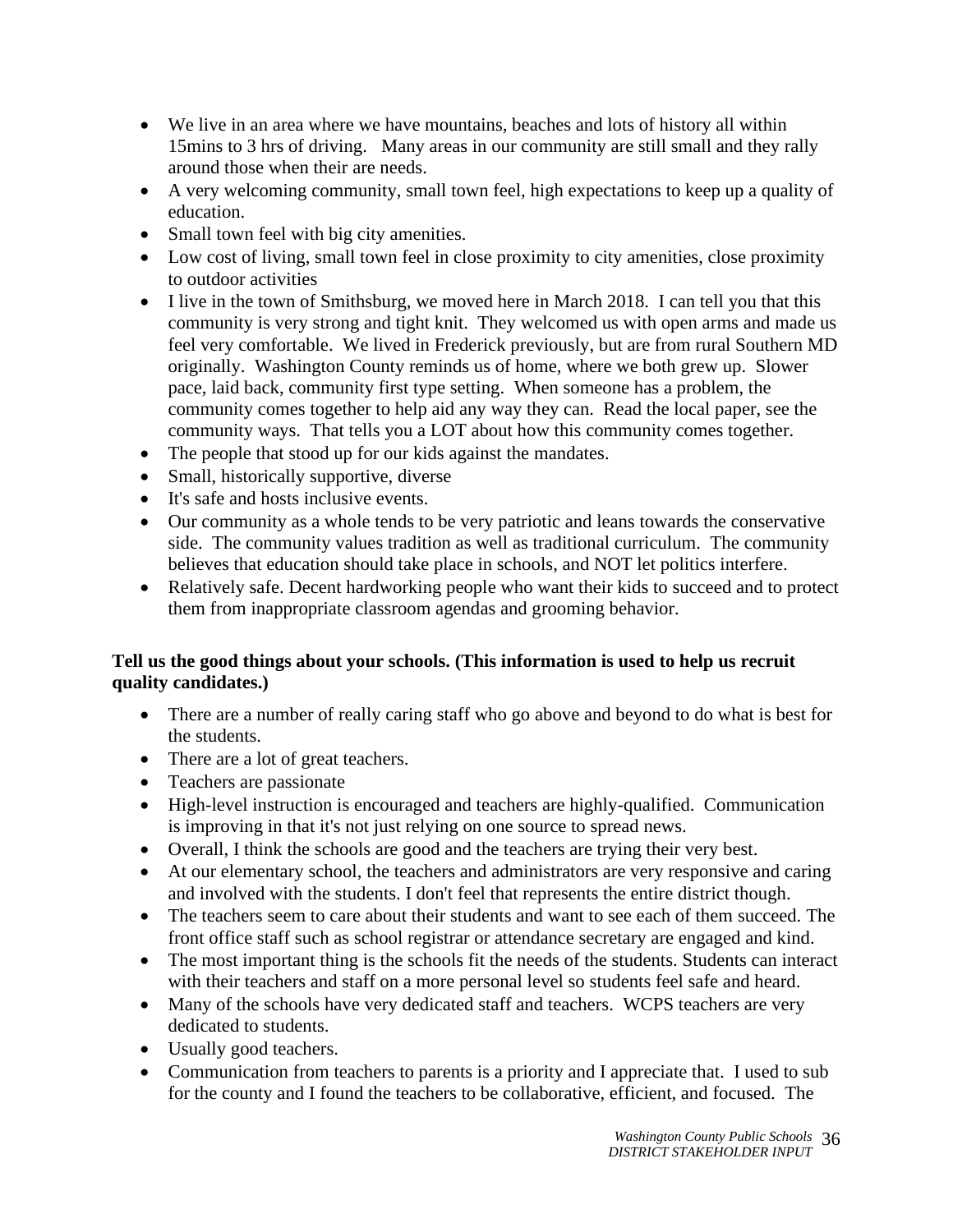- We live in an area where we have mountains, beaches and lots of history all within 15mins to 3 hrs of driving. Many areas in our community are still small and they rally around those when their are needs.
- A very welcoming community, small town feel, high expectations to keep up a quality of education.
- Small town feel with big city amenities.
- Low cost of living, small town feel in close proximity to city amenities, close proximity to outdoor activities
- I live in the town of Smithsburg, we moved here in March 2018. I can tell you that this community is very strong and tight knit. They welcomed us with open arms and made us feel very comfortable. We lived in Frederick previously, but are from rural Southern MD originally. Washington County reminds us of home, where we both grew up. Slower pace, laid back, community first type setting. When someone has a problem, the community comes together to help aid any way they can. Read the local paper, see the community ways. That tells you a LOT about how this community comes together.
- The people that stood up for our kids against the mandates.
- Small, historically supportive, diverse
- It's safe and hosts inclusive events.
- Our community as a whole tends to be very patriotic and leans towards the conservative side. The community values tradition as well as traditional curriculum. The community believes that education should take place in schools, and NOT let politics interfere.
- Relatively safe. Decent hardworking people who want their kids to succeed and to protect them from inappropriate classroom agendas and grooming behavior.

**Tell us the good things about your schools. (This information is used to help us recruit quality candidates.)**

- There are a number of really caring staff who go above and beyond to do what is best for the students.
- There are a lot of great teachers.
- Teachers are passionate
- High-level instruction is encouraged and teachers are highly-qualified. Communication is improving in that it's not just relying on one source to spread news.
- Overall, I think the schools are good and the teachers are trying their very best.
- At our elementary school, the teachers and administrators are very responsive and caring and involved with the students. I don't feel that represents the entire district though.
- The teachers seem to care about their students and want to see each of them succeed. The front office staff such as school registrar or attendance secretary are engaged and kind.
- The most important thing is the schools fit the needs of the students. Students can interact with their teachers and staff on a more personal level so students feel safe and heard.
- Many of the schools have very dedicated staff and teachers. WCPS teachers are very dedicated to students.
- Usually good teachers.
- Communication from teachers to parents is a priority and I appreciate that. I used to sub for the county and I found the teachers to be collaborative, efficient, and focused. The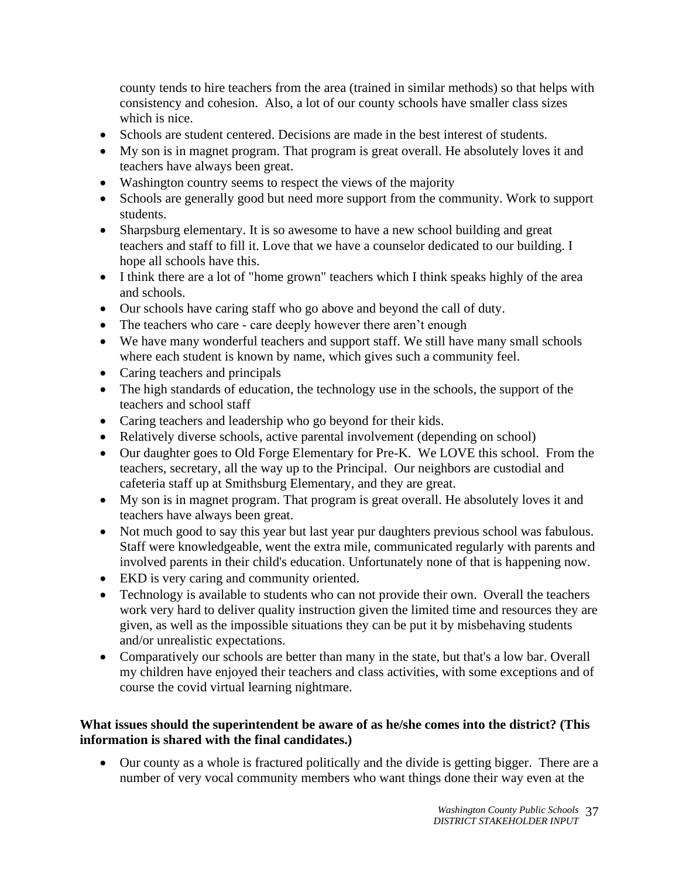county tends to hire teachers from the area (trained in similar methods) so that helps with consistency and cohesion. Also, a lot of our county schools have smaller class sizes which is nice.

- Schools are student centered. Decisions are made in the best interest of students.
- My son is in magnet program. That program is great overall. He absolutely loves it and teachers have always been great.
- Washington country seems to respect the views of the majority
- Schools are generally good but need more support from the community. Work to support students.
- Sharpsburg elementary. It is so awesome to have a new school building and great teachers and staff to fill it. Love that we have a counselor dedicated to our building. I hope all schools have this.
- I think there are a lot of "home grown" teachers which I think speaks highly of the area and schools.
- Our schools have caring staff who go above and beyond the call of duty.
- The teachers who care - care deeply however there aren't enough
- We have many wonderful teachers and support staff. We still have many small schools where each student is known by name, which gives such a community feel.
- Caring teachers and principals
- The high standards of education, the technology use in the schools, the support of the teachers and school staff
- Caring teachers and leadership who go beyond for their kids.
- Relatively diverse schools, active parental involvement (depending on school)
- Our daughter goes to Old Forge Elementary for Pre-K. We LOVE this school. From the teachers, secretary, all the way up to the Principal. Our neighbors are custodial and cafeteria staff up at Smithsburg Elementary, and they are great.
- My son is in magnet program. That program is great overall. He absolutely loves it and teachers have always been great.
- Not much good to say this year but last year pur daughters previous school was fabulous. Staff were knowledgeable, went the extra mile, communicated regularly with parents and involved parents in their child's education. Unfortunately none of that is happening now.
- EKD is very caring and community oriented.
- Technology is available to students who can not provide their own. Overall the teachers work very hard to deliver quality instruction given the limited time and resources they are given, as well as the impossible situations they can be put it by misbehaving students and/or unrealistic expectations.
- Comparatively our schools are better than many in the state, but that's a low bar. Overall my children have enjoyed their teachers and class activities, with some exceptions and of course the covid virtual learning nightmare.

**What issues should the superintendent be aware of as he/she comes into the district? (This information is shared with the final candidates.)**

- Our county as a whole is fractured politically and the divide is getting bigger. There are a number of very vocal community members who want things done their way even at the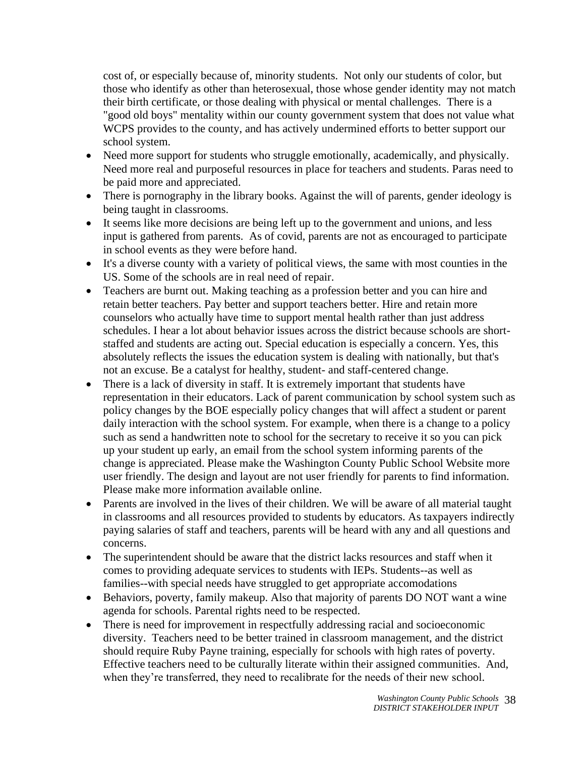cost of, or especially because of, minority students.  Not only our students of color, but those who identify as other than heterosexual, those whose gender identity may not match their birth certificate, or those dealing with physical or mental challenges.  There is a "good old boys" mentality within our county government system that does not value what WCPS provides to the county, and has actively undermined efforts to better support our school system.

- Need more support for students who struggle emotionally, academically, and physically. Need more real and purposeful resources in place for teachers and students. Paras need to be paid more and appreciated.
- There is pornography in the library books. Against the will of parents, gender ideology is being taught in classrooms.
- It seems like more decisions are being left up to the government and unions, and less input is gathered from parents.  As of covid, parents are not as encouraged to participate in school events as they were before hand.
- It's a diverse county with a variety of political views, the same with most counties in the US. Some of the schools are in real need of repair.
- Teachers are burnt out. Making teaching as a profession better and you can hire and retain better teachers. Pay better and support teachers better. Hire and retain more counselors who actually have time to support mental health rather than just address schedules. I hear a lot about behavior issues across the district because schools are short-staffed and students are acting out. Special education is especially a concern. Yes, this absolutely reflects the issues the education system is dealing with nationally, but that's not an excuse. Be a catalyst for healthy, student- and staff-centered change.
- There is a lack of diversity in staff. It is extremely important that students have representation in their educators. Lack of parent communication by school system such as policy changes by the BOE especially policy changes that will affect a student or parent daily interaction with the school system. For example, when there is a change to a policy such as send a handwritten note to school for the secretary to receive it so you can pick up your student up early, an email from the school system informing parents of the change is appreciated. Please make the Washington County Public School Website more user friendly. The design and layout are not user friendly for parents to find information. Please make more information available online.
- Parents are involved in the lives of their children. We will be aware of all material taught in classrooms and all resources provided to students by educators. As taxpayers indirectly paying salaries of staff and teachers, parents will be heard with any and all questions and concerns.
- The superintendent should be aware that the district lacks resources and staff when it comes to providing adequate services to students with IEPs. Students--as well as families--with special needs have struggled to get appropriate accomodations
- Behaviors, poverty, family makeup. Also that majority of parents DO NOT want a wine agenda for schools. Parental rights need to be respected.
- There is need for improvement in respectfully addressing racial and socioeconomic diversity.  Teachers need to be better trained in classroom management, and the district should require Ruby Payne training, especially for schools with high rates of poverty. Effective teachers need to be culturally literate within their assigned communities.  And, when they're transferred, they need to recalibrate for the needs of their new school.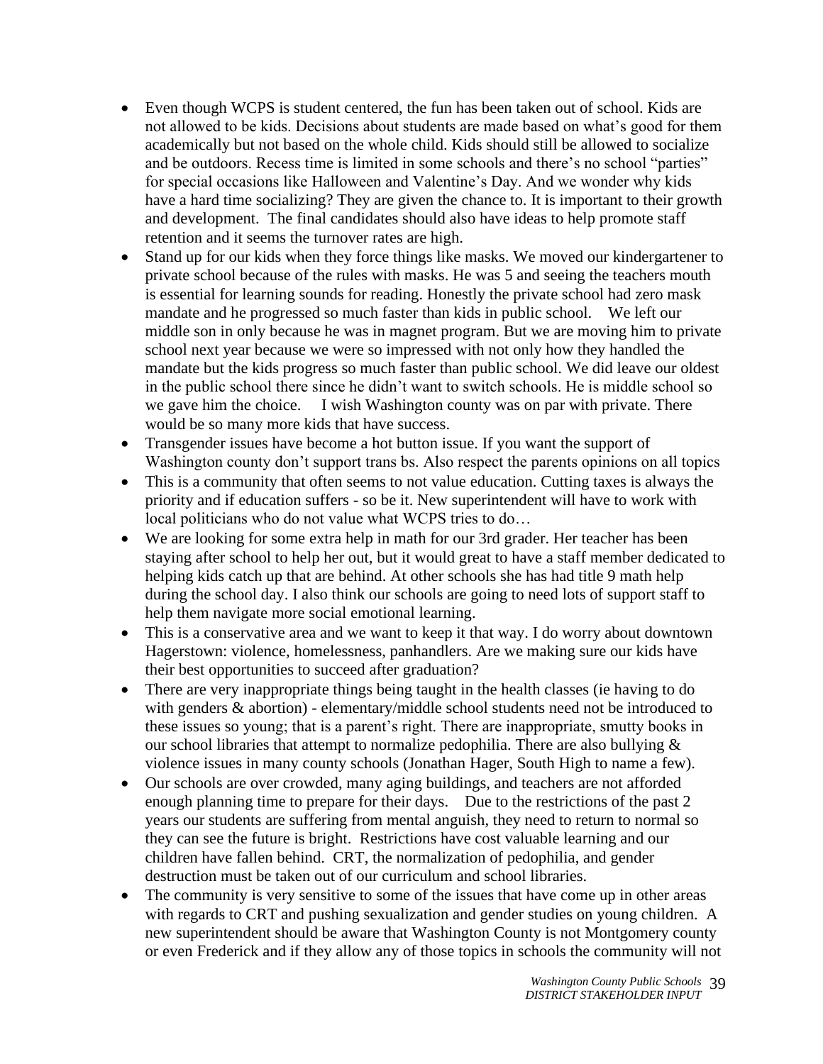- Even though WCPS is student centered, the fun has been taken out of school. Kids are not allowed to be kids. Decisions about students are made based on what's good for them academically but not based on the whole child. Kids should still be allowed to socialize and be outdoors. Recess time is limited in some schools and there's no school "parties" for special occasions like Halloween and Valentine's Day. And we wonder why kids have a hard time socializing? They are given the chance to. It is important to their growth and development. The final candidates should also have ideas to help promote staff retention and it seems the turnover rates are high.
- Stand up for our kids when they force things like masks. We moved our kindergartener to private school because of the rules with masks. He was 5 and seeing the teachers mouth is essential for learning sounds for reading. Honestly the private school had zero mask mandate and he progressed so much faster than kids in public school. We left our middle son in only because he was in magnet program. But we are moving him to private school next year because we were so impressed with not only how they handled the mandate but the kids progress so much faster than public school. We did leave our oldest in the public school there since he didn't want to switch schools. He is middle school so we gave him the choice. I wish Washington county was on par with private. There would be so many more kids that have success.
- Transgender issues have become a hot button issue. If you want the support of Washington county don't support trans bs. Also respect the parents opinions on all topics
- This is a community that often seems to not value education. Cutting taxes is always the priority and if education suffers - so be it. New superintendent will have to work with local politicians who do not value what WCPS tries to do…
- We are looking for some extra help in math for our 3rd grader. Her teacher has been staying after school to help her out, but it would great to have a staff member dedicated to helping kids catch up that are behind. At other schools she has had title 9 math help during the school day. I also think our schools are going to need lots of support staff to help them navigate more social emotional learning.
- This is a conservative area and we want to keep it that way. I do worry about downtown Hagerstown: violence, homelessness, panhandlers. Are we making sure our kids have their best opportunities to succeed after graduation?
- There are very inappropriate things being taught in the health classes (ie having to do with genders & abortion) - elementary/middle school students need not be introduced to these issues so young; that is a parent's right. There are inappropriate, smutty books in our school libraries that attempt to normalize pedophilia. There are also bullying & violence issues in many county schools (Jonathan Hager, South High to name a few).
- Our schools are over crowded, many aging buildings, and teachers are not afforded enough planning time to prepare for their days. Due to the restrictions of the past 2 years our students are suffering from mental anguish, they need to return to normal so they can see the future is bright. Restrictions have cost valuable learning and our children have fallen behind. CRT, the normalization of pedophilia, and gender destruction must be taken out of our curriculum and school libraries.
- The community is very sensitive to some of the issues that have come up in other areas with regards to CRT and pushing sexualization and gender studies on young children. A new superintendent should be aware that Washington County is not Montgomery county or even Frederick and if they allow any of those topics in schools the community will not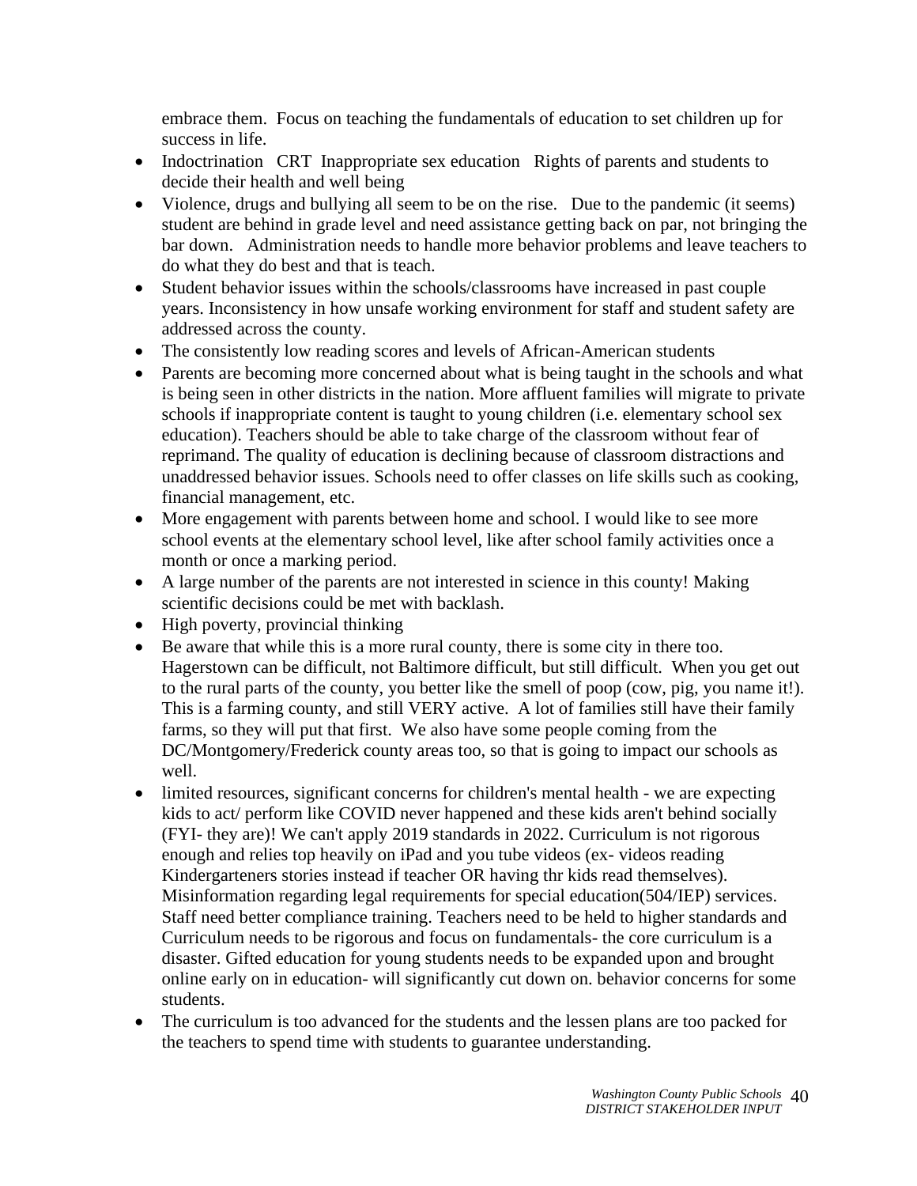embrace them. Focus on teaching the fundamentals of education to set children up for success in life.

- Indoctrination CRT Inappropriate sex education Rights of parents and students to decide their health and well being
- Violence, drugs and bullying all seem to be on the rise. Due to the pandemic (it seems) student are behind in grade level and need assistance getting back on par, not bringing the bar down. Administration needs to handle more behavior problems and leave teachers to do what they do best and that is teach.
- Student behavior issues within the schools/classrooms have increased in past couple years. Inconsistency in how unsafe working environment for staff and student safety are addressed across the county.
- The consistently low reading scores and levels of African-American students
- Parents are becoming more concerned about what is being taught in the schools and what is being seen in other districts in the nation. More affluent families will migrate to private schools if inappropriate content is taught to young children (i.e. elementary school sex education). Teachers should be able to take charge of the classroom without fear of reprimand. The quality of education is declining because of classroom distractions and unaddressed behavior issues. Schools need to offer classes on life skills such as cooking, financial management, etc.
- More engagement with parents between home and school. I would like to see more school events at the elementary school level, like after school family activities once a month or once a marking period.
- A large number of the parents are not interested in science in this county! Making scientific decisions could be met with backlash.
- High poverty, provincial thinking
- Be aware that while this is a more rural county, there is some city in there too. Hagerstown can be difficult, not Baltimore difficult, but still difficult. When you get out to the rural parts of the county, you better like the smell of poop (cow, pig, you name it!). This is a farming county, and still VERY active. A lot of families still have their family farms, so they will put that first. We also have some people coming from the DC/Montgomery/Frederick county areas too, so that is going to impact our schools as well.
- limited resources, significant concerns for children's mental health - we are expecting kids to act/ perform like COVID never happened and these kids aren't behind socially (FYI- they are)! We can't apply 2019 standards in 2022. Curriculum is not rigorous enough and relies top heavily on iPad and you tube videos (ex- videos reading Kindergarteners stories instead if teacher OR having thr kids read themselves). Misinformation regarding legal requirements for special education(504/IEP) services. Staff need better compliance training. Teachers need to be held to higher standards and Curriculum needs to be rigorous and focus on fundamentals- the core curriculum is a disaster. Gifted education for young students needs to be expanded upon and brought online early on in education- will significantly cut down on. behavior concerns for some students.
- The curriculum is too advanced for the students and the lessen plans are too packed for the teachers to spend time with students to guarantee understanding.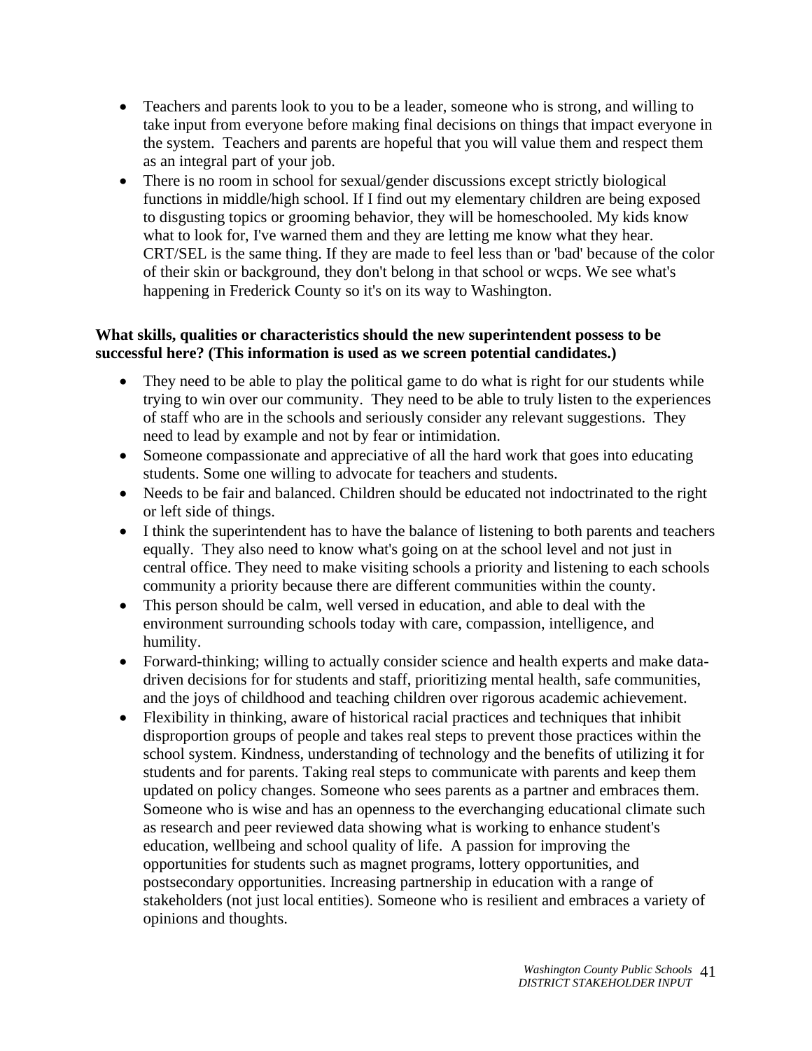- Teachers and parents look to you to be a leader, someone who is strong, and willing to take input from everyone before making final decisions on things that impact everyone in the system. Teachers and parents are hopeful that you will value them and respect them as an integral part of your job.
- There is no room in school for sexual/gender discussions except strictly biological functions in middle/high school. If I find out my elementary children are being exposed to disgusting topics or grooming behavior, they will be homeschooled. My kids know what to look for, I've warned them and they are letting me know what they hear. CRT/SEL is the same thing. If they are made to feel less than or 'bad' because of the color of their skin or background, they don't belong in that school or wcps. We see what's happening in Frederick County so it's on its way to Washington.

**What skills, qualities or characteristics should the new superintendent possess to be successful here? (This information is used as we screen potential candidates.)**

- They need to be able to play the political game to do what is right for our students while trying to win over our community. They need to be able to truly listen to the experiences of staff who are in the schools and seriously consider any relevant suggestions. They need to lead by example and not by fear or intimidation.
- Someone compassionate and appreciative of all the hard work that goes into educating students. Some one willing to advocate for teachers and students.
- Needs to be fair and balanced. Children should be educated not indoctrinated to the right or left side of things.
- I think the superintendent has to have the balance of listening to both parents and teachers equally. They also need to know what's going on at the school level and not just in central office. They need to make visiting schools a priority and listening to each schools community a priority because there are different communities within the county.
- This person should be calm, well versed in education, and able to deal with the environment surrounding schools today with care, compassion, intelligence, and humility.
- Forward-thinking; willing to actually consider science and health experts and make data-driven decisions for for students and staff, prioritizing mental health, safe communities, and the joys of childhood and teaching children over rigorous academic achievement.
- Flexibility in thinking, aware of historical racial practices and techniques that inhibit disproportion groups of people and takes real steps to prevent those practices within the school system. Kindness, understanding of technology and the benefits of utilizing it for students and for parents. Taking real steps to communicate with parents and keep them updated on policy changes. Someone who sees parents as a partner and embraces them. Someone who is wise and has an openness to the everchanging educational climate such as research and peer reviewed data showing what is working to enhance student's education, wellbeing and school quality of life. A passion for improving the opportunities for students such as magnet programs, lottery opportunities, and postsecondary opportunities. Increasing partnership in education with a range of stakeholders (not just local entities). Someone who is resilient and embraces a variety of opinions and thoughts.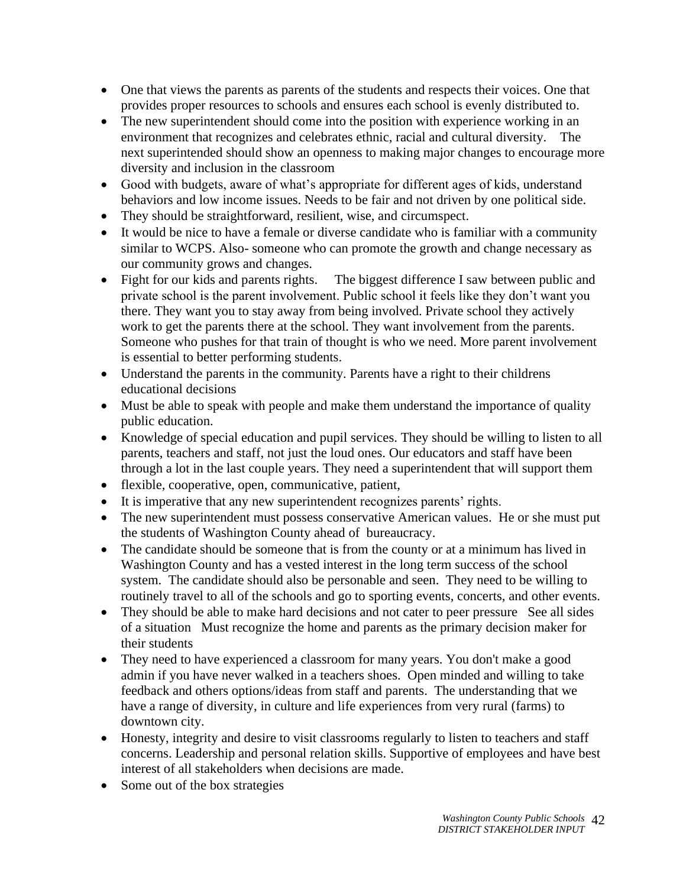- One that views the parents as parents of the students and respects their voices. One that provides proper resources to schools and ensures each school is evenly distributed to.
- The new superintendent should come into the position with experience working in an environment that recognizes and celebrates ethnic, racial and cultural diversity. The next superintended should show an openness to making major changes to encourage more diversity and inclusion in the classroom
- Good with budgets, aware of what's appropriate for different ages of kids, understand behaviors and low income issues. Needs to be fair and not driven by one political side.
- They should be straightforward, resilient, wise, and circumspect.
- It would be nice to have a female or diverse candidate who is familiar with a community similar to WCPS. Also- someone who can promote the growth and change necessary as our community grows and changes.
- Fight for our kids and parents rights. The biggest difference I saw between public and private school is the parent involvement. Public school it feels like they don't want you there. They want you to stay away from being involved. Private school they actively work to get the parents there at the school. They want involvement from the parents. Someone who pushes for that train of thought is who we need. More parent involvement is essential to better performing students.
- Understand the parents in the community. Parents have a right to their childrens educational decisions
- Must be able to speak with people and make them understand the importance of quality public education.
- Knowledge of special education and pupil services. They should be willing to listen to all parents, teachers and staff, not just the loud ones. Our educators and staff have been through a lot in the last couple years. They need a superintendent that will support them
- flexible, cooperative, open, communicative, patient,
- It is imperative that any new superintendent recognizes parents' rights.
- The new superintendent must possess conservative American values. He or she must put the students of Washington County ahead of bureaucracy.
- The candidate should be someone that is from the county or at a minimum has lived in Washington County and has a vested interest in the long term success of the school system. The candidate should also be personable and seen. They need to be willing to routinely travel to all of the schools and go to sporting events, concerts, and other events.
- They should be able to make hard decisions and not cater to peer pressure See all sides of a situation Must recognize the home and parents as the primary decision maker for their students
- They need to have experienced a classroom for many years. You don't make a good admin if you have never walked in a teachers shoes. Open minded and willing to take feedback and others options/ideas from staff and parents. The understanding that we have a range of diversity, in culture and life experiences from very rural (farms) to downtown city.
- Honesty, integrity and desire to visit classrooms regularly to listen to teachers and staff concerns. Leadership and personal relation skills. Supportive of employees and have best interest of all stakeholders when decisions are made.
- Some out of the box strategies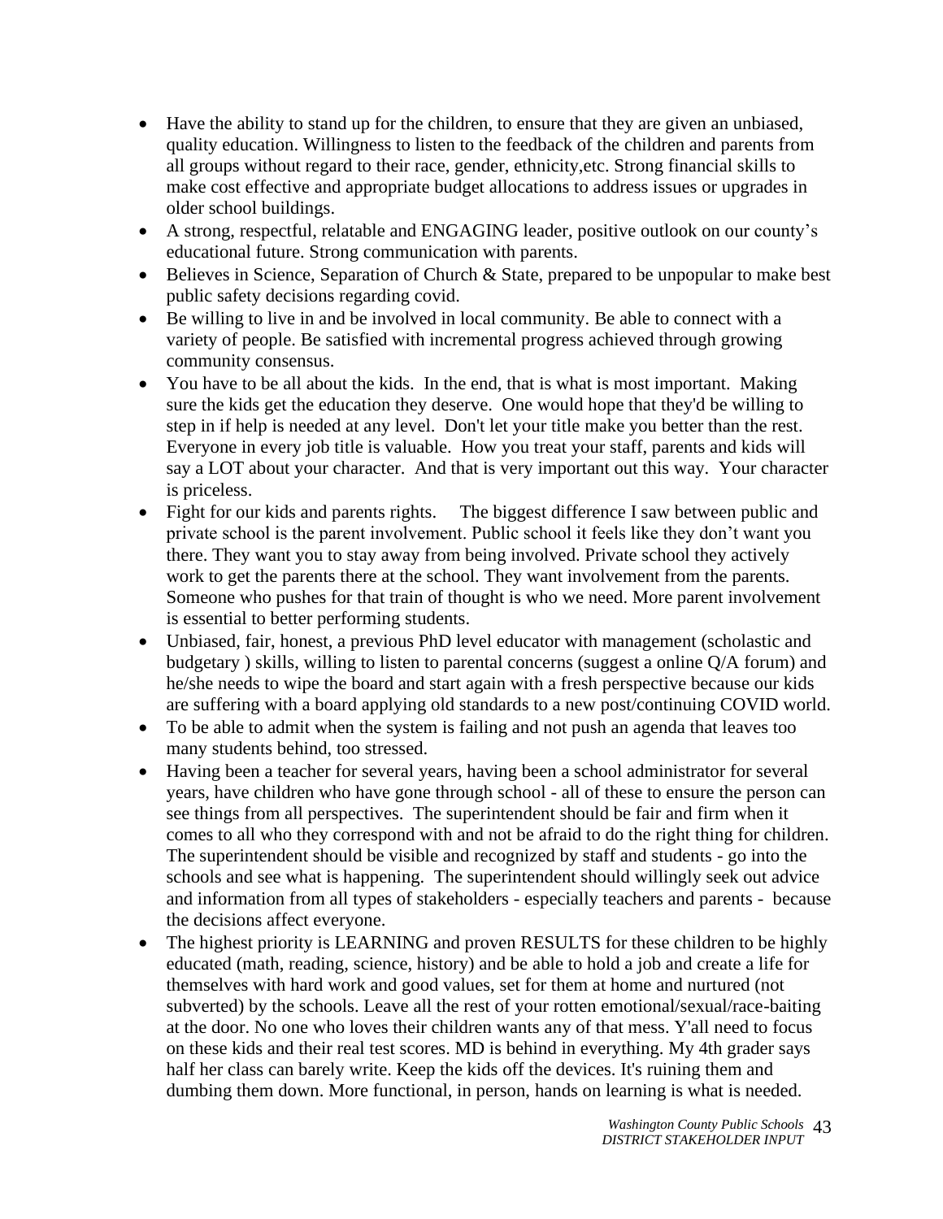- Have the ability to stand up for the children, to ensure that they are given an unbiased, quality education. Willingness to listen to the feedback of the children and parents from all groups without regard to their race, gender, ethnicity,etc. Strong financial skills to make cost effective and appropriate budget allocations to address issues or upgrades in older school buildings.
- A strong, respectful, relatable and ENGAGING leader, positive outlook on our county's educational future. Strong communication with parents.
- Believes in Science, Separation of Church & State, prepared to be unpopular to make best public safety decisions regarding covid.
- Be willing to live in and be involved in local community. Be able to connect with a variety of people. Be satisfied with incremental progress achieved through growing community consensus.
- You have to be all about the kids. In the end, that is what is most important. Making sure the kids get the education they deserve. One would hope that they'd be willing to step in if help is needed at any level. Don't let your title make you better than the rest. Everyone in every job title is valuable. How you treat your staff, parents and kids will say a LOT about your character. And that is very important out this way. Your character is priceless.
- Fight for our kids and parents rights. The biggest difference I saw between public and private school is the parent involvement. Public school it feels like they don't want you there. They want you to stay away from being involved. Private school they actively work to get the parents there at the school. They want involvement from the parents. Someone who pushes for that train of thought is who we need. More parent involvement is essential to better performing students.
- Unbiased, fair, honest, a previous PhD level educator with management (scholastic and budgetary ) skills, willing to listen to parental concerns (suggest a online Q/A forum) and he/she needs to wipe the board and start again with a fresh perspective because our kids are suffering with a board applying old standards to a new post/continuing COVID world.
- To be able to admit when the system is failing and not push an agenda that leaves too many students behind, too stressed.
- Having been a teacher for several years, having been a school administrator for several years, have children who have gone through school - all of these to ensure the person can see things from all perspectives. The superintendent should be fair and firm when it comes to all who they correspond with and not be afraid to do the right thing for children. The superintendent should be visible and recognized by staff and students - go into the schools and see what is happening. The superintendent should willingly seek out advice and information from all types of stakeholders - especially teachers and parents - because the decisions affect everyone.
- The highest priority is LEARNING and proven RESULTS for these children to be highly educated (math, reading, science, history) and be able to hold a job and create a life for themselves with hard work and good values, set for them at home and nurtured (not subverted) by the schools. Leave all the rest of your rotten emotional/sexual/race-baiting at the door. No one who loves their children wants any of that mess. Y'all need to focus on these kids and their real test scores. MD is behind in everything. My 4th grader says half her class can barely write. Keep the kids off the devices. It's ruining them and dumbing them down. More functional, in person, hands on learning is what is needed.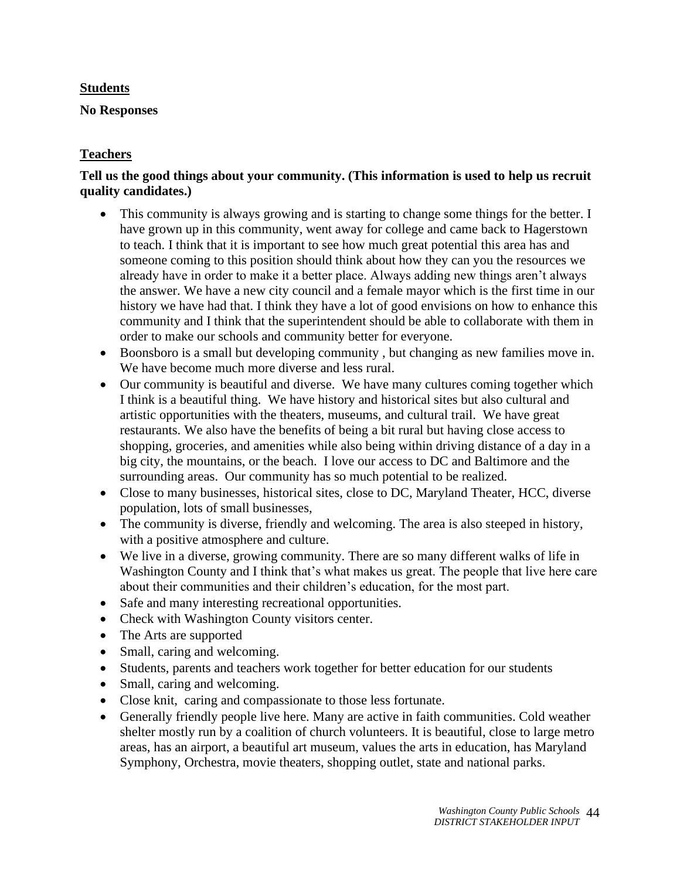**Students**

**No Responses**

**Teachers**

**Tell us the good things about your community. (This information is used to help us recruit quality candidates.)**

- This community is always growing and is starting to change some things for the better. I have grown up in this community, went away for college and came back to Hagerstown to teach. I think that it is important to see how much great potential this area has and someone coming to this position should think about how they can you the resources we already have in order to make it a better place. Always adding new things aren't always the answer. We have a new city council and a female mayor which is the first time in our history we have had that. I think they have a lot of good envisions on how to enhance this community and I think that the superintendent should be able to collaborate with them in order to make our schools and community better for everyone.
- Boonsboro is a small but developing community , but changing as new families move in. We have become much more diverse and less rural.
- Our community is beautiful and diverse. We have many cultures coming together which I think is a beautiful thing. We have history and historical sites but also cultural and artistic opportunities with the theaters, museums, and cultural trail. We have great restaurants. We also have the benefits of being a bit rural but having close access to shopping, groceries, and amenities while also being within driving distance of a day in a big city, the mountains, or the beach. I love our access to DC and Baltimore and the surrounding areas. Our community has so much potential to be realized.
- Close to many businesses, historical sites, close to DC, Maryland Theater, HCC, diverse population, lots of small businesses,
- The community is diverse, friendly and welcoming. The area is also steeped in history, with a positive atmosphere and culture.
- We live in a diverse, growing community. There are so many different walks of life in Washington County and I think that's what makes us great. The people that live here care about their communities and their children's education, for the most part.
- Safe and many interesting recreational opportunities.
- Check with Washington County visitors center.
- The Arts are supported
- Small, caring and welcoming.
- Students, parents and teachers work together for better education for our students
- Small, caring and welcoming.
- Close knit, caring and compassionate to those less fortunate.
- Generally friendly people live here. Many are active in faith communities. Cold weather shelter mostly run by a coalition of church volunteers. It is beautiful, close to large metro areas, has an airport, a beautiful art museum, values the arts in education, has Maryland Symphony, Orchestra, movie theaters, shopping outlet, state and national parks.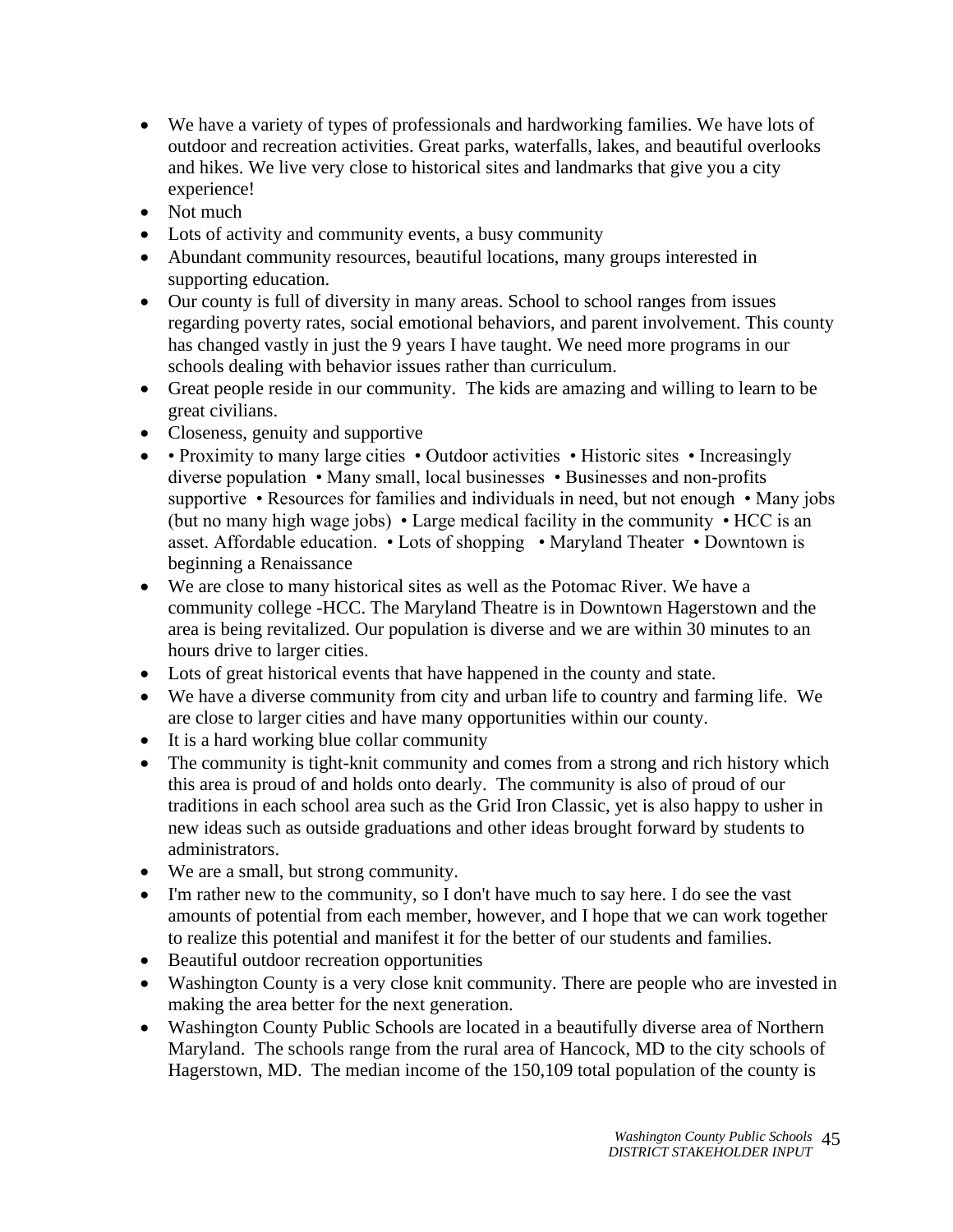- We have a variety of types of professionals and hardworking families. We have lots of outdoor and recreation activities. Great parks, waterfalls, lakes, and beautiful overlooks and hikes. We live very close to historical sites and landmarks that give you a city experience!
- Not much
- Lots of activity and community events, a busy community
- Abundant community resources, beautiful locations, many groups interested in supporting education.
- Our county is full of diversity in many areas. School to school ranges from issues regarding poverty rates, social emotional behaviors, and parent involvement. This county has changed vastly in just the 9 years I have taught. We need more programs in our schools dealing with behavior issues rather than curriculum.
- Great people reside in our community. The kids are amazing and willing to learn to be great civilians.
- Closeness, genuity and supportive
- • Proximity to many large cities • Outdoor activities • Historic sites • Increasingly diverse population • Many small, local businesses • Businesses and non-profits supportive • Resources for families and individuals in need, but not enough • Many jobs (but no many high wage jobs) • Large medical facility in the community • HCC is an asset. Affordable education. • Lots of shopping • Maryland Theater • Downtown is beginning a Renaissance
- We are close to many historical sites as well as the Potomac River. We have a community college -HCC. The Maryland Theatre is in Downtown Hagerstown and the area is being revitalized. Our population is diverse and we are within 30 minutes to an hours drive to larger cities.
- Lots of great historical events that have happened in the county and state.
- We have a diverse community from city and urban life to country and farming life. We are close to larger cities and have many opportunities within our county.
- It is a hard working blue collar community
- The community is tight-knit community and comes from a strong and rich history which this area is proud of and holds onto dearly. The community is also of proud of our traditions in each school area such as the Grid Iron Classic, yet is also happy to usher in new ideas such as outside graduations and other ideas brought forward by students to administrators.
- We are a small, but strong community.
- I'm rather new to the community, so I don't have much to say here. I do see the vast amounts of potential from each member, however, and I hope that we can work together to realize this potential and manifest it for the better of our students and families.
- Beautiful outdoor recreation opportunities
- Washington County is a very close knit community. There are people who are invested in making the area better for the next generation.
- Washington County Public Schools are located in a beautifully diverse area of Northern Maryland. The schools range from the rural area of Hancock, MD to the city schools of Hagerstown, MD. The median income of the 150,109 total population of the county is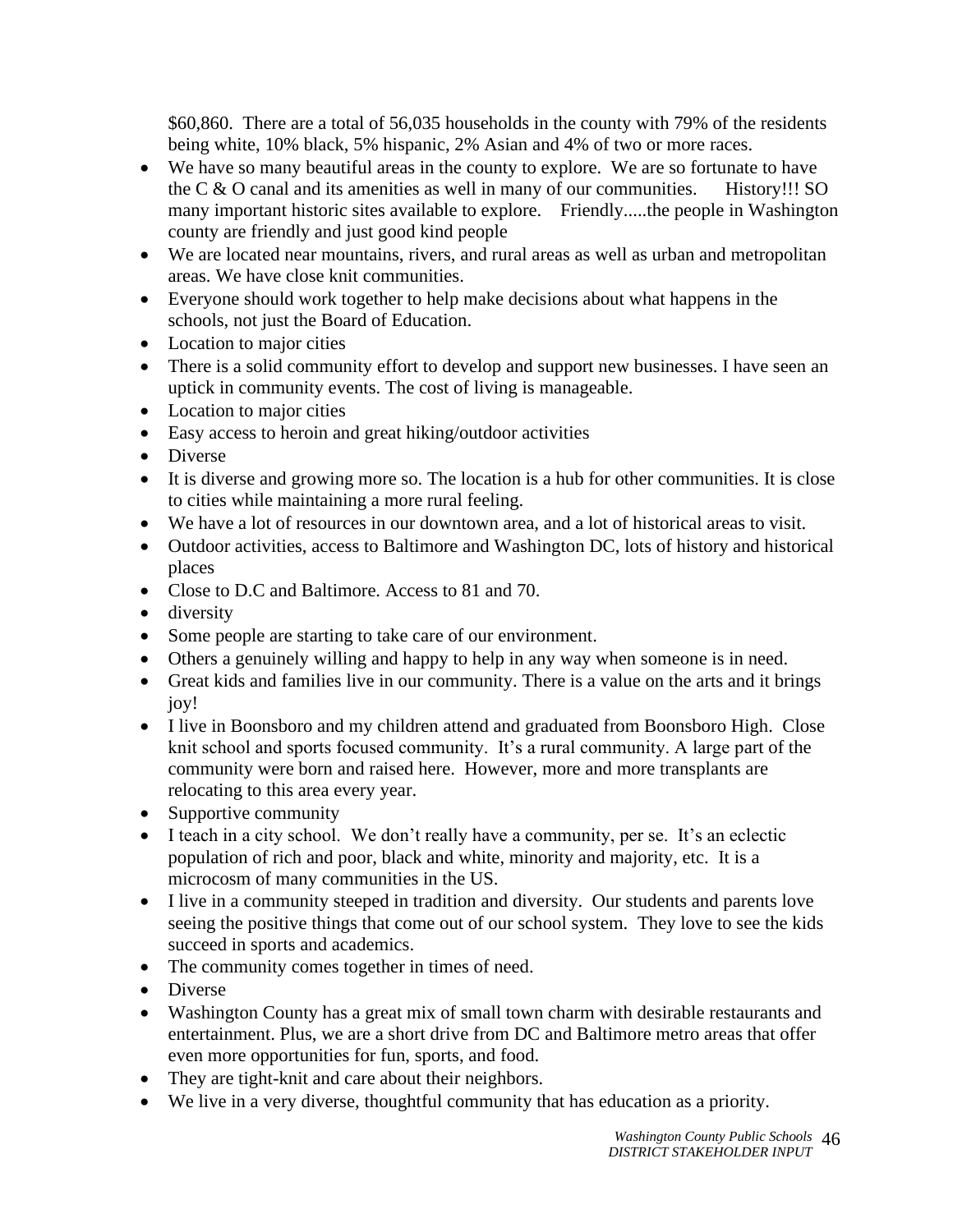$60,860. There are a total of 56,035 households in the county with 79% of the residents being white, 10% black, 5% hispanic, 2% Asian and 4% of two or more races.

- We have so many beautiful areas in the county to explore. We are so fortunate to have the C & O canal and its amenities as well in many of our communities. History!!! SO many important historic sites available to explore. Friendly.....the people in Washington county are friendly and just good kind people
- We are located near mountains, rivers, and rural areas as well as urban and metropolitan areas. We have close knit communities.
- Everyone should work together to help make decisions about what happens in the schools, not just the Board of Education.
- Location to major cities
- There is a solid community effort to develop and support new businesses. I have seen an uptick in community events. The cost of living is manageable.
- Location to major cities
- Easy access to heroin and great hiking/outdoor activities
- Diverse
- It is diverse and growing more so. The location is a hub for other communities. It is close to cities while maintaining a more rural feeling.
- We have a lot of resources in our downtown area, and a lot of historical areas to visit.
- Outdoor activities, access to Baltimore and Washington DC, lots of history and historical places
- Close to D.C and Baltimore. Access to 81 and 70.
- diversity
- Some people are starting to take care of our environment.
- Others a genuinely willing and happy to help in any way when someone is in need.
- Great kids and families live in our community. There is a value on the arts and it brings joy!
- I live in Boonsboro and my children attend and graduated from Boonsboro High. Close knit school and sports focused community. It's a rural community. A large part of the community were born and raised here. However, more and more transplants are relocating to this area every year.
- Supportive community
- I teach in a city school. We don't really have a community, per se. It's an eclectic population of rich and poor, black and white, minority and majority, etc. It is a microcosm of many communities in the US.
- I live in a community steeped in tradition and diversity. Our students and parents love seeing the positive things that come out of our school system. They love to see the kids succeed in sports and academics.
- The community comes together in times of need.
- Diverse
- Washington County has a great mix of small town charm with desirable restaurants and entertainment. Plus, we are a short drive from DC and Baltimore metro areas that offer even more opportunities for fun, sports, and food.
- They are tight-knit and care about their neighbors.
- We live in a very diverse, thoughtful community that has education as a priority.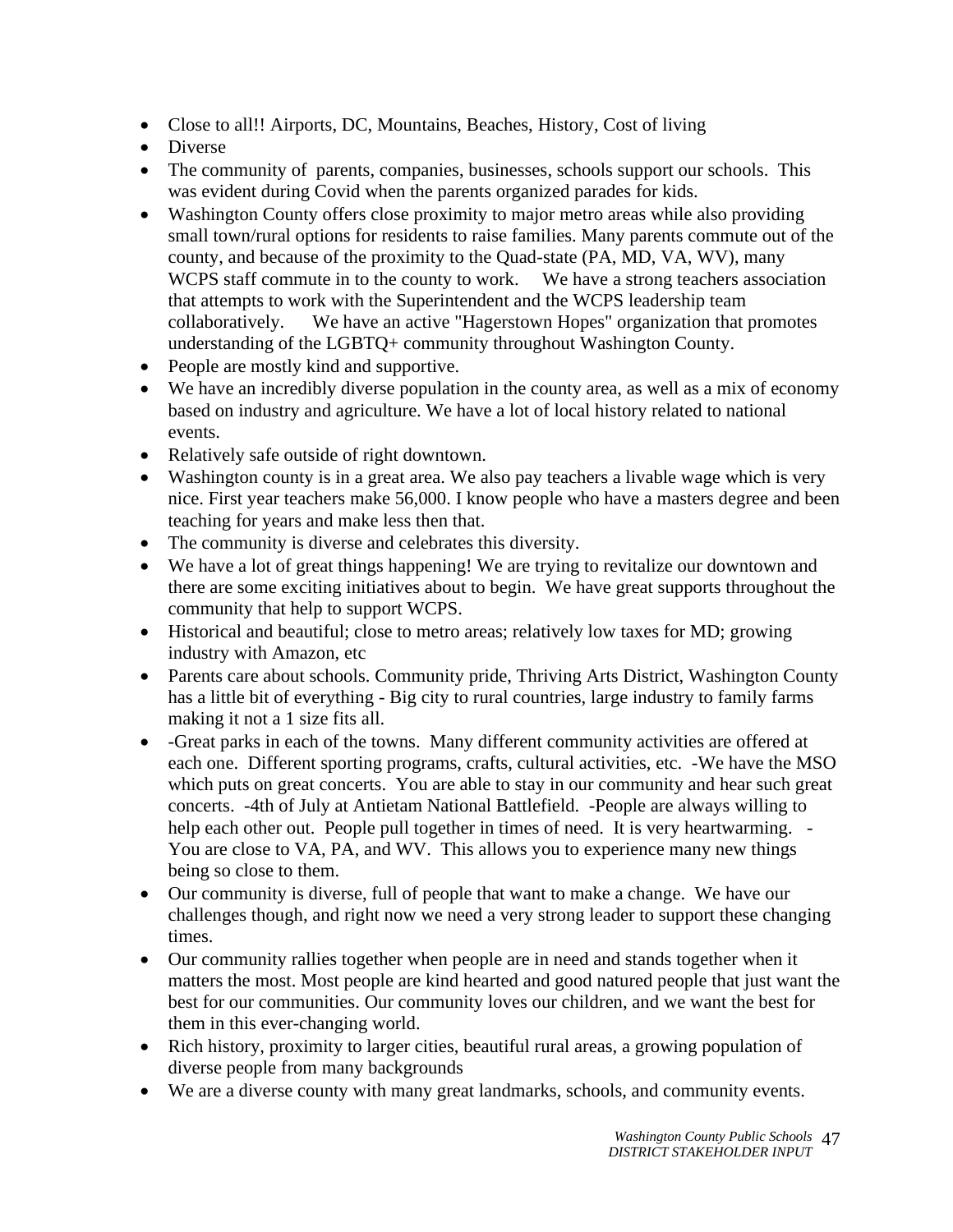- Close to all!! Airports, DC, Mountains, Beaches, History, Cost of living
- Diverse
- The community of parents, companies, businesses, schools support our schools. This was evident during Covid when the parents organized parades for kids.
- Washington County offers close proximity to major metro areas while also providing small town/rural options for residents to raise families. Many parents commute out of the county, and because of the proximity to the Quad-state (PA, MD, VA, WV), many WCPS staff commute in to the county to work. We have a strong teachers association that attempts to work with the Superintendent and the WCPS leadership team collaboratively. We have an active "Hagerstown Hopes" organization that promotes understanding of the LGBTQ+ community throughout Washington County.
- People are mostly kind and supportive.
- We have an incredibly diverse population in the county area, as well as a mix of economy based on industry and agriculture. We have a lot of local history related to national events.
- Relatively safe outside of right downtown.
- Washington county is in a great area. We also pay teachers a livable wage which is very nice. First year teachers make 56,000. I know people who have a masters degree and been teaching for years and make less then that.
- The community is diverse and celebrates this diversity.
- We have a lot of great things happening! We are trying to revitalize our downtown and there are some exciting initiatives about to begin. We have great supports throughout the community that help to support WCPS.
- Historical and beautiful; close to metro areas; relatively low taxes for MD; growing industry with Amazon, etc
- Parents care about schools. Community pride, Thriving Arts District, Washington County has a little bit of everything - Big city to rural countries, large industry to family farms making it not a 1 size fits all.
- -Great parks in each of the towns. Many different community activities are offered at each one. Different sporting programs, crafts, cultural activities, etc. -We have the MSO which puts on great concerts. You are able to stay in our community and hear such great concerts. -4th of July at Antietam National Battlefield. -People are always willing to help each other out. People pull together in times of need. It is very heartwarming. -You are close to VA, PA, and WV. This allows you to experience many new things being so close to them.
- Our community is diverse, full of people that want to make a change. We have our challenges though, and right now we need a very strong leader to support these changing times.
- Our community rallies together when people are in need and stands together when it matters the most. Most people are kind hearted and good natured people that just want the best for our communities. Our community loves our children, and we want the best for them in this ever-changing world.
- Rich history, proximity to larger cities, beautiful rural areas, a growing population of diverse people from many backgrounds
- We are a diverse county with many great landmarks, schools, and community events.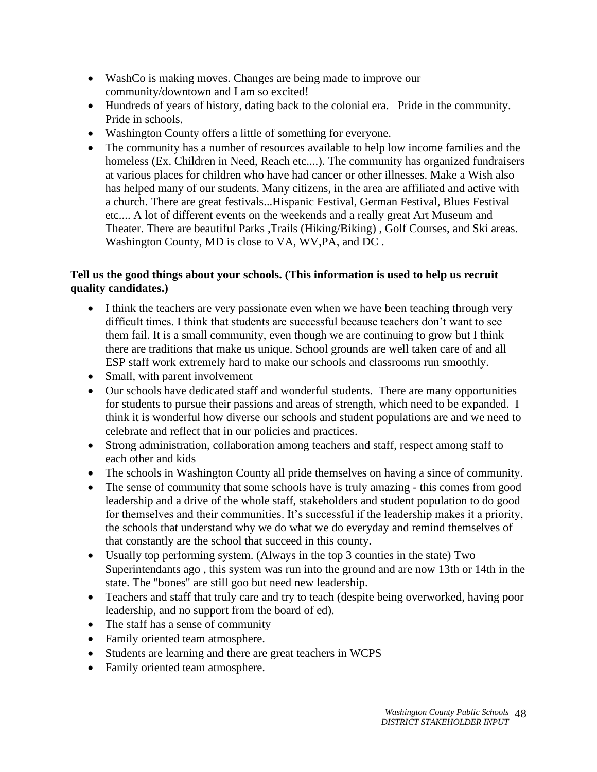- WashCo is making moves. Changes are being made to improve our community/downtown and I am so excited!
- Hundreds of years of history, dating back to the colonial era. Pride in the community. Pride in schools.
- Washington County offers a little of something for everyone.
- The community has a number of resources available to help low income families and the homeless (Ex. Children in Need, Reach etc....). The community has organized fundraisers at various places for children who have had cancer or other illnesses. Make a Wish also has helped many of our students. Many citizens, in the area are affiliated and active with a church. There are great festivals...Hispanic Festival, German Festival, Blues Festival etc.... A lot of different events on the weekends and a really great Art Museum and Theater. There are beautiful Parks ,Trails (Hiking/Biking) , Golf Courses, and Ski areas. Washington County, MD is close to VA, WV,PA, and DC .

**Tell us the good things about your schools. (This information is used to help us recruit quality candidates.)**

- I think the teachers are very passionate even when we have been teaching through very difficult times. I think that students are successful because teachers don't want to see them fail. It is a small community, even though we are continuing to grow but I think there are traditions that make us unique. School grounds are well taken care of and all ESP staff work extremely hard to make our schools and classrooms run smoothly.
- Small, with parent involvement
- Our schools have dedicated staff and wonderful students. There are many opportunities for students to pursue their passions and areas of strength, which need to be expanded. I think it is wonderful how diverse our schools and student populations are and we need to celebrate and reflect that in our policies and practices.
- Strong administration, collaboration among teachers and staff, respect among staff to each other and kids
- The schools in Washington County all pride themselves on having a since of community.
- The sense of community that some schools have is truly amazing - this comes from good leadership and a drive of the whole staff, stakeholders and student population to do good for themselves and their communities. It's successful if the leadership makes it a priority, the schools that understand why we do what we do everyday and remind themselves of that constantly are the school that succeed in this county.
- Usually top performing system. (Always in the top 3 counties in the state) Two Superintendants ago , this system was run into the ground and are now 13th or 14th in the state. The "bones" are still goo but need new leadership.
- Teachers and staff that truly care and try to teach (despite being overworked, having poor leadership, and no support from the board of ed).
- The staff has a sense of community
- Family oriented team atmosphere.
- Students are learning and there are great teachers in WCPS
- Family oriented team atmosphere.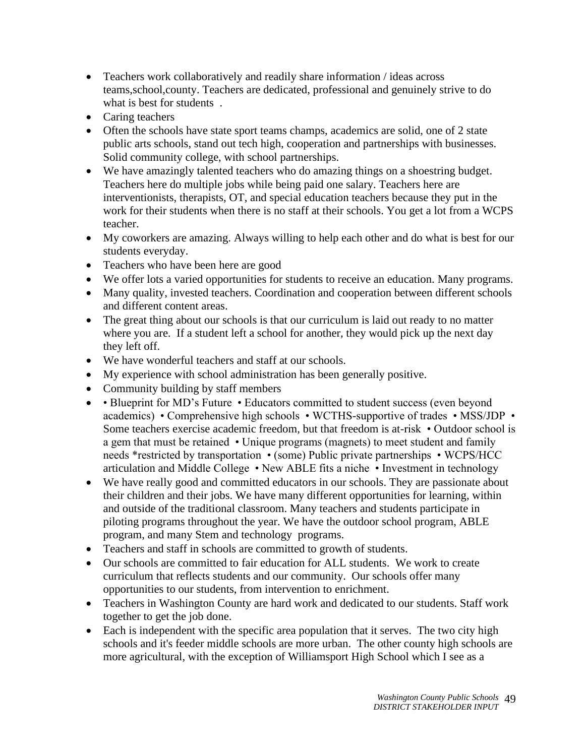- Teachers work collaboratively and readily share information / ideas across teams,school,county. Teachers are dedicated, professional and genuinely strive to do what is best for students .
- Caring teachers
- Often the schools have state sport teams champs, academics are solid, one of 2 state public arts schools, stand out tech high, cooperation and partnerships with businesses. Solid community college, with school partnerships.
- We have amazingly talented teachers who do amazing things on a shoestring budget. Teachers here do multiple jobs while being paid one salary. Teachers here are interventionists, therapists, OT, and special education teachers because they put in the work for their students when there is no staff at their schools. You get a lot from a WCPS teacher.
- My coworkers are amazing. Always willing to help each other and do what is best for our students everyday.
- Teachers who have been here are good
- We offer lots a varied opportunities for students to receive an education. Many programs.
- Many quality, invested teachers. Coordination and cooperation between different schools and different content areas.
- The great thing about our schools is that our curriculum is laid out ready to no matter where you are. If a student left a school for another, they would pick up the next day they left off.
- We have wonderful teachers and staff at our schools.
- My experience with school administration has been generally positive.
- Community building by staff members
- • Blueprint for MD's Future • Educators committed to student success (even beyond academics) • Comprehensive high schools • WCTHS-supportive of trades • MSS/JDP • Some teachers exercise academic freedom, but that freedom is at-risk • Outdoor school is a gem that must be retained • Unique programs (magnets) to meet student and family needs *restricted by transportation • (some) Public private partnerships • WCPS/HCC articulation and Middle College • New ABLE fits a niche • Investment in technology
- We have really good and committed educators in our schools. They are passionate about their children and their jobs. We have many different opportunities for learning, within and outside of the traditional classroom. Many teachers and students participate in piloting programs throughout the year. We have the outdoor school program, ABLE program, and many Stem and technology programs.
- Teachers and staff in schools are committed to growth of students.
- Our schools are committed to fair education for ALL students. We work to create curriculum that reflects students and our community. Our schools offer many opportunities to our students, from intervention to enrichment.
- Teachers in Washington County are hard work and dedicated to our students. Staff work together to get the job done.
- Each is independent with the specific area population that it serves. The two city high schools and it's feeder middle schools are more urban. The other county high schools are more agricultural, with the exception of Williamsport High School which I see as a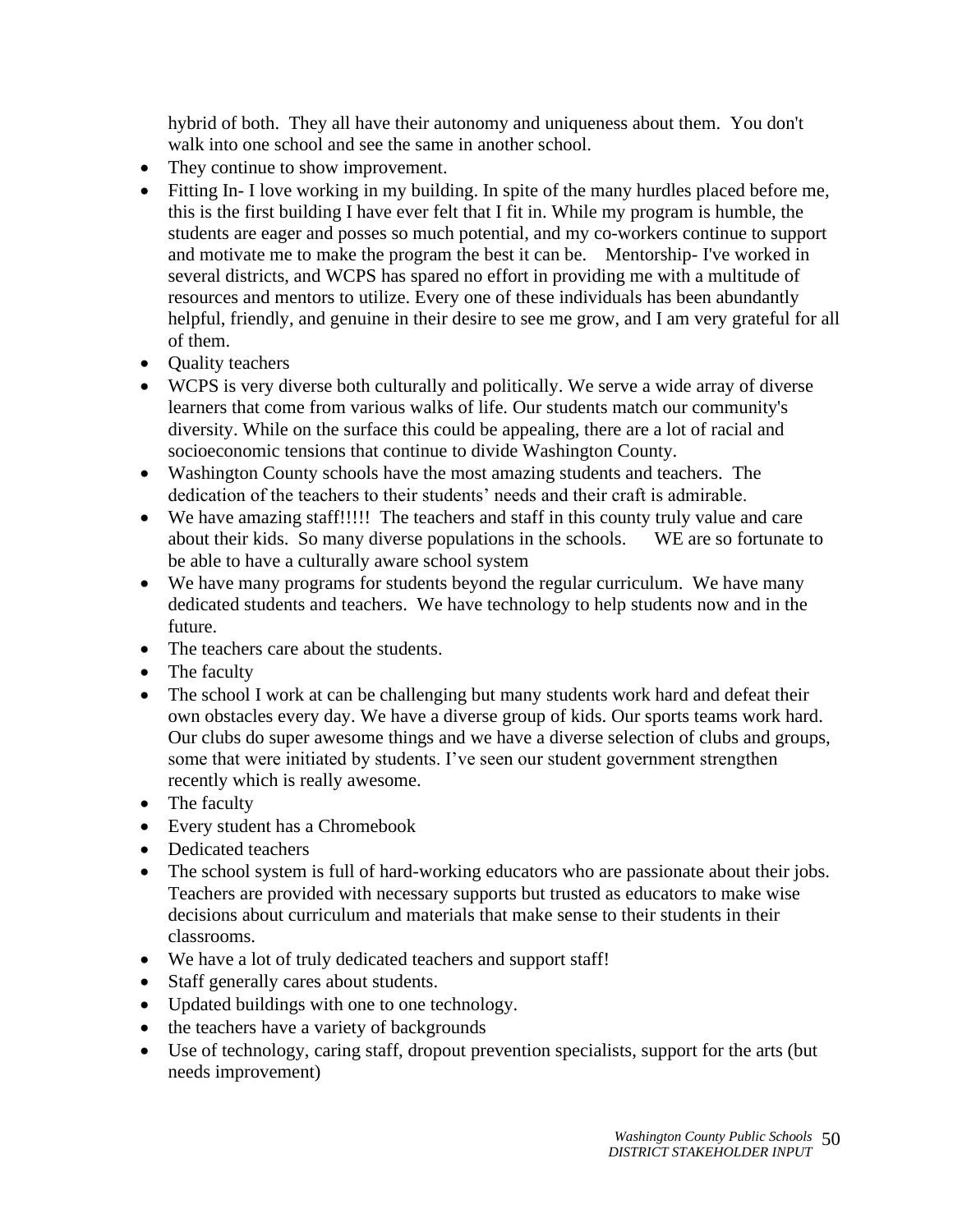hybrid of both. They all have their autonomy and uniqueness about them. You don't walk into one school and see the same in another school.

- They continue to show improvement.
- Fitting In- I love working in my building. In spite of the many hurdles placed before me, this is the first building I have ever felt that I fit in. While my program is humble, the students are eager and posses so much potential, and my co-workers continue to support and motivate me to make the program the best it can be. Mentorship- I've worked in several districts, and WCPS has spared no effort in providing me with a multitude of resources and mentors to utilize. Every one of these individuals has been abundantly helpful, friendly, and genuine in their desire to see me grow, and I am very grateful for all of them.
- Quality teachers
- WCPS is very diverse both culturally and politically. We serve a wide array of diverse learners that come from various walks of life. Our students match our community's diversity. While on the surface this could be appealing, there are a lot of racial and socioeconomic tensions that continue to divide Washington County.
- Washington County schools have the most amazing students and teachers. The dedication of the teachers to their students' needs and their craft is admirable.
- We have amazing staff!!!!! The teachers and staff in this county truly value and care about their kids. So many diverse populations in the schools. WE are so fortunate to be able to have a culturally aware school system
- We have many programs for students beyond the regular curriculum. We have many dedicated students and teachers. We have technology to help students now and in the future.
- The teachers care about the students.
- The faculty
- The school I work at can be challenging but many students work hard and defeat their own obstacles every day. We have a diverse group of kids. Our sports teams work hard. Our clubs do super awesome things and we have a diverse selection of clubs and groups, some that were initiated by students. I've seen our student government strengthen recently which is really awesome.
- The faculty
- Every student has a Chromebook
- Dedicated teachers
- The school system is full of hard-working educators who are passionate about their jobs. Teachers are provided with necessary supports but trusted as educators to make wise decisions about curriculum and materials that make sense to their students in their classrooms.
- We have a lot of truly dedicated teachers and support staff!
- Staff generally cares about students.
- Updated buildings with one to one technology.
- the teachers have a variety of backgrounds
- Use of technology, caring staff, dropout prevention specialists, support for the arts (but needs improvement)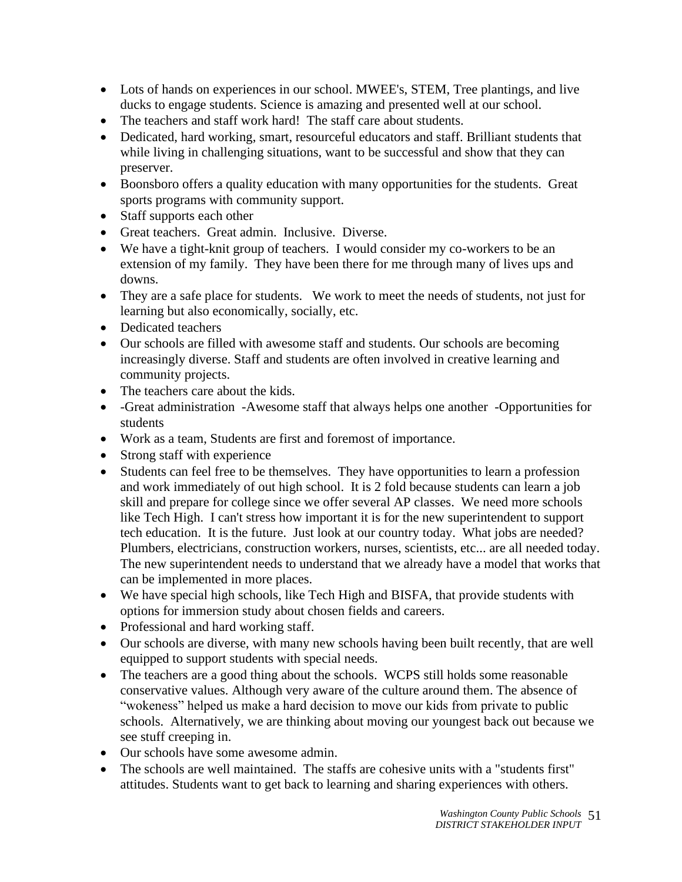- Lots of hands on experiences in our school. MWEE's, STEM, Tree plantings, and live ducks to engage students. Science is amazing and presented well at our school.
- The teachers and staff work hard!  The staff care about students.
- Dedicated, hard working, smart, resourceful educators and staff. Brilliant students that while living in challenging situations, want to be successful and show that they can preserver.
- Boonsboro offers a quality education with many opportunities for the students.  Great sports programs with community support.
- Staff supports each other
- Great teachers.  Great admin.  Inclusive.  Diverse.
- We have a tight-knit group of teachers.  I would consider my co-workers to be an extension of my family.  They have been there for me through many of lives ups and downs.
- They are a safe place for students.   We work to meet the needs of students, not just for learning but also economically, socially, etc.
- Dedicated teachers
- Our schools are filled with awesome staff and students. Our schools are becoming increasingly diverse. Staff and students are often involved in creative learning and community projects.
- The teachers care about the kids.
- -Great administration  -Awesome staff that always helps one another  -Opportunities for students
- Work as a team, Students are first and foremost of importance.
- Strong staff with experience
- Students can feel free to be themselves.  They have opportunities to learn a profession and work immediately of out high school.  It is 2 fold because students can learn a job skill and prepare for college since we offer several AP classes.  We need more schools like Tech High.  I can't stress how important it is for the new superintendent to support tech education.  It is the future.  Just look at our country today.  What jobs are needed? Plumbers, electricians, construction workers, nurses, scientists, etc... are all needed today. The new superintendent needs to understand that we already have a model that works that can be implemented in more places.
- We have special high schools, like Tech High and BISFA, that provide students with options for immersion study about chosen fields and careers.
- Professional and hard working staff.
- Our schools are diverse, with many new schools having been built recently, that are well equipped to support students with special needs.
- The teachers are a good thing about the schools.  WCPS still holds some reasonable conservative values. Although very aware of the culture around them. The absence of "wokeness" helped us make a hard decision to move our kids from private to public schools.  Alternatively, we are thinking about moving our youngest back out because we see stuff creeping in.
- Our schools have some awesome admin.
- The schools are well maintained.  The staffs are cohesive units with a "students first" attitudes. Students want to get back to learning and sharing experiences with others.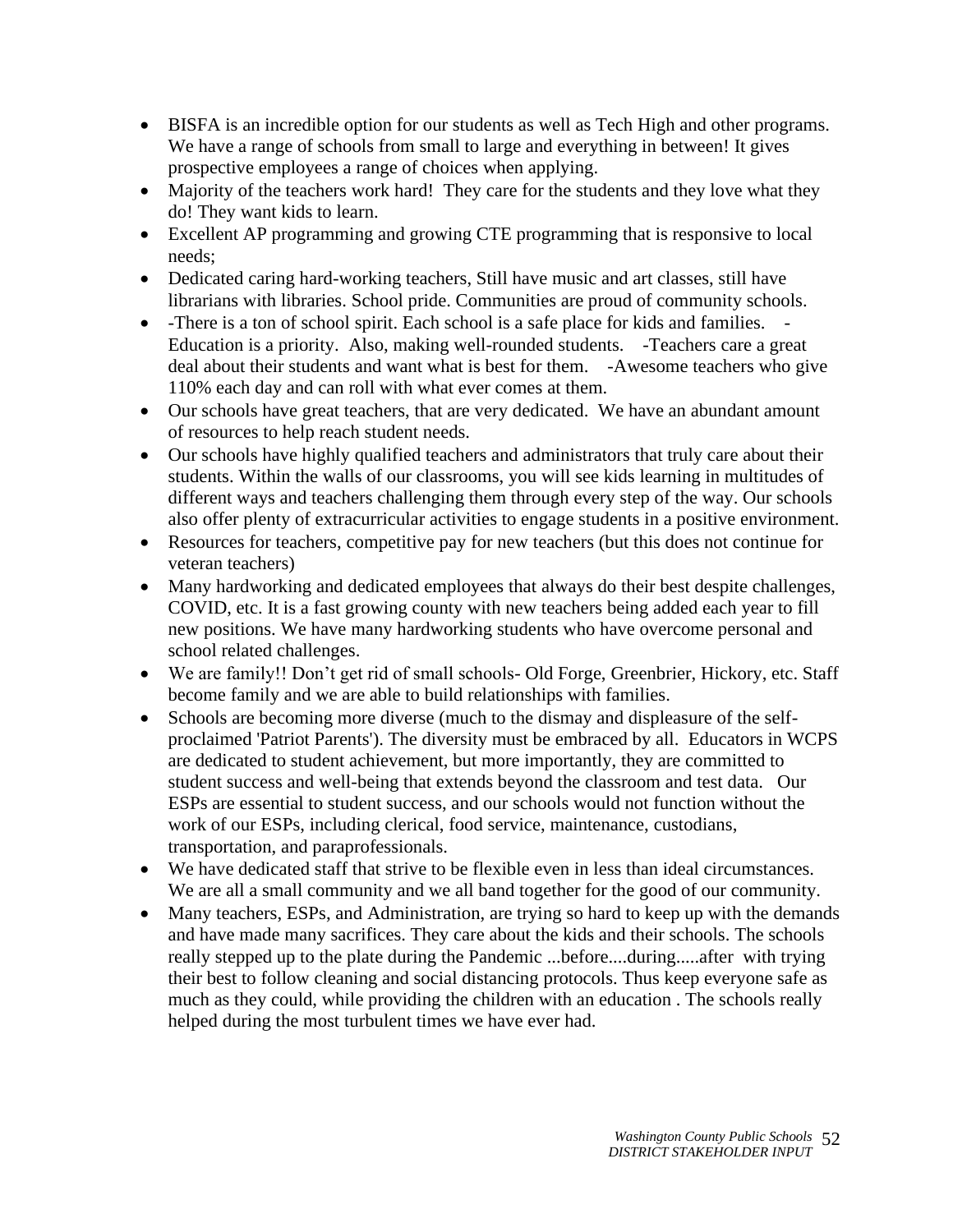- BISFA is an incredible option for our students as well as Tech High and other programs. We have a range of schools from small to large and everything in between! It gives prospective employees a range of choices when applying.
- Majority of the teachers work hard! They care for the students and they love what they do! They want kids to learn.
- Excellent AP programming and growing CTE programming that is responsive to local needs;
- Dedicated caring hard-working teachers, Still have music and art classes, still have librarians with libraries. School pride. Communities are proud of community schools.
- -There is a ton of school spirit. Each school is a safe place for kids and families. -Education is a priority. Also, making well-rounded students. -Teachers care a great deal about their students and want what is best for them. -Awesome teachers who give 110% each day and can roll with what ever comes at them.
- Our schools have great teachers, that are very dedicated. We have an abundant amount of resources to help reach student needs.
- Our schools have highly qualified teachers and administrators that truly care about their students. Within the walls of our classrooms, you will see kids learning in multitudes of different ways and teachers challenging them through every step of the way. Our schools also offer plenty of extracurricular activities to engage students in a positive environment.
- Resources for teachers, competitive pay for new teachers (but this does not continue for veteran teachers)
- Many hardworking and dedicated employees that always do their best despite challenges, COVID, etc. It is a fast growing county with new teachers being added each year to fill new positions. We have many hardworking students who have overcome personal and school related challenges.
- We are family!! Don't get rid of small schools- Old Forge, Greenbrier, Hickory, etc. Staff become family and we are able to build relationships with families.
- Schools are becoming more diverse (much to the dismay and displeasure of the self-proclaimed 'Patriot Parents'). The diversity must be embraced by all. Educators in WCPS are dedicated to student achievement, but more importantly, they are committed to student success and well-being that extends beyond the classroom and test data. Our ESPs are essential to student success, and our schools would not function without the work of our ESPs, including clerical, food service, maintenance, custodians, transportation, and paraprofessionals.
- We have dedicated staff that strive to be flexible even in less than ideal circumstances. We are all a small community and we all band together for the good of our community.
- Many teachers, ESPs, and Administration, are trying so hard to keep up with the demands and have made many sacrifices. They care about the kids and their schools. The schools really stepped up to the plate during the Pandemic ...before....during.....after with trying their best to follow cleaning and social distancing protocols. Thus keep everyone safe as much as they could, while providing the children with an education . The schools really helped during the most turbulent times we have ever had.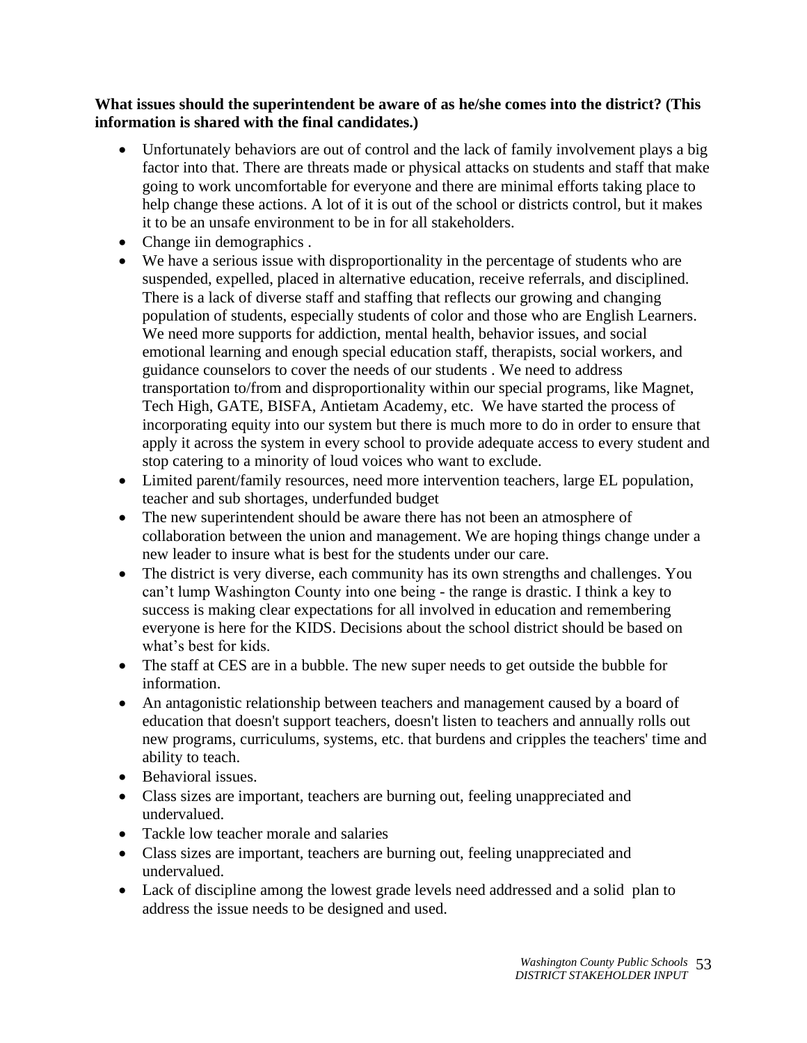**What issues should the superintendent be aware of as he/she comes into the district? (This information is shared with the final candidates.)**

- Unfortunately behaviors are out of control and the lack of family involvement plays a big factor into that. There are threats made or physical attacks on students and staff that make going to work uncomfortable for everyone and there are minimal efforts taking place to help change these actions. A lot of it is out of the school or districts control, but it makes it to be an unsafe environment to be in for all stakeholders.
- Change iin demographics .
- We have a serious issue with disproportionality in the percentage of students who are suspended, expelled, placed in alternative education, receive referrals, and disciplined. There is a lack of diverse staff and staffing that reflects our growing and changing population of students, especially students of color and those who are English Learners. We need more supports for addiction, mental health, behavior issues, and social emotional learning and enough special education staff, therapists, social workers, and guidance counselors to cover the needs of our students . We need to address transportation to/from and disproportionality within our special programs, like Magnet, Tech High, GATE, BISFA, Antietam Academy, etc. We have started the process of incorporating equity into our system but there is much more to do in order to ensure that apply it across the system in every school to provide adequate access to every student and stop catering to a minority of loud voices who want to exclude.
- Limited parent/family resources, need more intervention teachers, large EL population, teacher and sub shortages, underfunded budget
- The new superintendent should be aware there has not been an atmosphere of collaboration between the union and management. We are hoping things change under a new leader to insure what is best for the students under our care.
- The district is very diverse, each community has its own strengths and challenges. You can't lump Washington County into one being - the range is drastic. I think a key to success is making clear expectations for all involved in education and remembering everyone is here for the KIDS. Decisions about the school district should be based on what's best for kids.
- The staff at CES are in a bubble. The new super needs to get outside the bubble for information.
- An antagonistic relationship between teachers and management caused by a board of education that doesn't support teachers, doesn't listen to teachers and annually rolls out new programs, curriculums, systems, etc. that burdens and cripples the teachers' time and ability to teach.
- Behavioral issues.
- Class sizes are important, teachers are burning out, feeling unappreciated and undervalued.
- Tackle low teacher morale and salaries
- Class sizes are important, teachers are burning out, feeling unappreciated and undervalued.
- Lack of discipline among the lowest grade levels need addressed and a solid plan to address the issue needs to be designed and used.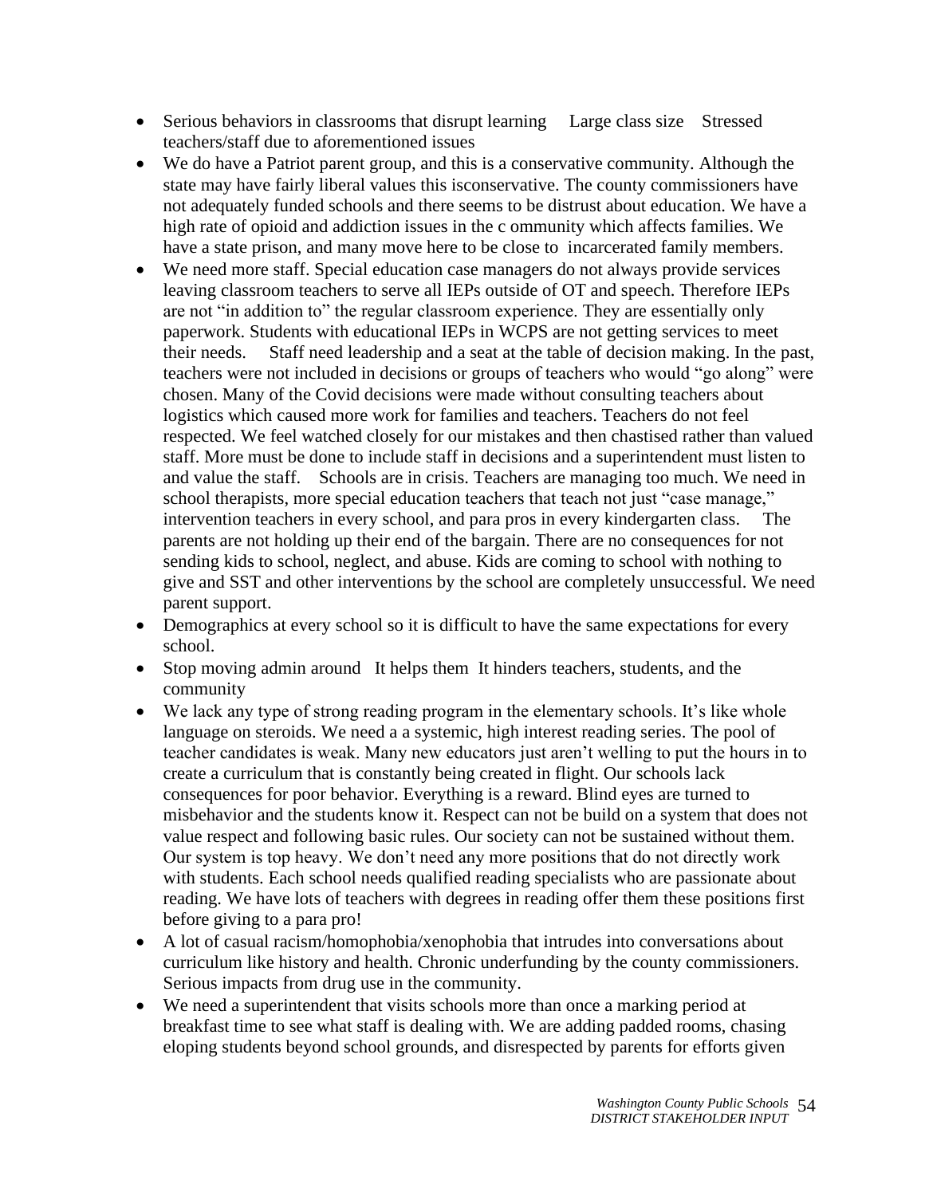- Serious behaviors in classrooms that disrupt learning     Large class size    Stressed teachers/staff due to aforementioned issues
- We do have a Patriot parent group, and this is a conservative community. Although the state may have fairly liberal values this isconservative. The county commissioners have not adequately funded schools and there seems to be distrust about education. We have a high rate of opioid and addiction issues in the c ommunity which affects families. We have a state prison, and many move here to be close to  incarcerated family members.
- We need more staff. Special education case managers do not always provide services leaving classroom teachers to serve all IEPs outside of OT and speech. Therefore IEPs are not "in addition to" the regular classroom experience. They are essentially only paperwork. Students with educational IEPs in WCPS are not getting services to meet their needs.     Staff need leadership and a seat at the table of decision making. In the past, teachers were not included in decisions or groups of teachers who would "go along" were chosen. Many of the Covid decisions were made without consulting teachers about logistics which caused more work for families and teachers. Teachers do not feel respected. We feel watched closely for our mistakes and then chastised rather than valued staff. More must be done to include staff in decisions and a superintendent must listen to and value the staff.    Schools are in crisis. Teachers are managing too much. We need in school therapists, more special education teachers that teach not just "case manage," intervention teachers in every school, and para pros in every kindergarten class.     The parents are not holding up their end of the bargain. There are no consequences for not sending kids to school, neglect, and abuse. Kids are coming to school with nothing to give and SST and other interventions by the school are completely unsuccessful. We need parent support.
- Demographics at every school so it is difficult to have the same expectations for every school.
- Stop moving admin around   It helps them  It hinders teachers, students, and the community
- We lack any type of strong reading program in the elementary schools. It's like whole language on steroids. We need a a systemic, high interest reading series. The pool of teacher candidates is weak. Many new educators just aren't welling to put the hours in to create a curriculum that is constantly being created in flight. Our schools lack consequences for poor behavior. Everything is a reward. Blind eyes are turned to misbehavior and the students know it. Respect can not be build on a system that does not value respect and following basic rules. Our society can not be sustained without them. Our system is top heavy. We don't need any more positions that do not directly work with students. Each school needs qualified reading specialists who are passionate about reading. We have lots of teachers with degrees in reading offer them these positions first before giving to a para pro!
- A lot of casual racism/homophobia/xenophobia that intrudes into conversations about curriculum like history and health. Chronic underfunding by the county commissioners. Serious impacts from drug use in the community.
- We need a superintendent that visits schools more than once a marking period at breakfast time to see what staff is dealing with. We are adding padded rooms, chasing eloping students beyond school grounds, and disrespected by parents for efforts given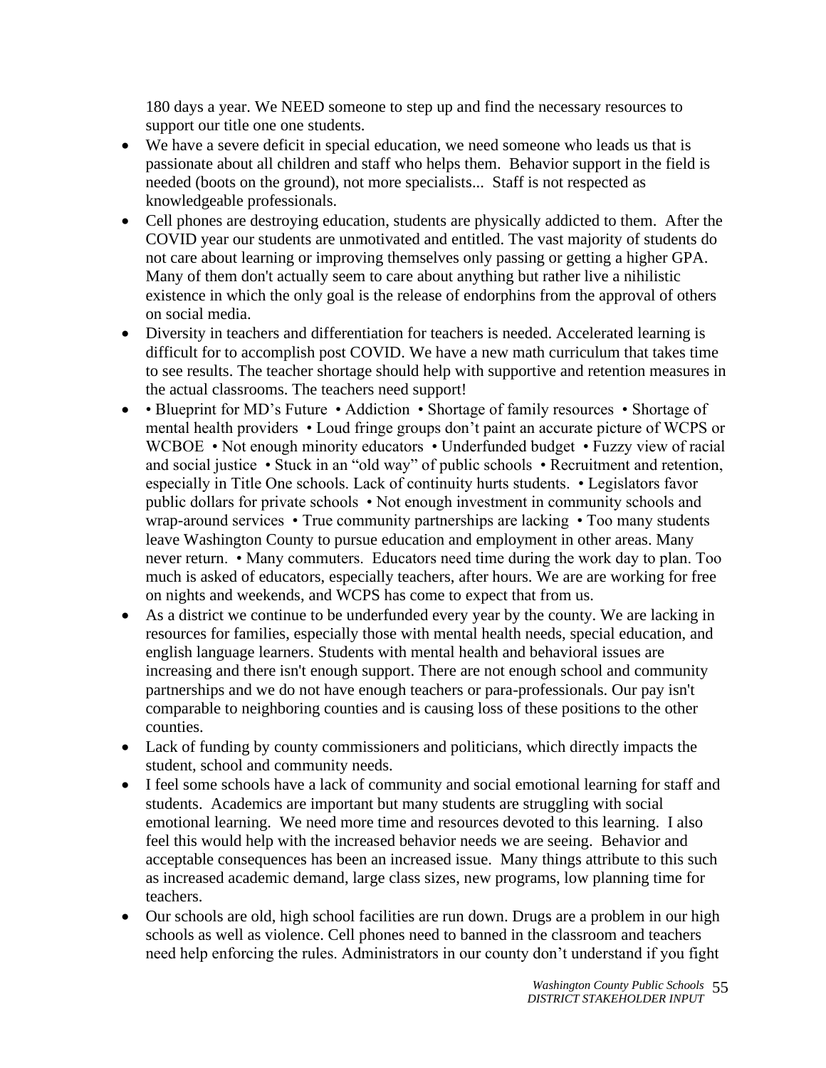180 days a year. We NEED someone to step up and find the necessary resources to support our title one one students.

- We have a severe deficit in special education, we need someone who leads us that is passionate about all children and staff who helps them. Behavior support in the field is needed (boots on the ground), not more specialists... Staff is not respected as knowledgeable professionals.
- Cell phones are destroying education, students are physically addicted to them. After the COVID year our students are unmotivated and entitled. The vast majority of students do not care about learning or improving themselves only passing or getting a higher GPA. Many of them don't actually seem to care about anything but rather live a nihilistic existence in which the only goal is the release of endorphins from the approval of others on social media.
- Diversity in teachers and differentiation for teachers is needed. Accelerated learning is difficult for to accomplish post COVID. We have a new math curriculum that takes time to see results. The teacher shortage should help with supportive and retention measures in the actual classrooms. The teachers need support!
- • Blueprint for MD's Future • Addiction • Shortage of family resources • Shortage of mental health providers • Loud fringe groups don't paint an accurate picture of WCPS or WCBOE • Not enough minority educators • Underfunded budget • Fuzzy view of racial and social justice • Stuck in an "old way" of public schools • Recruitment and retention, especially in Title One schools. Lack of continuity hurts students. • Legislators favor public dollars for private schools • Not enough investment in community schools and wrap-around services • True community partnerships are lacking • Too many students leave Washington County to pursue education and employment in other areas. Many never return. • Many commuters. Educators need time during the work day to plan. Too much is asked of educators, especially teachers, after hours. We are are working for free on nights and weekends, and WCPS has come to expect that from us.
- As a district we continue to be underfunded every year by the county. We are lacking in resources for families, especially those with mental health needs, special education, and english language learners. Students with mental health and behavioral issues are increasing and there isn't enough support. There are not enough school and community partnerships and we do not have enough teachers or para-professionals. Our pay isn't comparable to neighboring counties and is causing loss of these positions to the other counties.
- Lack of funding by county commissioners and politicians, which directly impacts the student, school and community needs.
- I feel some schools have a lack of community and social emotional learning for staff and students. Academics are important but many students are struggling with social emotional learning. We need more time and resources devoted to this learning. I also feel this would help with the increased behavior needs we are seeing. Behavior and acceptable consequences has been an increased issue. Many things attribute to this such as increased academic demand, large class sizes, new programs, low planning time for teachers.
- Our schools are old, high school facilities are run down. Drugs are a problem in our high schools as well as violence. Cell phones need to banned in the classroom and teachers need help enforcing the rules. Administrators in our county don't understand if you fight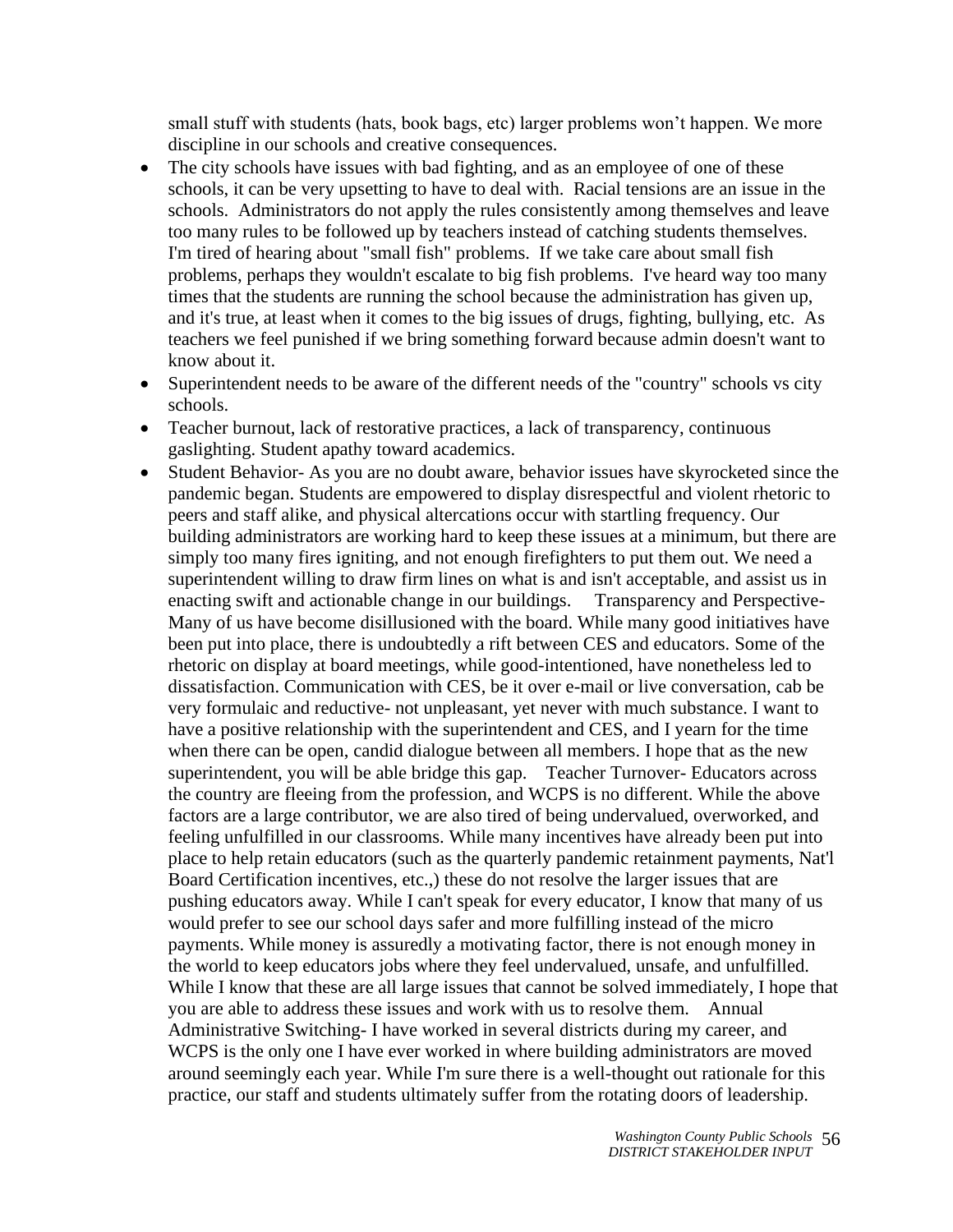small stuff with students (hats, book bags, etc) larger problems won't happen. We more discipline in our schools and creative consequences.

- The city schools have issues with bad fighting, and as an employee of one of these schools, it can be very upsetting to have to deal with. Racial tensions are an issue in the schools. Administrators do not apply the rules consistently among themselves and leave too many rules to be followed up by teachers instead of catching students themselves. I'm tired of hearing about "small fish" problems. If we take care about small fish problems, perhaps they wouldn't escalate to big fish problems. I've heard way too many times that the students are running the school because the administration has given up, and it's true, at least when it comes to the big issues of drugs, fighting, bullying, etc. As teachers we feel punished if we bring something forward because admin doesn't want to know about it.
- Superintendent needs to be aware of the different needs of the "country" schools vs city schools.
- Teacher burnout, lack of restorative practices, a lack of transparency, continuous gaslighting. Student apathy toward academics.
- Student Behavior- As you are no doubt aware, behavior issues have skyrocketed since the pandemic began. Students are empowered to display disrespectful and violent rhetoric to peers and staff alike, and physical altercations occur with startling frequency. Our building administrators are working hard to keep these issues at a minimum, but there are simply too many fires igniting, and not enough firefighters to put them out. We need a superintendent willing to draw firm lines on what is and isn't acceptable, and assist us in enacting swift and actionable change in our buildings. Transparency and Perspective- Many of us have become disillusioned with the board. While many good initiatives have been put into place, there is undoubtedly a rift between CES and educators. Some of the rhetoric on display at board meetings, while good-intentioned, have nonetheless led to dissatisfaction. Communication with CES, be it over e-mail or live conversation, cab be very formulaic and reductive- not unpleasant, yet never with much substance. I want to have a positive relationship with the superintendent and CES, and I yearn for the time when there can be open, candid dialogue between all members. I hope that as the new superintendent, you will be able bridge this gap. Teacher Turnover- Educators across the country are fleeing from the profession, and WCPS is no different. While the above factors are a large contributor, we are also tired of being undervalued, overworked, and feeling unfulfilled in our classrooms. While many incentives have already been put into place to help retain educators (such as the quarterly pandemic retainment payments, Nat'l Board Certification incentives, etc.,) these do not resolve the larger issues that are pushing educators away. While I can't speak for every educator, I know that many of us would prefer to see our school days safer and more fulfilling instead of the micro payments. While money is assuredly a motivating factor, there is not enough money in the world to keep educators jobs where they feel undervalued, unsafe, and unfulfilled. While I know that these are all large issues that cannot be solved immediately, I hope that you are able to address these issues and work with us to resolve them. Annual Administrative Switching- I have worked in several districts during my career, and WCPS is the only one I have ever worked in where building administrators are moved around seemingly each year. While I'm sure there is a well-thought out rationale for this practice, our staff and students ultimately suffer from the rotating doors of leadership.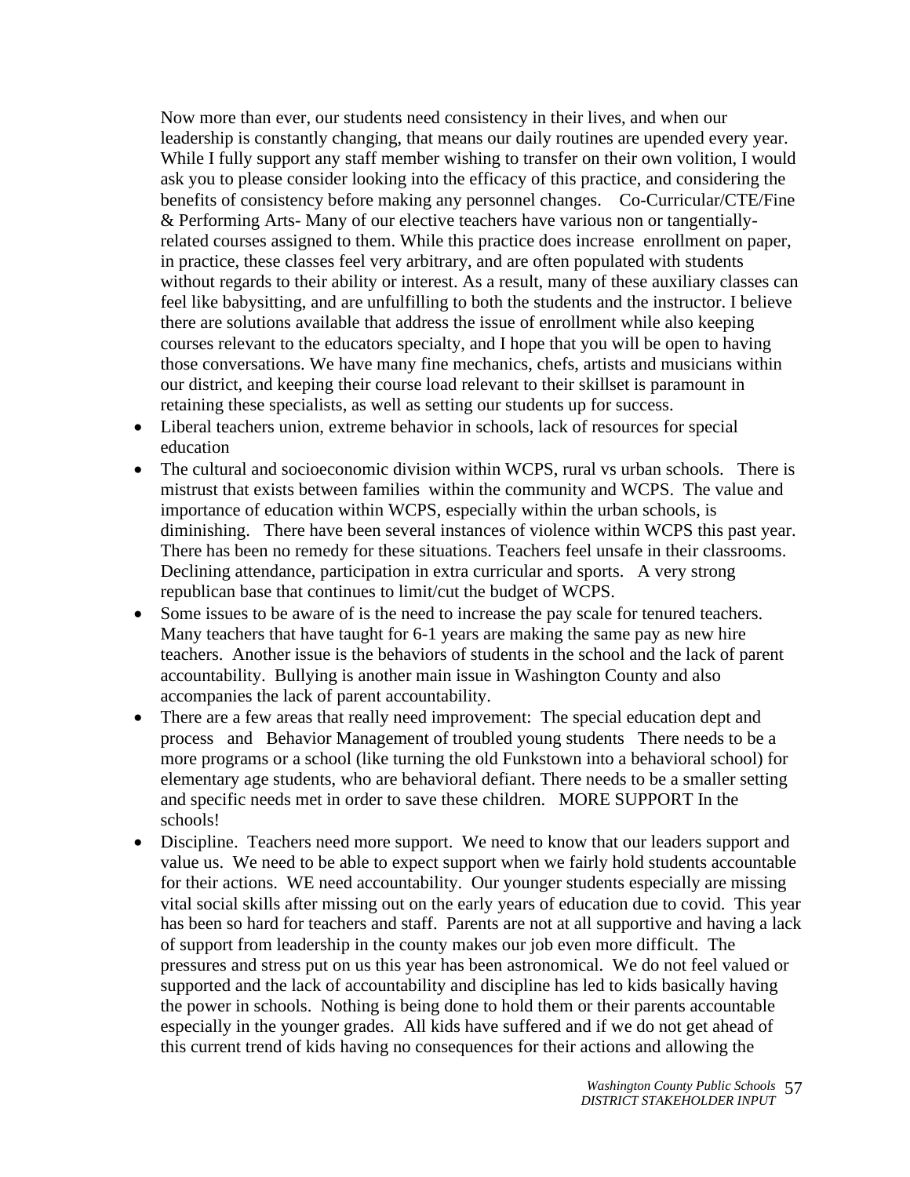Now more than ever, our students need consistency in their lives, and when our leadership is constantly changing, that means our daily routines are upended every year. While I fully support any staff member wishing to transfer on their own volition, I would ask you to please consider looking into the efficacy of this practice, and considering the benefits of consistency before making any personnel changes.   Co-Curricular/CTE/Fine & Performing Arts- Many of our elective teachers have various non or tangentially-related courses assigned to them. While this practice does increase  enrollment on paper, in practice, these classes feel very arbitrary, and are often populated with students without regards to their ability or interest. As a result, many of these auxiliary classes can feel like babysitting, and are unfulfilling to both the students and the instructor. I believe there are solutions available that address the issue of enrollment while also keeping courses relevant to the educators specialty, and I hope that you will be open to having those conversations. We have many fine mechanics, chefs, artists and musicians within our district, and keeping their course load relevant to their skillset is paramount in retaining these specialists, as well as setting our students up for success.

- Liberal teachers union, extreme behavior in schools, lack of resources for special education
- The cultural and socioeconomic division within WCPS, rural vs urban schools.   There is mistrust that exists between families  within the community and WCPS.  The value and importance of education within WCPS, especially within the urban schools, is diminishing.   There have been several instances of violence within WCPS this past year.   There has been no remedy for these situations. Teachers feel unsafe in their classrooms.   Declining attendance, participation in extra curricular and sports.   A very strong republican base that continues to limit/cut the budget of WCPS.
- Some issues to be aware of is the need to increase the pay scale for tenured teachers. Many teachers that have taught for 6-1 years are making the same pay as new hire teachers.  Another issue is the behaviors of students in the school and the lack of parent accountability.  Bullying is another main issue in Washington County and also accompanies the lack of parent accountability.
- There are a few areas that really need improvement:  The special education dept and process   and   Behavior Management of troubled young students   There needs to be a more programs or a school (like turning the old Funkstown into a behavioral school) for elementary age students, who are behavioral defiant. There needs to be a smaller setting and specific needs met in order to save these children.   MORE SUPPORT In the schools!
- Discipline.  Teachers need more support.  We need to know that our leaders support and value us.  We need to be able to expect support when we fairly hold students accountable for their actions.  WE need accountability.  Our younger students especially are missing vital social skills after missing out on the early years of education due to covid.  This year has been so hard for teachers and staff.  Parents are not at all supportive and having a lack of support from leadership in the county makes our job even more difficult.  The pressures and stress put on us this year has been astronomical.  We do not feel valued or supported and the lack of accountability and discipline has led to kids basically having the power in schools.  Nothing is being done to hold them or their parents accountable especially in the younger grades.  All kids have suffered and if we do not get ahead of this current trend of kids having no consequences for their actions and allowing the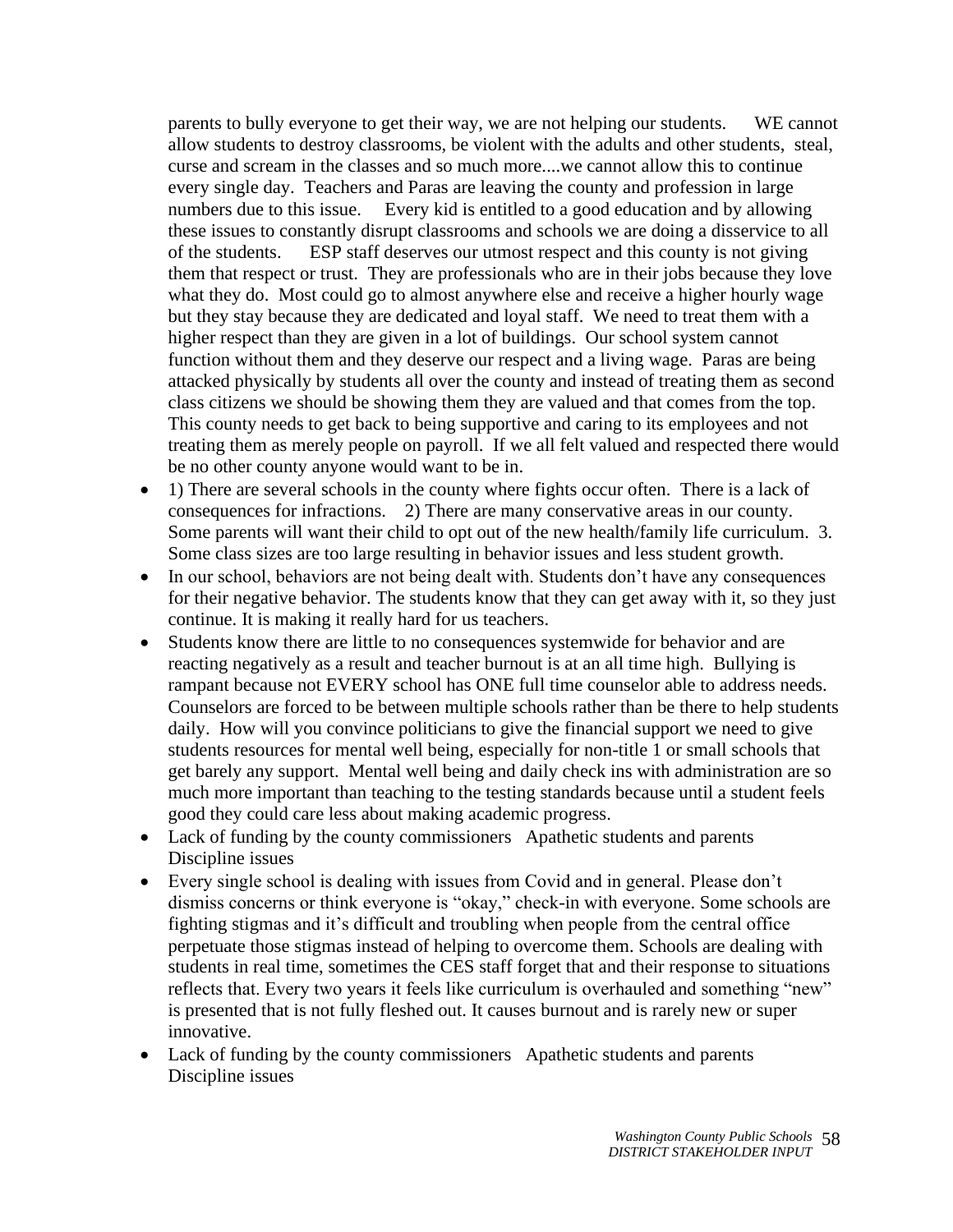parents to bully everyone to get their way, we are not helping our students. WE cannot allow students to destroy classrooms, be violent with the adults and other students, steal, curse and scream in the classes and so much more....we cannot allow this to continue every single day. Teachers and Paras are leaving the county and profession in large numbers due to this issue. Every kid is entitled to a good education and by allowing these issues to constantly disrupt classrooms and schools we are doing a disservice to all of the students. ESP staff deserves our utmost respect and this county is not giving them that respect or trust. They are professionals who are in their jobs because they love what they do. Most could go to almost anywhere else and receive a higher hourly wage but they stay because they are dedicated and loyal staff. We need to treat them with a higher respect than they are given in a lot of buildings. Our school system cannot function without them and they deserve our respect and a living wage. Paras are being attacked physically by students all over the county and instead of treating them as second class citizens we should be showing them they are valued and that comes from the top. This county needs to get back to being supportive and caring to its employees and not treating them as merely people on payroll. If we all felt valued and respected there would be no other county anyone would want to be in.

- 1) There are several schools in the county where fights occur often. There is a lack of consequences for infractions. 2) There are many conservative areas in our county. Some parents will want their child to opt out of the new health/family life curriculum. 3. Some class sizes are too large resulting in behavior issues and less student growth.
- In our school, behaviors are not being dealt with. Students don't have any consequences for their negative behavior. The students know that they can get away with it, so they just continue. It is making it really hard for us teachers.
- Students know there are little to no consequences systemwide for behavior and are reacting negatively as a result and teacher burnout is at an all time high. Bullying is rampant because not EVERY school has ONE full time counselor able to address needs. Counselors are forced to be between multiple schools rather than be there to help students daily. How will you convince politicians to give the financial support we need to give students resources for mental well being, especially for non-title 1 or small schools that get barely any support. Mental well being and daily check ins with administration are so much more important than teaching to the testing standards because until a student feels good they could care less about making academic progress.
- Lack of funding by the county commissioners Apathetic students and parents Discipline issues
- Every single school is dealing with issues from Covid and in general. Please don't dismiss concerns or think everyone is "okay," check-in with everyone. Some schools are fighting stigmas and it's difficult and troubling when people from the central office perpetuate those stigmas instead of helping to overcome them. Schools are dealing with students in real time, sometimes the CES staff forget that and their response to situations reflects that. Every two years it feels like curriculum is overhauled and something "new" is presented that is not fully fleshed out. It causes burnout and is rarely new or super innovative.
- Lack of funding by the county commissioners Apathetic students and parents Discipline issues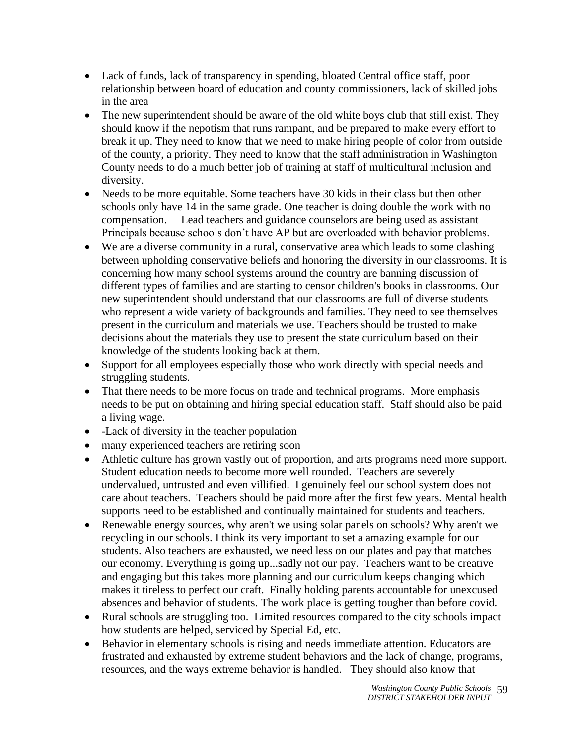- Lack of funds, lack of transparency in spending, bloated Central office staff, poor relationship between board of education and county commissioners, lack of skilled jobs in the area
- The new superintendent should be aware of the old white boys club that still exist. They should know if the nepotism that runs rampant, and be prepared to make every effort to break it up. They need to know that we need to make hiring people of color from outside of the county, a priority. They need to know that the staff administration in Washington County needs to do a much better job of training at staff of multicultural inclusion and diversity.
- Needs to be more equitable. Some teachers have 30 kids in their class but then other schools only have 14 in the same grade. One teacher is doing double the work with no compensation.   Lead teachers and guidance counselors are being used as assistant Principals because schools don't have AP but are overloaded with behavior problems.
- We are a diverse community in a rural, conservative area which leads to some clashing between upholding conservative beliefs and honoring the diversity in our classrooms. It is concerning how many school systems around the country are banning discussion of different types of families and are starting to censor children's books in classrooms. Our new superintendent should understand that our classrooms are full of diverse students who represent a wide variety of backgrounds and families. They need to see themselves present in the curriculum and materials we use. Teachers should be trusted to make decisions about the materials they use to present the state curriculum based on their knowledge of the students looking back at them.
- Support for all employees especially those who work directly with special needs and struggling students.
- That there needs to be more focus on trade and technical programs.  More emphasis needs to be put on obtaining and hiring special education staff.  Staff should also be paid a living wage.
- -Lack of diversity in the teacher population
- many experienced teachers are retiring soon
- Athletic culture has grown vastly out of proportion, and arts programs need more support. Student education needs to become more well rounded.  Teachers are severely undervalued, untrusted and even villified.  I genuinely feel our school system does not care about teachers.  Teachers should be paid more after the first few years. Mental health supports need to be established and continually maintained for students and teachers.
- Renewable energy sources, why aren't we using solar panels on schools? Why aren't we recycling in our schools. I think its very important to set a amazing example for our students. Also teachers are exhausted, we need less on our plates and pay that matches our economy. Everything is going up...sadly not our pay.  Teachers want to be creative and engaging but this takes more planning and our curriculum keeps changing which makes it tireless to perfect our craft.  Finally holding parents accountable for unexcused absences and behavior of students. The work place is getting tougher than before covid.
- Rural schools are struggling too.  Limited resources compared to the city schools impact how students are helped, serviced by Special Ed, etc.
- Behavior in elementary schools is rising and needs immediate attention. Educators are frustrated and exhausted by extreme student behaviors and the lack of change, programs, resources, and the ways extreme behavior is handled.   They should also know that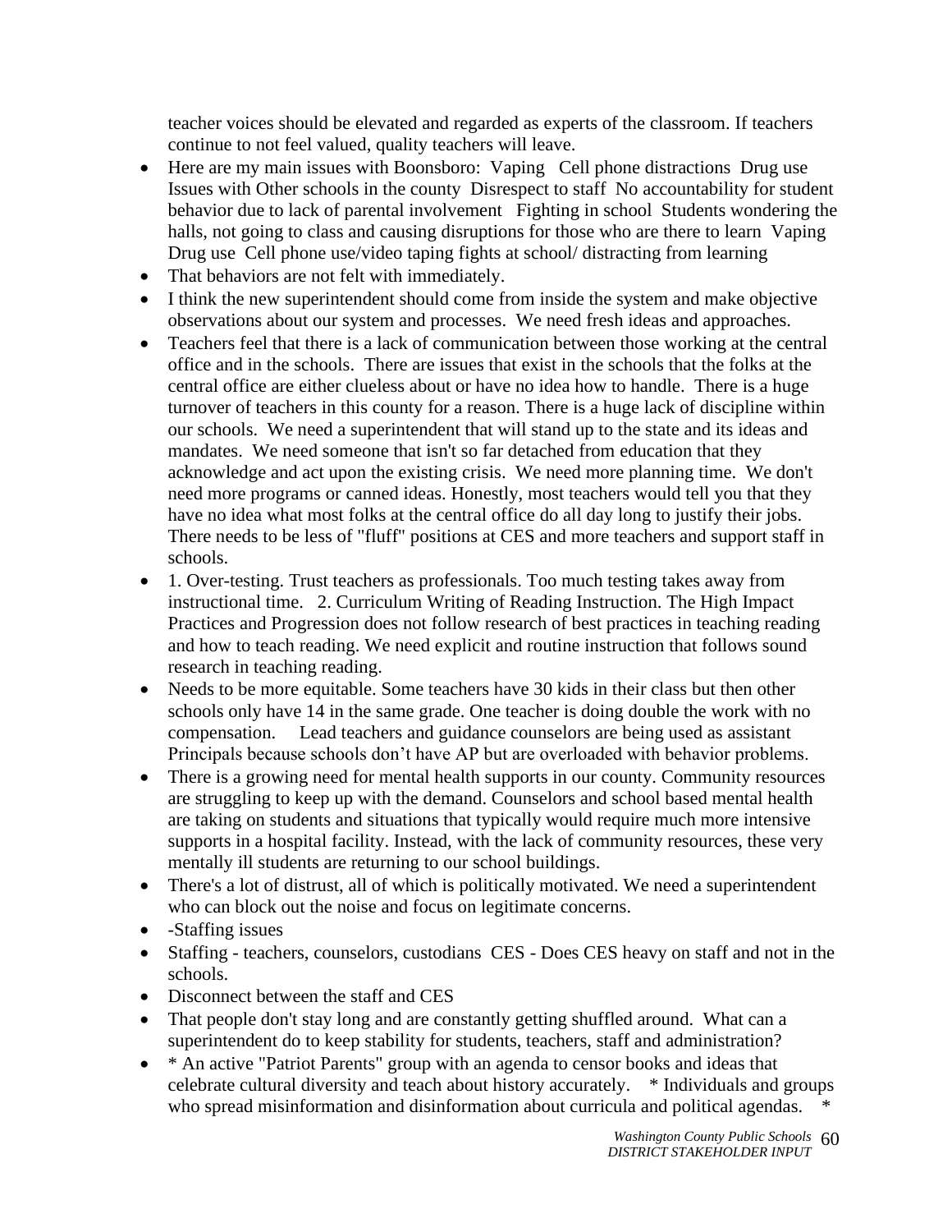teacher voices should be elevated and regarded as experts of the classroom. If teachers continue to not feel valued, quality teachers will leave.

- Here are my main issues with Boonsboro: Vaping Cell phone distractions Drug use Issues with Other schools in the county Disrespect to staff No accountability for student behavior due to lack of parental involvement Fighting in school Students wondering the halls, not going to class and causing disruptions for those who are there to learn Vaping Drug use Cell phone use/video taping fights at school/ distracting from learning
- That behaviors are not felt with immediately.
- I think the new superintendent should come from inside the system and make objective observations about our system and processes. We need fresh ideas and approaches.
- Teachers feel that there is a lack of communication between those working at the central office and in the schools. There are issues that exist in the schools that the folks at the central office are either clueless about or have no idea how to handle. There is a huge turnover of teachers in this county for a reason. There is a huge lack of discipline within our schools. We need a superintendent that will stand up to the state and its ideas and mandates. We need someone that isn't so far detached from education that they acknowledge and act upon the existing crisis. We need more planning time. We don't need more programs or canned ideas. Honestly, most teachers would tell you that they have no idea what most folks at the central office do all day long to justify their jobs. There needs to be less of "fluff" positions at CES and more teachers and support staff in schools.
- 1. Over-testing. Trust teachers as professionals. Too much testing takes away from instructional time. 2. Curriculum Writing of Reading Instruction. The High Impact Practices and Progression does not follow research of best practices in teaching reading and how to teach reading. We need explicit and routine instruction that follows sound research in teaching reading.
- Needs to be more equitable. Some teachers have 30 kids in their class but then other schools only have 14 in the same grade. One teacher is doing double the work with no compensation. Lead teachers and guidance counselors are being used as assistant Principals because schools don't have AP but are overloaded with behavior problems.
- There is a growing need for mental health supports in our county. Community resources are struggling to keep up with the demand. Counselors and school based mental health are taking on students and situations that typically would require much more intensive supports in a hospital facility. Instead, with the lack of community resources, these very mentally ill students are returning to our school buildings.
- There's a lot of distrust, all of which is politically motivated. We need a superintendent who can block out the noise and focus on legitimate concerns.
- -Staffing issues
- Staffing - teachers, counselors, custodians CES - Does CES heavy on staff and not in the schools.
- Disconnect between the staff and CES
- That people don't stay long and are constantly getting shuffled around. What can a superintendent do to keep stability for students, teachers, staff and administration?
- * An active "Patriot Parents" group with an agenda to censor books and ideas that celebrate cultural diversity and teach about history accurately. * Individuals and groups who spread misinformation and disinformation about curricula and political agendas. *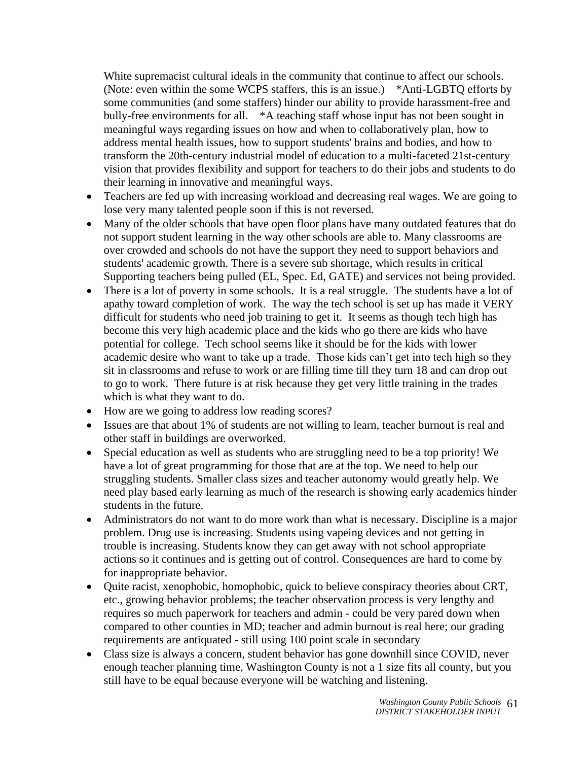White supremacist cultural ideals in the community that continue to affect our schools. (Note: even within the some WCPS staffers, this is an issue.)    *Anti-LGBTQ efforts by some communities (and some staffers) hinder our ability to provide harassment-free and bully-free environments for all.    *A teaching staff whose input has not been sought in meaningful ways regarding issues on how and when to collaboratively plan, how to address mental health issues, how to support students' brains and bodies, and how to transform the 20th-century industrial model of education to a multi-faceted 21st-century vision that provides flexibility and support for teachers to do their jobs and students to do their learning in innovative and meaningful ways.

- Teachers are fed up with increasing workload and decreasing real wages. We are going to lose very many talented people soon if this is not reversed.
- Many of the older schools that have open floor plans have many outdated features that do not support student learning in the way other schools are able to. Many classrooms are over crowded and schools do not have the support they need to support behaviors and students' academic growth. There is a severe sub shortage, which results in critical Supporting teachers being pulled (EL, Spec. Ed, GATE) and services not being provided.
- There is a lot of poverty in some schools.  It is a real struggle.  The students have a lot of apathy toward completion of work.  The way the tech school is set up has made it VERY difficult for students who need job training to get it.  It seems as though tech high has become this very high academic place and the kids who go there are kids who have potential for college.  Tech school seems like it should be for the kids with lower academic desire who want to take up a trade.  Those kids can't get into tech high so they sit in classrooms and refuse to work or are filling time till they turn 18 and can drop out to go to work.  There future is at risk because they get very little training in the trades which is what they want to do.
- How are we going to address low reading scores?
- Issues are that about 1% of students are not willing to learn, teacher burnout is real and other staff in buildings are overworked.
- Special education as well as students who are struggling need to be a top priority! We have a lot of great programming for those that are at the top. We need to help our struggling students. Smaller class sizes and teacher autonomy would greatly help. We need play based early learning as much of the research is showing early academics hinder students in the future.
- Administrators do not want to do more work than what is necessary. Discipline is a major problem. Drug use is increasing. Students using vapeing devices and not getting in trouble is increasing. Students know they can get away with not school appropriate actions so it continues and is getting out of control. Consequences are hard to come by for inappropriate behavior.
- Quite racist, xenophobic, homophobic, quick to believe conspiracy theories about CRT, etc., growing behavior problems; the teacher observation process is very lengthy and requires so much paperwork for teachers and admin - could be very pared down when compared to other counties in MD; teacher and admin burnout is real here; our grading requirements are antiquated - still using 100 point scale in secondary
- Class size is always a concern, student behavior has gone downhill since COVID, never enough teacher planning time, Washington County is not a 1 size fits all county, but you still have to be equal because everyone will be watching and listening.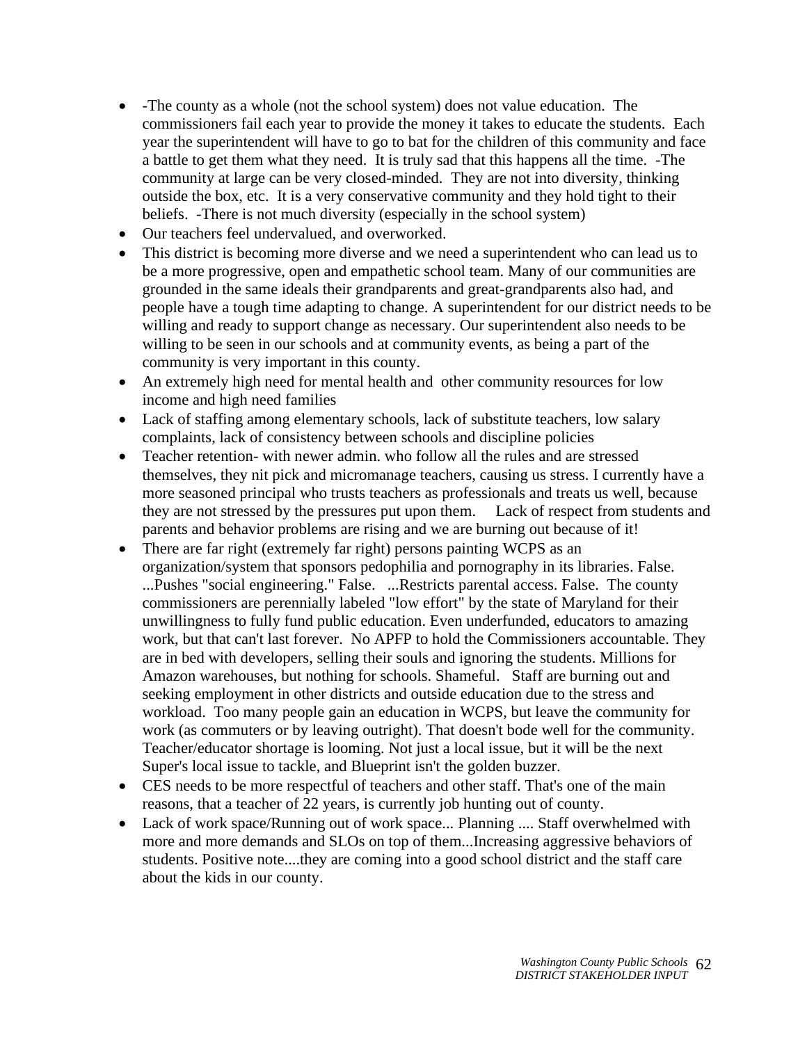- -The county as a whole (not the school system) does not value education. The commissioners fail each year to provide the money it takes to educate the students. Each year the superintendent will have to go to bat for the children of this community and face a battle to get them what they need. It is truly sad that this happens all the time. -The community at large can be very closed-minded. They are not into diversity, thinking outside the box, etc. It is a very conservative community and they hold tight to their beliefs. -There is not much diversity (especially in the school system)
- Our teachers feel undervalued, and overworked.
- This district is becoming more diverse and we need a superintendent who can lead us to be a more progressive, open and empathetic school team. Many of our communities are grounded in the same ideals their grandparents and great-grandparents also had, and people have a tough time adapting to change. A superintendent for our district needs to be willing and ready to support change as necessary. Our superintendent also needs to be willing to be seen in our schools and at community events, as being a part of the community is very important in this county.
- An extremely high need for mental health and other community resources for low income and high need families
- Lack of staffing among elementary schools, lack of substitute teachers, low salary complaints, lack of consistency between schools and discipline policies
- Teacher retention- with newer admin. who follow all the rules and are stressed themselves, they nit pick and micromanage teachers, causing us stress. I currently have a more seasoned principal who trusts teachers as professionals and treats us well, because they are not stressed by the pressures put upon them. Lack of respect from students and parents and behavior problems are rising and we are burning out because of it!
- There are far right (extremely far right) persons painting WCPS as an organization/system that sponsors pedophilia and pornography in its libraries. False. ...Pushes "social engineering." False. ...Restricts parental access. False. The county commissioners are perennially labeled "low effort" by the state of Maryland for their unwillingness to fully fund public education. Even underfunded, educators to amazing work, but that can't last forever. No APFP to hold the Commissioners accountable. They are in bed with developers, selling their souls and ignoring the students. Millions for Amazon warehouses, but nothing for schools. Shameful. Staff are burning out and seeking employment in other districts and outside education due to the stress and workload. Too many people gain an education in WCPS, but leave the community for work (as commuters or by leaving outright). That doesn't bode well for the community. Teacher/educator shortage is looming. Not just a local issue, but it will be the next Super's local issue to tackle, and Blueprint isn't the golden buzzer.
- CES needs to be more respectful of teachers and other staff. That's one of the main reasons, that a teacher of 22 years, is currently job hunting out of county.
- Lack of work space/Running out of work space... Planning .... Staff overwhelmed with more and more demands and SLOs on top of them...Increasing aggressive behaviors of students. Positive note....they are coming into a good school district and the staff care about the kids in our county.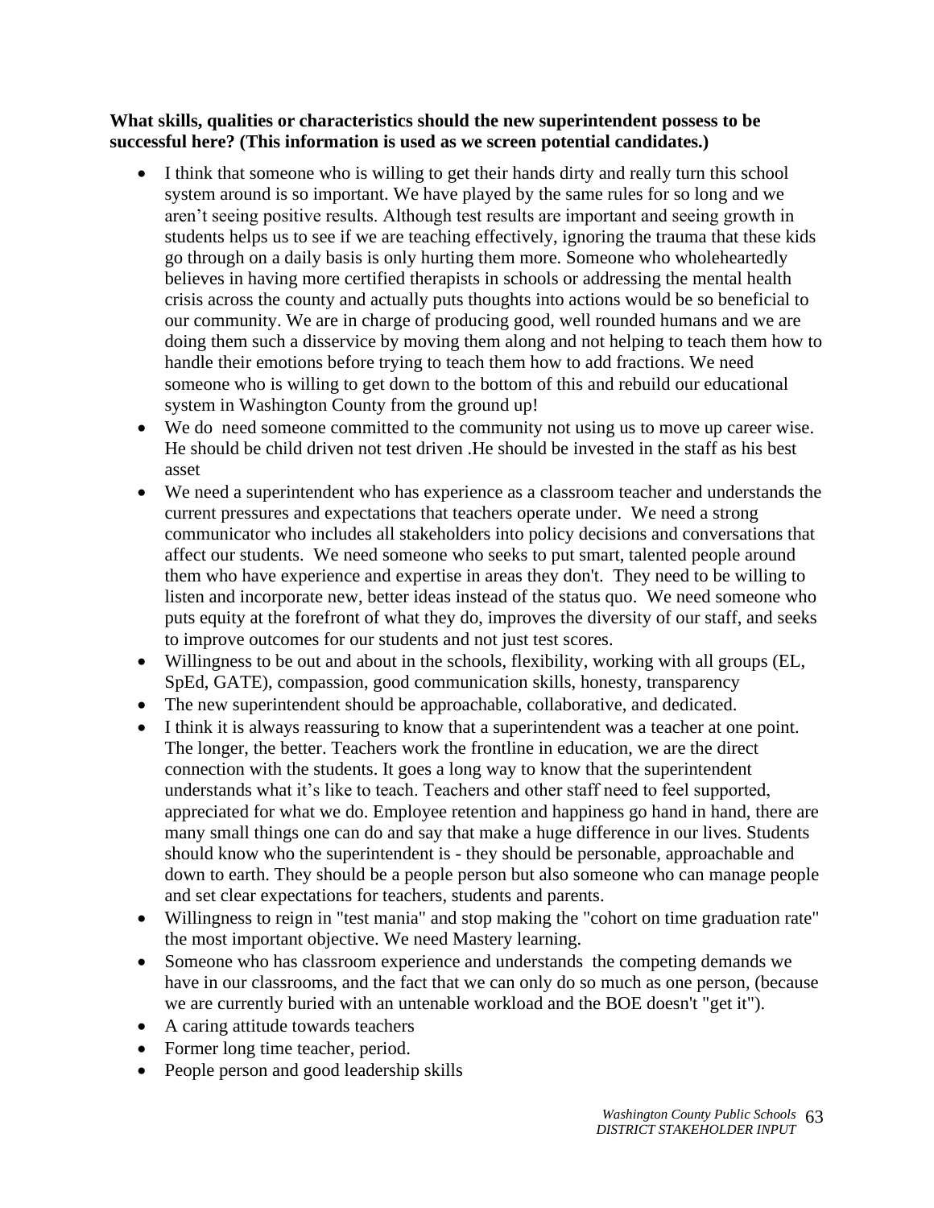**What skills, qualities or characteristics should the new superintendent possess to be successful here? (This information is used as we screen potential candidates.)**

- I think that someone who is willing to get their hands dirty and really turn this school system around is so important. We have played by the same rules for so long and we aren't seeing positive results. Although test results are important and seeing growth in students helps us to see if we are teaching effectively, ignoring the trauma that these kids go through on a daily basis is only hurting them more. Someone who wholeheartedly believes in having more certified therapists in schools or addressing the mental health crisis across the county and actually puts thoughts into actions would be so beneficial to our community. We are in charge of producing good, well rounded humans and we are doing them such a disservice by moving them along and not helping to teach them how to handle their emotions before trying to teach them how to add fractions. We need someone who is willing to get down to the bottom of this and rebuild our educational system in Washington County from the ground up!
- We do  need someone committed to the community not using us to move up career wise. He should be child driven not test driven .He should be invested in the staff as his best asset
- We need a superintendent who has experience as a classroom teacher and understands the current pressures and expectations that teachers operate under.  We need a strong communicator who includes all stakeholders into policy decisions and conversations that affect our students.  We need someone who seeks to put smart, talented people around them who have experience and expertise in areas they don't.  They need to be willing to listen and incorporate new, better ideas instead of the status quo.  We need someone who puts equity at the forefront of what they do, improves the diversity of our staff, and seeks to improve outcomes for our students and not just test scores.
- Willingness to be out and about in the schools, flexibility, working with all groups (EL, SpEd, GATE), compassion, good communication skills, honesty, transparency
- The new superintendent should be approachable, collaborative, and dedicated.
- I think it is always reassuring to know that a superintendent was a teacher at one point. The longer, the better. Teachers work the frontline in education, we are the direct connection with the students. It goes a long way to know that the superintendent understands what it's like to teach. Teachers and other staff need to feel supported, appreciated for what we do. Employee retention and happiness go hand in hand, there are many small things one can do and say that make a huge difference in our lives. Students should know who the superintendent is - they should be personable, approachable and down to earth. They should be a people person but also someone who can manage people and set clear expectations for teachers, students and parents.
- Willingness to reign in "test mania" and stop making the "cohort on time graduation rate" the most important objective. We need Mastery learning.
- Someone who has classroom experience and understands  the competing demands we have in our classrooms, and the fact that we can only do so much as one person, (because we are currently buried with an untenable workload and the BOE doesn't "get it").
- A caring attitude towards teachers
- Former long time teacher, period.
- People person and good leadership skills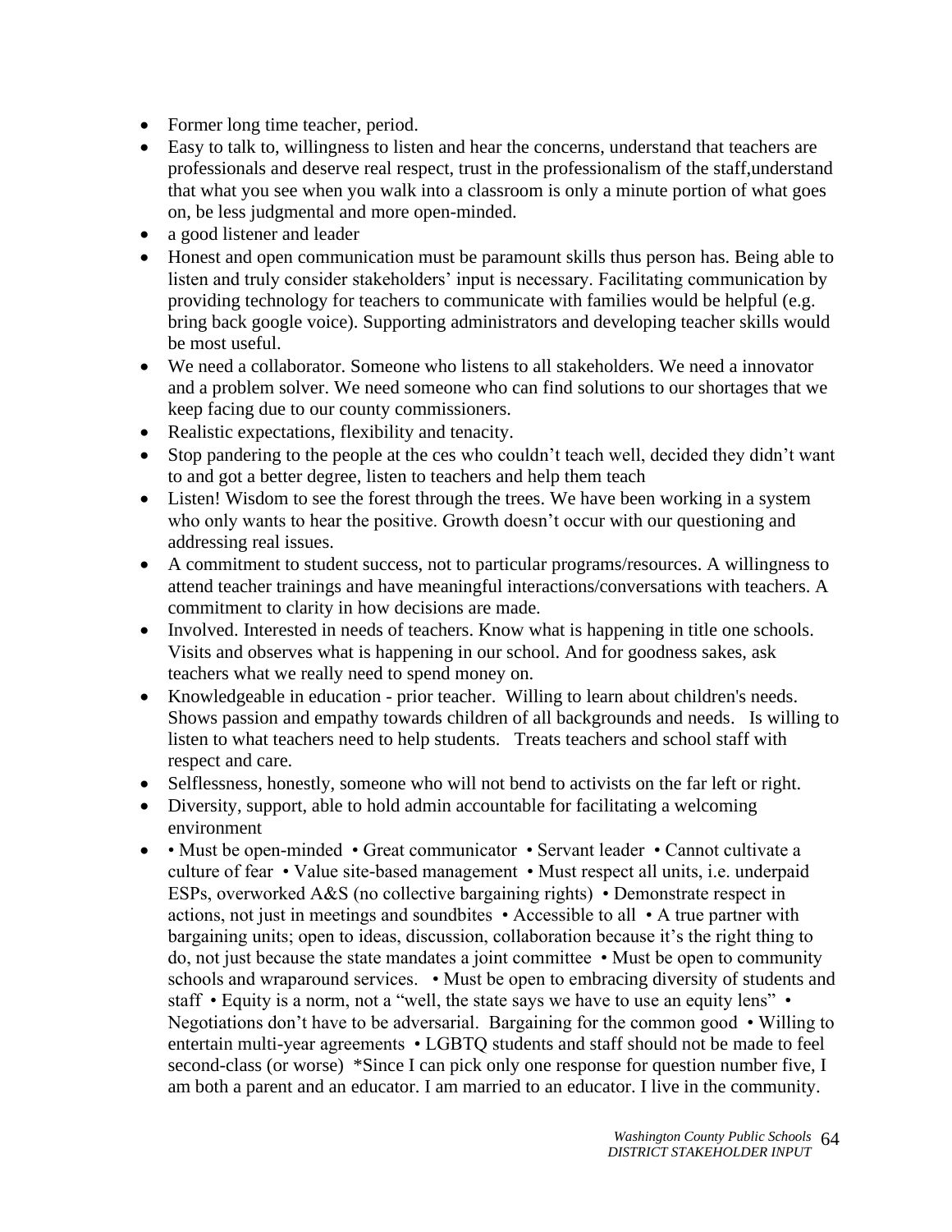- Former long time teacher, period.
- Easy to talk to, willingness to listen and hear the concerns, understand that teachers are professionals and deserve real respect, trust in the professionalism of the staff,understand that what you see when you walk into a classroom is only a minute portion of what goes on, be less judgmental and more open-minded.
- a good listener and leader
- Honest and open communication must be paramount skills thus person has. Being able to listen and truly consider stakeholders' input is necessary. Facilitating communication by providing technology for teachers to communicate with families would be helpful (e.g. bring back google voice). Supporting administrators and developing teacher skills would be most useful.
- We need a collaborator. Someone who listens to all stakeholders. We need a innovator and a problem solver. We need someone who can find solutions to our shortages that we keep facing due to our county commissioners.
- Realistic expectations, flexibility and tenacity.
- Stop pandering to the people at the ces who couldn't teach well, decided they didn't want to and got a better degree, listen to teachers and help them teach
- Listen! Wisdom to see the forest through the trees. We have been working in a system who only wants to hear the positive. Growth doesn't occur with our questioning and addressing real issues.
- A commitment to student success, not to particular programs/resources. A willingness to attend teacher trainings and have meaningful interactions/conversations with teachers. A commitment to clarity in how decisions are made.
- Involved. Interested in needs of teachers. Know what is happening in title one schools. Visits and observes what is happening in our school. And for goodness sakes, ask teachers what we really need to spend money on.
- Knowledgeable in education - prior teacher. Willing to learn about children's needs. Shows passion and empathy towards children of all backgrounds and needs. Is willing to listen to what teachers need to help students. Treats teachers and school staff with respect and care.
- Selflessness, honestly, someone who will not bend to activists on the far left or right.
- Diversity, support, able to hold admin accountable for facilitating a welcoming environment
- • Must be open-minded • Great communicator • Servant leader • Cannot cultivate a culture of fear • Value site-based management • Must respect all units, i.e. underpaid ESPs, overworked A&S (no collective bargaining rights) • Demonstrate respect in actions, not just in meetings and soundbites • Accessible to all • A true partner with bargaining units; open to ideas, discussion, collaboration because it's the right thing to do, not just because the state mandates a joint committee • Must be open to community schools and wraparound services. • Must be open to embracing diversity of students and staff • Equity is a norm, not a "well, the state says we have to use an equity lens" • Negotiations don't have to be adversarial. Bargaining for the common good • Willing to entertain multi-year agreements • LGBTQ students and staff should not be made to feel second-class (or worse) *Since I can pick only one response for question number five, I am both a parent and an educator. I am married to an educator. I live in the community.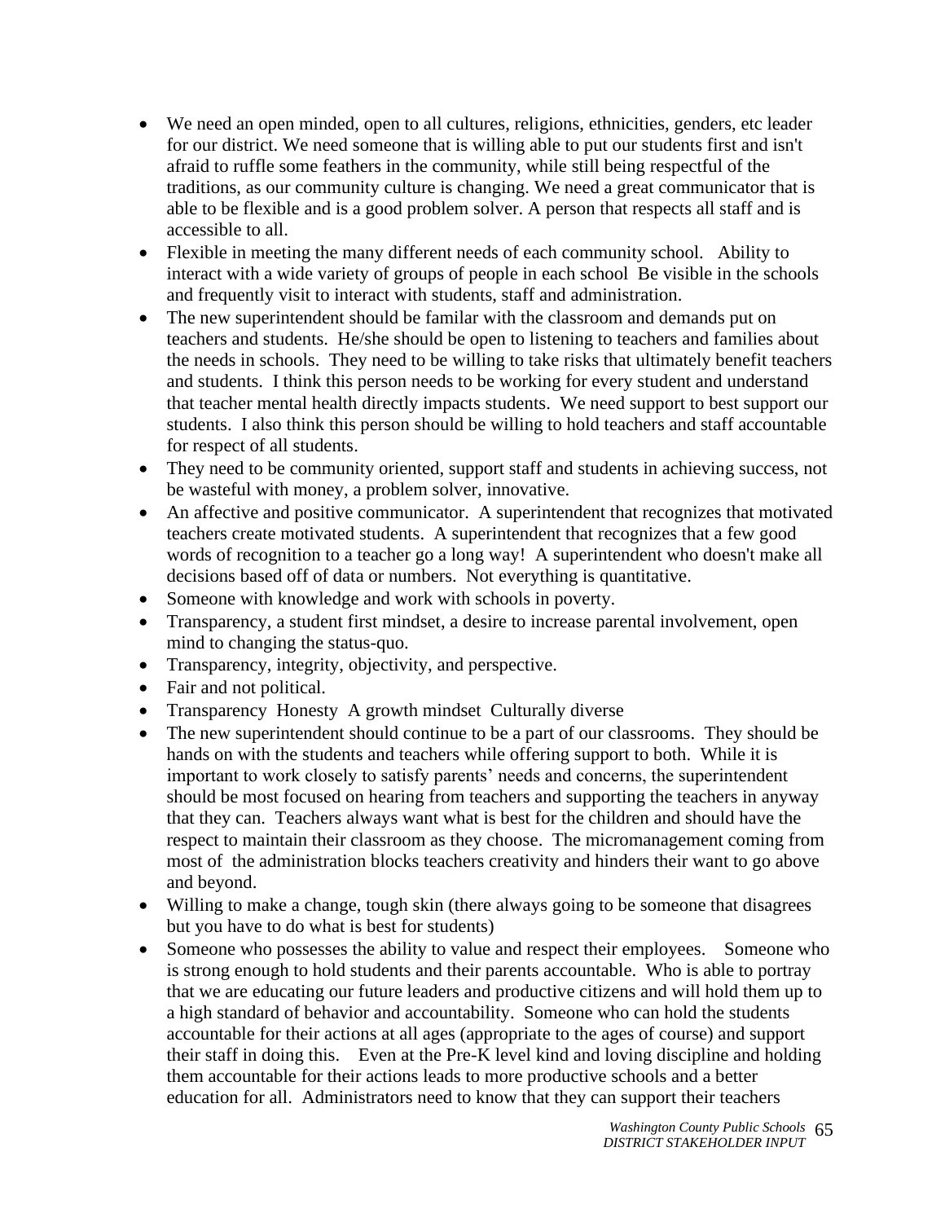- We need an open minded, open to all cultures, religions, ethnicities, genders, etc leader for our district. We need someone that is willing able to put our students first and isn't afraid to ruffle some feathers in the community, while still being respectful of the traditions, as our community culture is changing. We need a great communicator that is able to be flexible and is a good problem solver. A person that respects all staff and is accessible to all.
- Flexible in meeting the many different needs of each community school. Ability to interact with a wide variety of groups of people in each school Be visible in the schools and frequently visit to interact with students, staff and administration.
- The new superintendent should be familar with the classroom and demands put on teachers and students. He/she should be open to listening to teachers and families about the needs in schools. They need to be willing to take risks that ultimately benefit teachers and students. I think this person needs to be working for every student and understand that teacher mental health directly impacts students. We need support to best support our students. I also think this person should be willing to hold teachers and staff accountable for respect of all students.
- They need to be community oriented, support staff and students in achieving success, not be wasteful with money, a problem solver, innovative.
- An affective and positive communicator. A superintendent that recognizes that motivated teachers create motivated students. A superintendent that recognizes that a few good words of recognition to a teacher go a long way! A superintendent who doesn't make all decisions based off of data or numbers. Not everything is quantitative.
- Someone with knowledge and work with schools in poverty.
- Transparency, a student first mindset, a desire to increase parental involvement, open mind to changing the status-quo.
- Transparency, integrity, objectivity, and perspective.
- Fair and not political.
- Transparency Honesty A growth mindset Culturally diverse
- The new superintendent should continue to be a part of our classrooms. They should be hands on with the students and teachers while offering support to both. While it is important to work closely to satisfy parents' needs and concerns, the superintendent should be most focused on hearing from teachers and supporting the teachers in anyway that they can. Teachers always want what is best for the children and should have the respect to maintain their classroom as they choose. The micromanagement coming from most of the administration blocks teachers creativity and hinders their want to go above and beyond.
- Willing to make a change, tough skin (there always going to be someone that disagrees but you have to do what is best for students)
- Someone who possesses the ability to value and respect their employees. Someone who is strong enough to hold students and their parents accountable. Who is able to portray that we are educating our future leaders and productive citizens and will hold them up to a high standard of behavior and accountability. Someone who can hold the students accountable for their actions at all ages (appropriate to the ages of course) and support their staff in doing this. Even at the Pre-K level kind and loving discipline and holding them accountable for their actions leads to more productive schools and a better education for all. Administrators need to know that they can support their teachers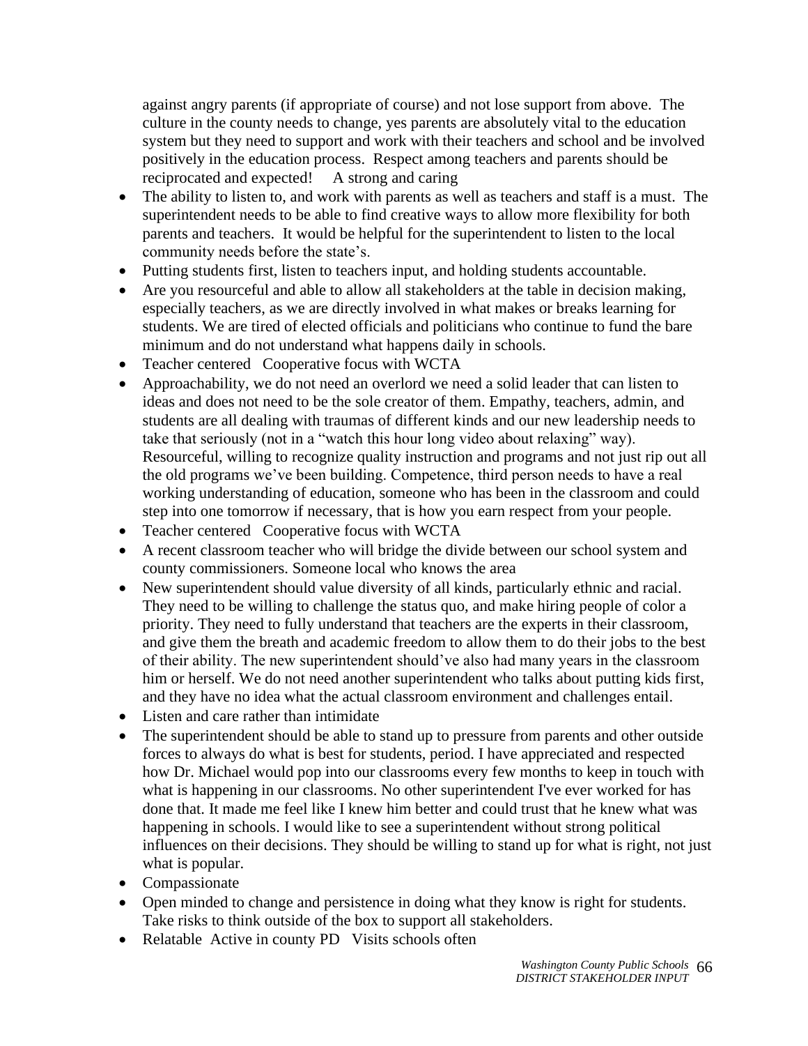against angry parents (if appropriate of course) and not lose support from above. The culture in the county needs to change, yes parents are absolutely vital to the education system but they need to support and work with their teachers and school and be involved positively in the education process. Respect among teachers and parents should be reciprocated and expected! A strong and caring

- The ability to listen to, and work with parents as well as teachers and staff is a must. The superintendent needs to be able to find creative ways to allow more flexibility for both parents and teachers. It would be helpful for the superintendent to listen to the local community needs before the state's.
- Putting students first, listen to teachers input, and holding students accountable.
- Are you resourceful and able to allow all stakeholders at the table in decision making, especially teachers, as we are directly involved in what makes or breaks learning for students. We are tired of elected officials and politicians who continue to fund the bare minimum and do not understand what happens daily in schools.
- Teacher centered Cooperative focus with WCTA
- Approachability, we do not need an overlord we need a solid leader that can listen to ideas and does not need to be the sole creator of them. Empathy, teachers, admin, and students are all dealing with traumas of different kinds and our new leadership needs to take that seriously (not in a "watch this hour long video about relaxing" way). Resourceful, willing to recognize quality instruction and programs and not just rip out all the old programs we've been building. Competence, third person needs to have a real working understanding of education, someone who has been in the classroom and could step into one tomorrow if necessary, that is how you earn respect from your people.
- Teacher centered Cooperative focus with WCTA
- A recent classroom teacher who will bridge the divide between our school system and county commissioners. Someone local who knows the area
- New superintendent should value diversity of all kinds, particularly ethnic and racial. They need to be willing to challenge the status quo, and make hiring people of color a priority. They need to fully understand that teachers are the experts in their classroom, and give them the breath and academic freedom to allow them to do their jobs to the best of their ability. The new superintendent should've also had many years in the classroom him or herself. We do not need another superintendent who talks about putting kids first, and they have no idea what the actual classroom environment and challenges entail.
- Listen and care rather than intimidate
- The superintendent should be able to stand up to pressure from parents and other outside forces to always do what is best for students, period. I have appreciated and respected how Dr. Michael would pop into our classrooms every few months to keep in touch with what is happening in our classrooms. No other superintendent I've ever worked for has done that. It made me feel like I knew him better and could trust that he knew what was happening in schools. I would like to see a superintendent without strong political influences on their decisions. They should be willing to stand up for what is right, not just what is popular.
- Compassionate
- Open minded to change and persistence in doing what they know is right for students. Take risks to think outside of the box to support all stakeholders.
- Relatable Active in county PD Visits schools often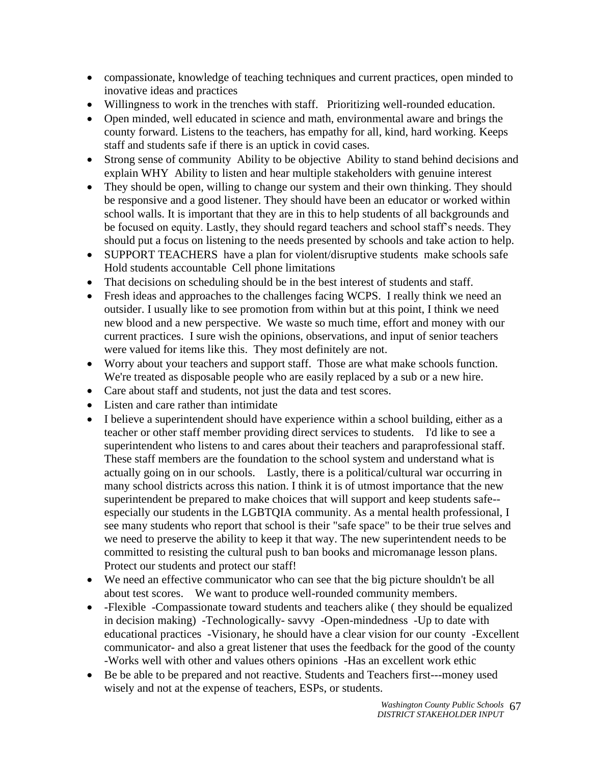- compassionate, knowledge of teaching techniques and current practices, open minded to inovative ideas and practices
- Willingness to work in the trenches with staff.   Prioritizing well-rounded education.
- Open minded, well educated in science and math, environmental aware and brings the county forward. Listens to the teachers, has empathy for all, kind, hard working. Keeps staff and students safe if there is an uptick in covid cases.
- Strong sense of community  Ability to be objective  Ability to stand behind decisions and explain WHY  Ability to listen and hear multiple stakeholders with genuine interest
- They should be open, willing to change our system and their own thinking. They should be responsive and a good listener. They should have been an educator or worked within school walls. It is important that they are in this to help students of all backgrounds and be focused on equity. Lastly, they should regard teachers and school staff's needs. They should put a focus on listening to the needs presented by schools and take action to help.
- SUPPORT TEACHERS  have a plan for violent/disruptive students  make schools safe  Hold students accountable  Cell phone limitations
- That decisions on scheduling should be in the best interest of students and staff.
- Fresh ideas and approaches to the challenges facing WCPS.  I really think we need an outsider. I usually like to see promotion from within but at this point, I think we need new blood and a new perspective.  We waste so much time, effort and money with our current practices.  I sure wish the opinions, observations, and input of senior teachers were valued for items like this.  They most definitely are not.
- Worry about your teachers and support staff.  Those are what make schools function. We're treated as disposable people who are easily replaced by a sub or a new hire.
- Care about staff and students, not just the data and test scores.
- Listen and care rather than intimidate
- I believe a superintendent should have experience within a school building, either as a teacher or other staff member providing direct services to students.    I'd like to see a superintendent who listens to and cares about their teachers and paraprofessional staff. These staff members are the foundation to the school system and understand what is actually going on in our schools.    Lastly, there is a political/cultural war occurring in many school districts across this nation. I think it is of utmost importance that the new superintendent be prepared to make choices that will support and keep students safe--especially our students in the LGBTQIA community. As a mental health professional, I see many students who report that school is their "safe space" to be their true selves and we need to preserve the ability to keep it that way. The new superintendent needs to be committed to resisting the cultural push to ban books and micromanage lesson plans. Protect our students and protect our staff!
- We need an effective communicator who can see that the big picture shouldn't be all about test scores.    We want to produce well-rounded community members.
- -Flexible  -Compassionate toward students and teachers alike ( they should be equalized in decision making)  -Technologically- savvy  -Open-mindedness  -Up to date with educational practices  -Visionary, he should have a clear vision for our county  -Excellent communicator- and also a great listener that uses the feedback for the good of the county  -Works well with other and values others opinions  -Has an excellent work ethic
- Be be able to be prepared and not reactive. Students and Teachers first---money used wisely and not at the expense of teachers, ESPs, or students.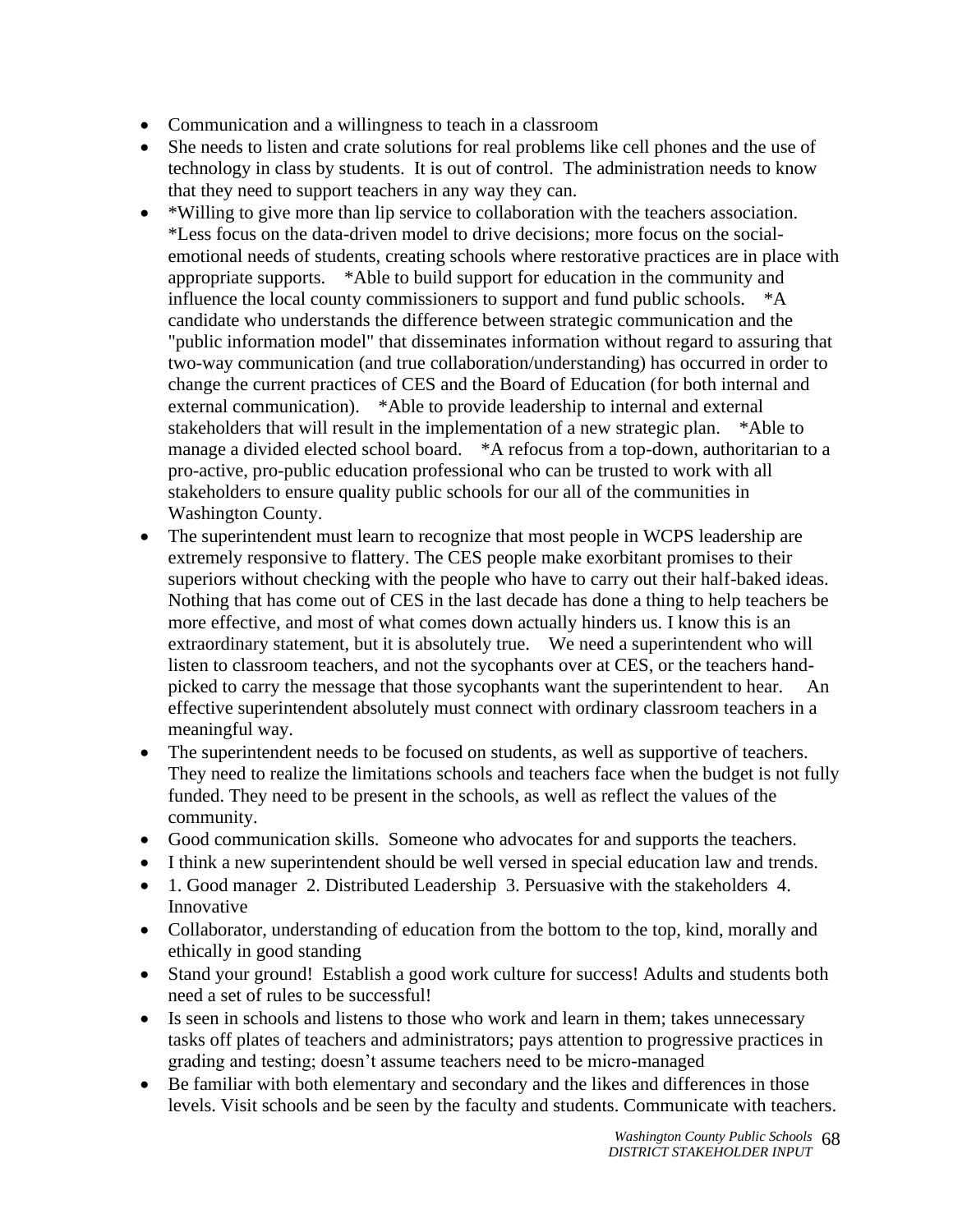- Communication and a willingness to teach in a classroom
- She needs to listen and crate solutions for real problems like cell phones and the use of technology in class by students. It is out of control. The administration needs to know that they need to support teachers in any way they can.
- *Willing to give more than lip service to collaboration with the teachers association. *Less focus on the data-driven model to drive decisions; more focus on the social-emotional needs of students, creating schools where restorative practices are in place with appropriate supports. *Able to build support for education in the community and influence the local county commissioners to support and fund public schools. *A candidate who understands the difference between strategic communication and the "public information model" that disseminates information without regard to assuring that two-way communication (and true collaboration/understanding) has occurred in order to change the current practices of CES and the Board of Education (for both internal and external communication). *Able to provide leadership to internal and external stakeholders that will result in the implementation of a new strategic plan. *Able to manage a divided elected school board. *A refocus from a top-down, authoritarian to a pro-active, pro-public education professional who can be trusted to work with all stakeholders to ensure quality public schools for our all of the communities in Washington County.
- The superintendent must learn to recognize that most people in WCPS leadership are extremely responsive to flattery. The CES people make exorbitant promises to their superiors without checking with the people who have to carry out their half-baked ideas. Nothing that has come out of CES in the last decade has done a thing to help teachers be more effective, and most of what comes down actually hinders us. I know this is an extraordinary statement, but it is absolutely true. We need a superintendent who will listen to classroom teachers, and not the sycophants over at CES, or the teachers hand-picked to carry the message that those sycophants want the superintendent to hear. An effective superintendent absolutely must connect with ordinary classroom teachers in a meaningful way.
- The superintendent needs to be focused on students, as well as supportive of teachers. They need to realize the limitations schools and teachers face when the budget is not fully funded. They need to be present in the schools, as well as reflect the values of the community.
- Good communication skills. Someone who advocates for and supports the teachers.
- I think a new superintendent should be well versed in special education law and trends.
- 1. Good manager 2. Distributed Leadership 3. Persuasive with the stakeholders 4. Innovative
- Collaborator, understanding of education from the bottom to the top, kind, morally and ethically in good standing
- Stand your ground! Establish a good work culture for success! Adults and students both need a set of rules to be successful!
- Is seen in schools and listens to those who work and learn in them; takes unnecessary tasks off plates of teachers and administrators; pays attention to progressive practices in grading and testing; doesn't assume teachers need to be micro-managed
- Be familiar with both elementary and secondary and the likes and differences in those levels. Visit schools and be seen by the faculty and students. Communicate with teachers.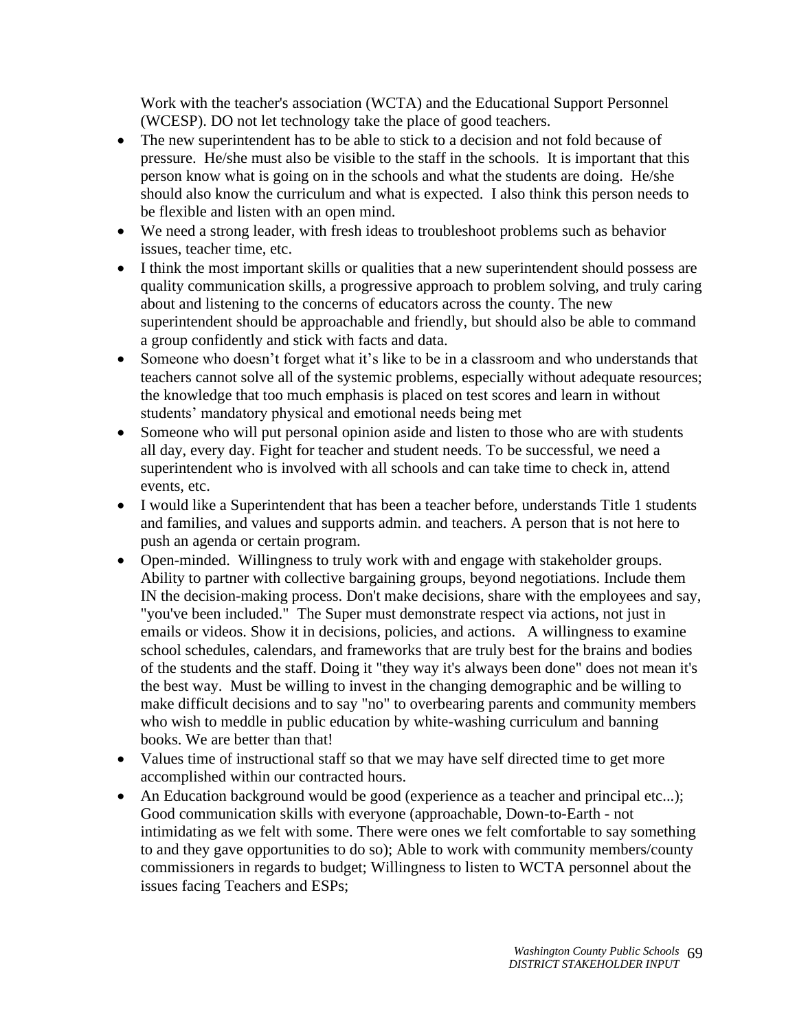Work with the teacher's association (WCTA) and the Educational Support Personnel (WCESP). DO not let technology take the place of good teachers.

- The new superintendent has to be able to stick to a decision and not fold because of pressure. He/she must also be visible to the staff in the schools. It is important that this person know what is going on in the schools and what the students are doing. He/she should also know the curriculum and what is expected. I also think this person needs to be flexible and listen with an open mind.
- We need a strong leader, with fresh ideas to troubleshoot problems such as behavior issues, teacher time, etc.
- I think the most important skills or qualities that a new superintendent should possess are quality communication skills, a progressive approach to problem solving, and truly caring about and listening to the concerns of educators across the county. The new superintendent should be approachable and friendly, but should also be able to command a group confidently and stick with facts and data.
- Someone who doesn't forget what it's like to be in a classroom and who understands that teachers cannot solve all of the systemic problems, especially without adequate resources; the knowledge that too much emphasis is placed on test scores and learn in without students' mandatory physical and emotional needs being met
- Someone who will put personal opinion aside and listen to those who are with students all day, every day. Fight for teacher and student needs. To be successful, we need a superintendent who is involved with all schools and can take time to check in, attend events, etc.
- I would like a Superintendent that has been a teacher before, understands Title 1 students and families, and values and supports admin. and teachers. A person that is not here to push an agenda or certain program.
- Open-minded. Willingness to truly work with and engage with stakeholder groups. Ability to partner with collective bargaining groups, beyond negotiations. Include them IN the decision-making process. Don't make decisions, share with the employees and say, "you've been included." The Super must demonstrate respect via actions, not just in emails or videos. Show it in decisions, policies, and actions. A willingness to examine school schedules, calendars, and frameworks that are truly best for the brains and bodies of the students and the staff. Doing it "they way it's always been done" does not mean it's the best way. Must be willing to invest in the changing demographic and be willing to make difficult decisions and to say "no" to overbearing parents and community members who wish to meddle in public education by white-washing curriculum and banning books. We are better than that!
- Values time of instructional staff so that we may have self directed time to get more accomplished within our contracted hours.
- An Education background would be good (experience as a teacher and principal etc...); Good communication skills with everyone (approachable, Down-to-Earth - not intimidating as we felt with some. There were ones we felt comfortable to say something to and they gave opportunities to do so); Able to work with community members/county commissioners in regards to budget; Willingness to listen to WCTA personnel about the issues facing Teachers and ESPs;